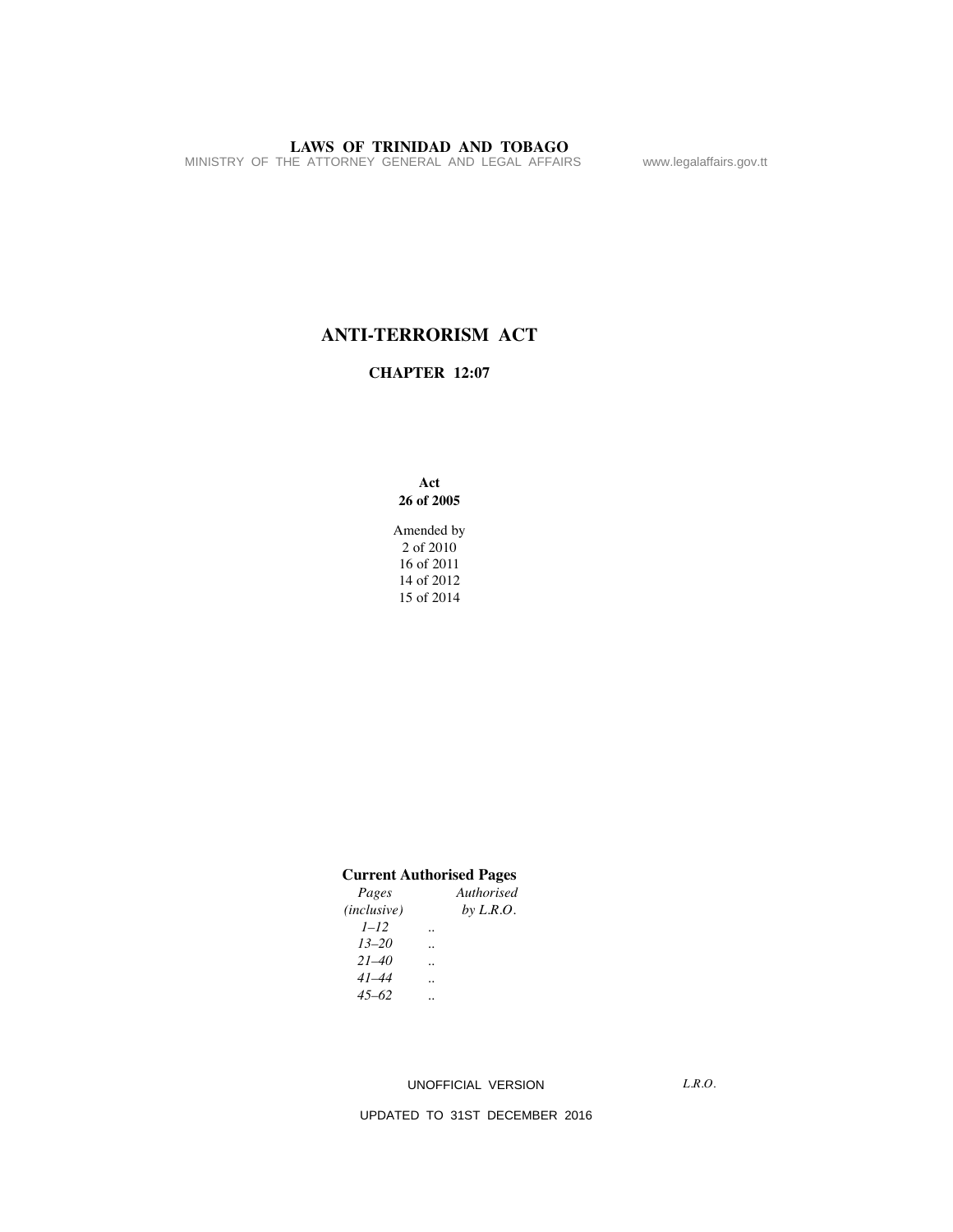**LAWS OF TRINIDAD AND TOBAGO**

MINISTRY OF THE ATTORNEY GENERAL AND LEGAL AFFAIRS www.legalaffairs.gov.tt

# ANTI-TERRORISM ACT

## CHAPTER 12:07

**Act**
**26 of 2005**

Amended by
2 of 2010
16 of 2011
14 of 2012
15 of 2014

**Current Authorised Pages**

| *Pages (inclusive)* | | *Authorised by L.R.O.* |
|---|---|---|
| *1–12* | .. | |
| *13–20* | .. | |
| *21–40* | .. | |
| *41–44* | .. | |
| *45–62* | .. | |

UNOFFICIAL VERSION *L.R.O.*

UPDATED TO 31ST DECEMBER 2016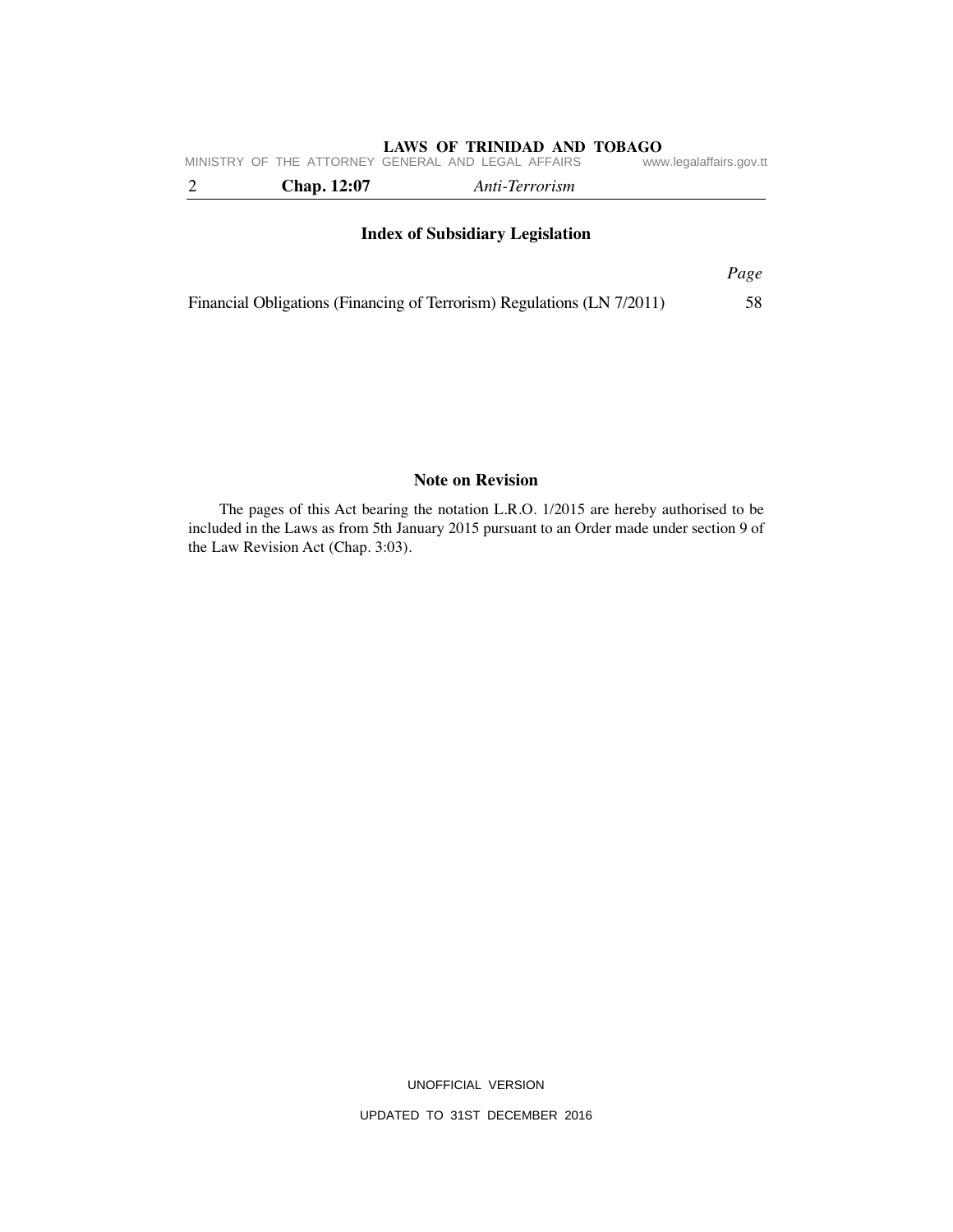## Index of Subsidiary Legislation

| | Page |
|---|---|
| Financial Obligations (Financing of Terrorism) Regulations (LN 7/2011) | 58 |

## Note on Revision

The pages of this Act bearing the notation L.R.O. 1/2015 are hereby authorised to be included in the Laws as from 5th January 2015 pursuant to an Order made under section 9 of the Law Revision Act (Chap. 3:03).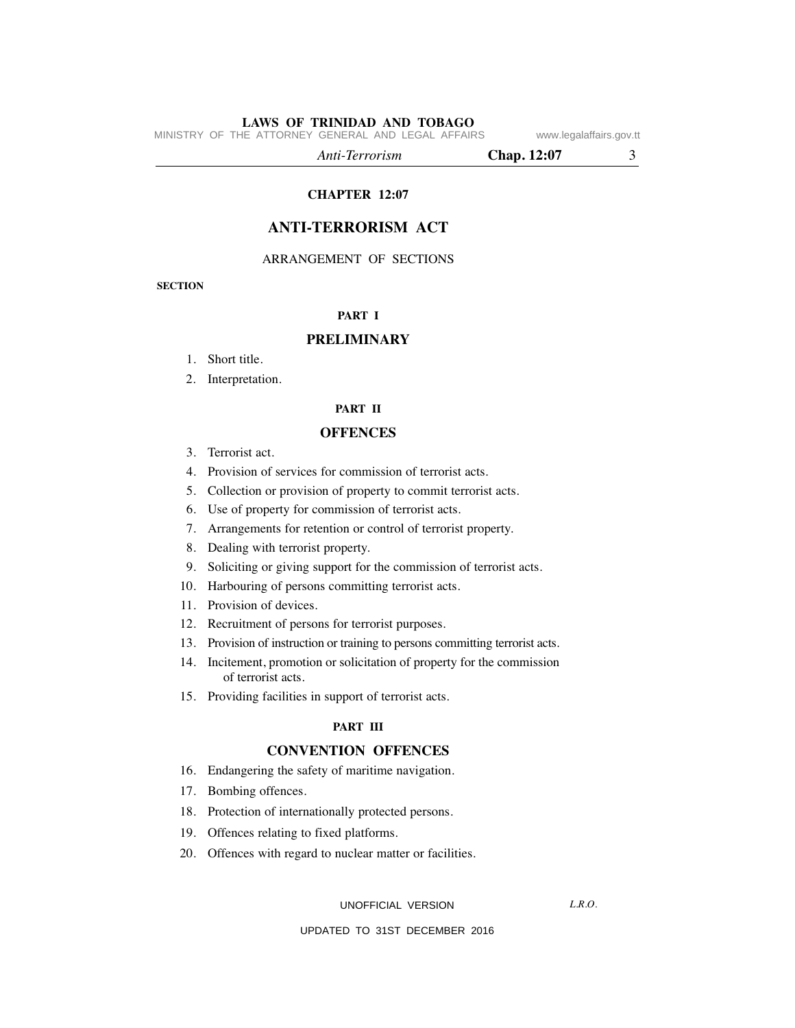# CHAPTER 12:07

# ANTI-TERRORISM ACT

ARRANGEMENT OF SECTIONS

**SECTION**

## PART I

## PRELIMINARY

1. Short title.
2. Interpretation.

## PART II

## OFFENCES

3. Terrorist act.
4. Provision of services for commission of terrorist acts.
5. Collection or provision of property to commit terrorist acts.
6. Use of property for commission of terrorist acts.
7. Arrangements for retention or control of terrorist property.
8. Dealing with terrorist property.
9. Soliciting or giving support for the commission of terrorist acts.
10. Harbouring of persons committing terrorist acts.
11. Provision of devices.
12. Recruitment of persons for terrorist purposes.
13. Provision of instruction or training to persons committing terrorist acts.
14. Incitement, promotion or solicitation of property for the commission of terrorist acts.
15. Providing facilities in support of terrorist acts.

## PART III

## CONVENTION OFFENCES

16. Endangering the safety of maritime navigation.
17. Bombing offences.
18. Protection of internationally protected persons.
19. Offences relating to fixed platforms.
20. Offences with regard to nuclear matter or facilities.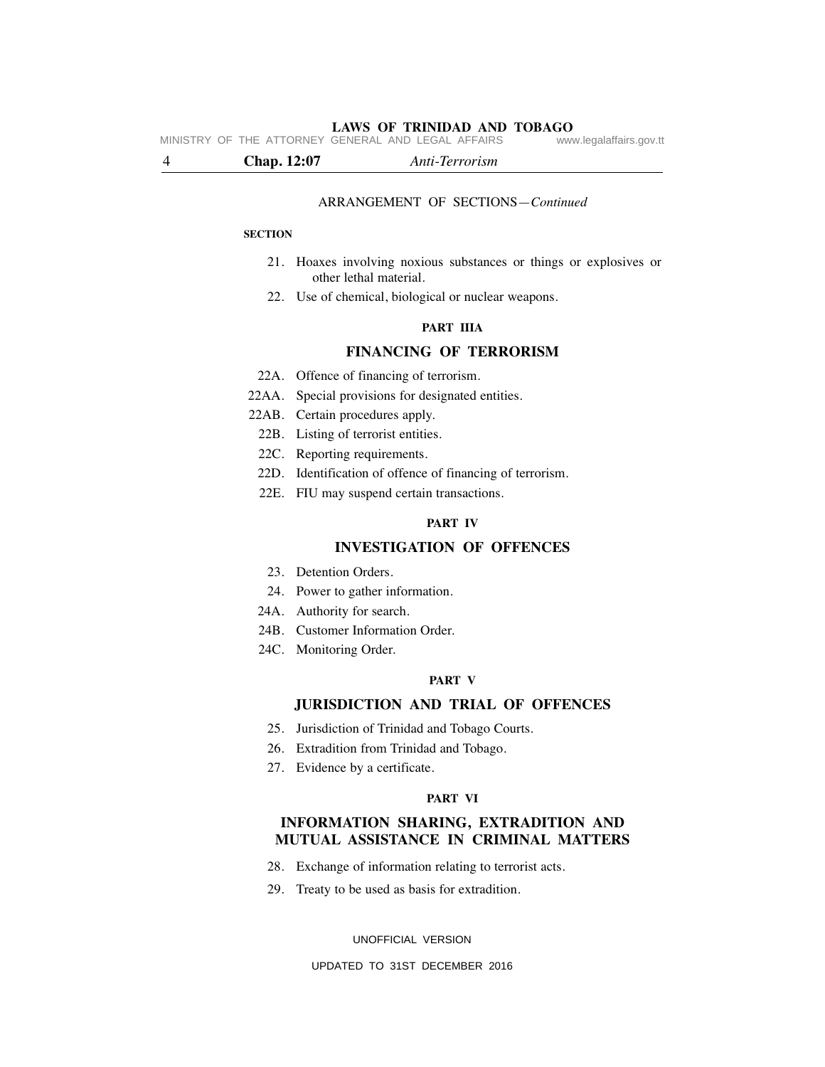ARRANGEMENT OF SECTIONS—*Continued*

**SECTION**

21. Hoaxes involving noxious substances or things or explosives or other lethal material.
22. Use of chemical, biological or nuclear weapons.

**PART IIIA**

## FINANCING OF TERRORISM

22A. Offence of financing of terrorism.
22AA. Special provisions for designated entities.
22AB. Certain procedures apply.
22B. Listing of terrorist entities.
22C. Reporting requirements.
22D. Identification of offence of financing of terrorism.
22E. FIU may suspend certain transactions.

**PART IV**

## INVESTIGATION OF OFFENCES

23. Detention Orders.
24. Power to gather information.
24A. Authority for search.
24B. Customer Information Order.
24C. Monitoring Order.

**PART V**

## JURISDICTION AND TRIAL OF OFFENCES

25. Jurisdiction of Trinidad and Tobago Courts.
26. Extradition from Trinidad and Tobago.
27. Evidence by a certificate.

**PART VI**

## INFORMATION SHARING, EXTRADITION AND MUTUAL ASSISTANCE IN CRIMINAL MATTERS

28. Exchange of information relating to terrorist acts.
29. Treaty to be used as basis for extradition.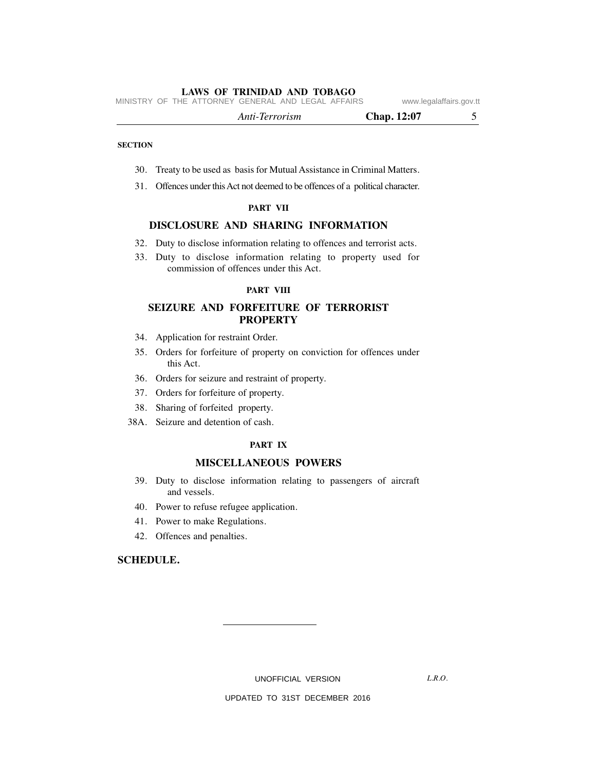**SECTION**

30. Treaty to be used as basis for Mutual Assistance in Criminal Matters.
31. Offences under this Act not deemed to be offences of a political character.

**PART VII**

## DISCLOSURE AND SHARING INFORMATION

32. Duty to disclose information relating to offences and terrorist acts.
33. Duty to disclose information relating to property used for commission of offences under this Act.

**PART VIII**

## SEIZURE AND FORFEITURE OF TERRORIST PROPERTY

34. Application for restraint Order.
35. Orders for forfeiture of property on conviction for offences under this Act.
36. Orders for seizure and restraint of property.
37. Orders for forfeiture of property.
38. Sharing of forfeited property.
38A. Seizure and detention of cash.

**PART IX**

## MISCELLANEOUS POWERS

39. Duty to disclose information relating to passengers of aircraft and vessels.
40. Power to refuse refugee application.
41. Power to make Regulations.
42. Offences and penalties.

**SCHEDULE.**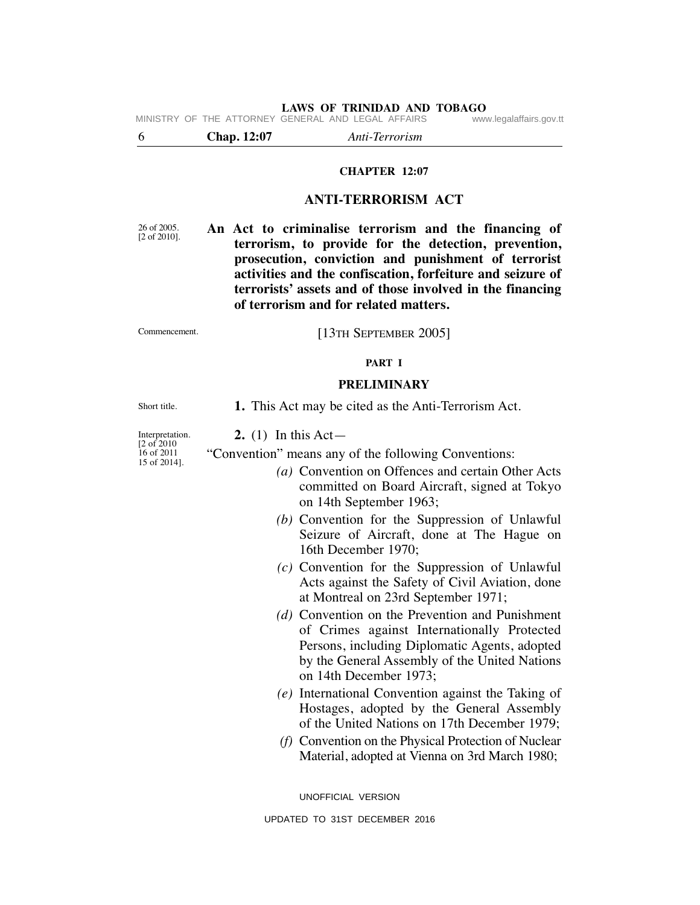## CHAPTER 12:07

## ANTI-TERRORISM ACT

26 of 2005.
[2 of 2010].

**An Act to criminalise terrorism and the financing of terrorism, to provide for the detection, prevention, prosecution, conviction and punishment of terrorist activities and the confiscation, forfeiture and seizure of terrorists' assets and of those involved in the financing of terrorism and for related matters.**

Commencement.

[13TH SEPTEMBER 2005]

### PART I

### PRELIMINARY

Short title.

**1.** This Act may be cited as the Anti-Terrorism Act.

Interpretation.
[2 of 2010
16 of 2011
15 of 2014].

**2.** (1) In this Act—

"Convention" means any of the following Conventions:

*(a)* Convention on Offences and certain Other Acts committed on Board Aircraft, signed at Tokyo on 14th September 1963;

*(b)* Convention for the Suppression of Unlawful Seizure of Aircraft, done at The Hague on 16th December 1970;

*(c)* Convention for the Suppression of Unlawful Acts against the Safety of Civil Aviation, done at Montreal on 23rd September 1971;

*(d)* Convention on the Prevention and Punishment of Crimes against Internationally Protected Persons, including Diplomatic Agents, adopted by the General Assembly of the United Nations on 14th December 1973;

*(e)* International Convention against the Taking of Hostages, adopted by the General Assembly of the United Nations on 17th December 1979;

*(f)* Convention on the Physical Protection of Nuclear Material, adopted at Vienna on 3rd March 1980;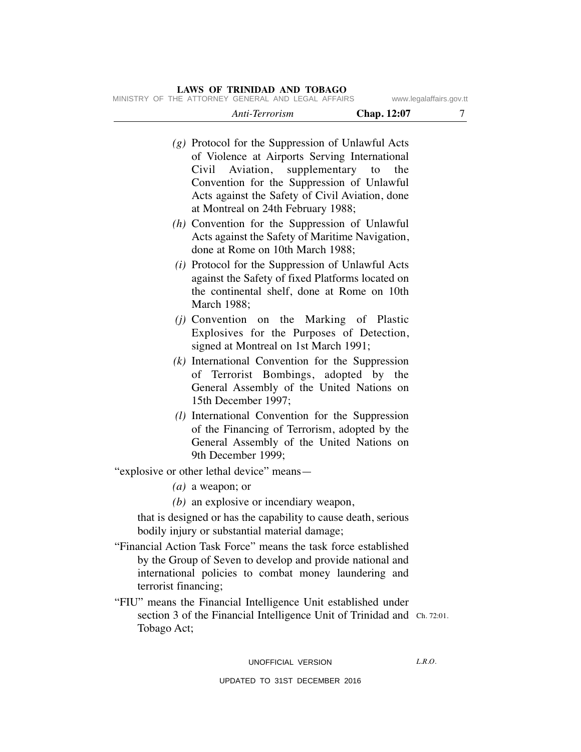*(g)* Protocol for the Suppression of Unlawful Acts of Violence at Airports Serving International Civil Aviation, supplementary to the Convention for the Suppression of Unlawful Acts against the Safety of Civil Aviation, done at Montreal on 24th February 1988;

*(h)* Convention for the Suppression of Unlawful Acts against the Safety of Maritime Navigation, done at Rome on 10th March 1988;

*(i)* Protocol for the Suppression of Unlawful Acts against the Safety of fixed Platforms located on the continental shelf, done at Rome on 10th March 1988;

*(j)* Convention on the Marking of Plastic Explosives for the Purposes of Detection, signed at Montreal on 1st March 1991;

*(k)* International Convention for the Suppression of Terrorist Bombings, adopted by the General Assembly of the United Nations on 15th December 1997;

*(l)* International Convention for the Suppression of the Financing of Terrorism, adopted by the General Assembly of the United Nations on 9th December 1999;

"explosive or other lethal device" means—

*(a)* a weapon; or

*(b)* an explosive or incendiary weapon,

that is designed or has the capability to cause death, serious bodily injury or substantial material damage;

"Financial Action Task Force" means the task force established by the Group of Seven to develop and provide national and international policies to combat money laundering and terrorist financing;

"FIU" means the Financial Intelligence Unit established under section 3 of the Financial Intelligence Unit of Trinidad and Tobago Act; Ch. 72:01.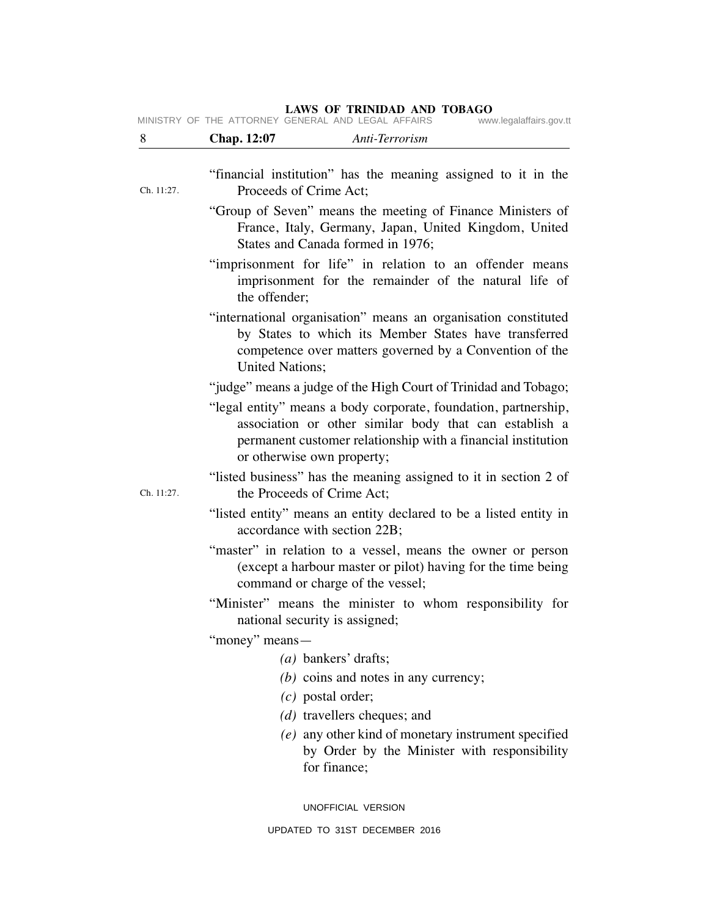"financial institution" has the meaning assigned to it in the Proceeds of Crime Act; Ch. 11:27.

"Group of Seven" means the meeting of Finance Ministers of France, Italy, Germany, Japan, United Kingdom, United States and Canada formed in 1976;

"imprisonment for life" in relation to an offender means imprisonment for the remainder of the natural life of the offender;

"international organisation" means an organisation constituted by States to which its Member States have transferred competence over matters governed by a Convention of the United Nations;

"judge" means a judge of the High Court of Trinidad and Tobago;

"legal entity" means a body corporate, foundation, partnership, association or other similar body that can establish a permanent customer relationship with a financial institution or otherwise own property;

"listed business" has the meaning assigned to it in section 2 of the Proceeds of Crime Act; Ch. 11:27.

"listed entity" means an entity declared to be a listed entity in accordance with section 22B;

"master" in relation to a vessel, means the owner or person (except a harbour master or pilot) having for the time being command or charge of the vessel;

"Minister" means the minister to whom responsibility for national security is assigned;

"money" means—

*(a)* bankers' drafts;

*(b)* coins and notes in any currency;

*(c)* postal order;

*(d)* travellers cheques; and

*(e)* any other kind of monetary instrument specified by Order by the Minister with responsibility for finance;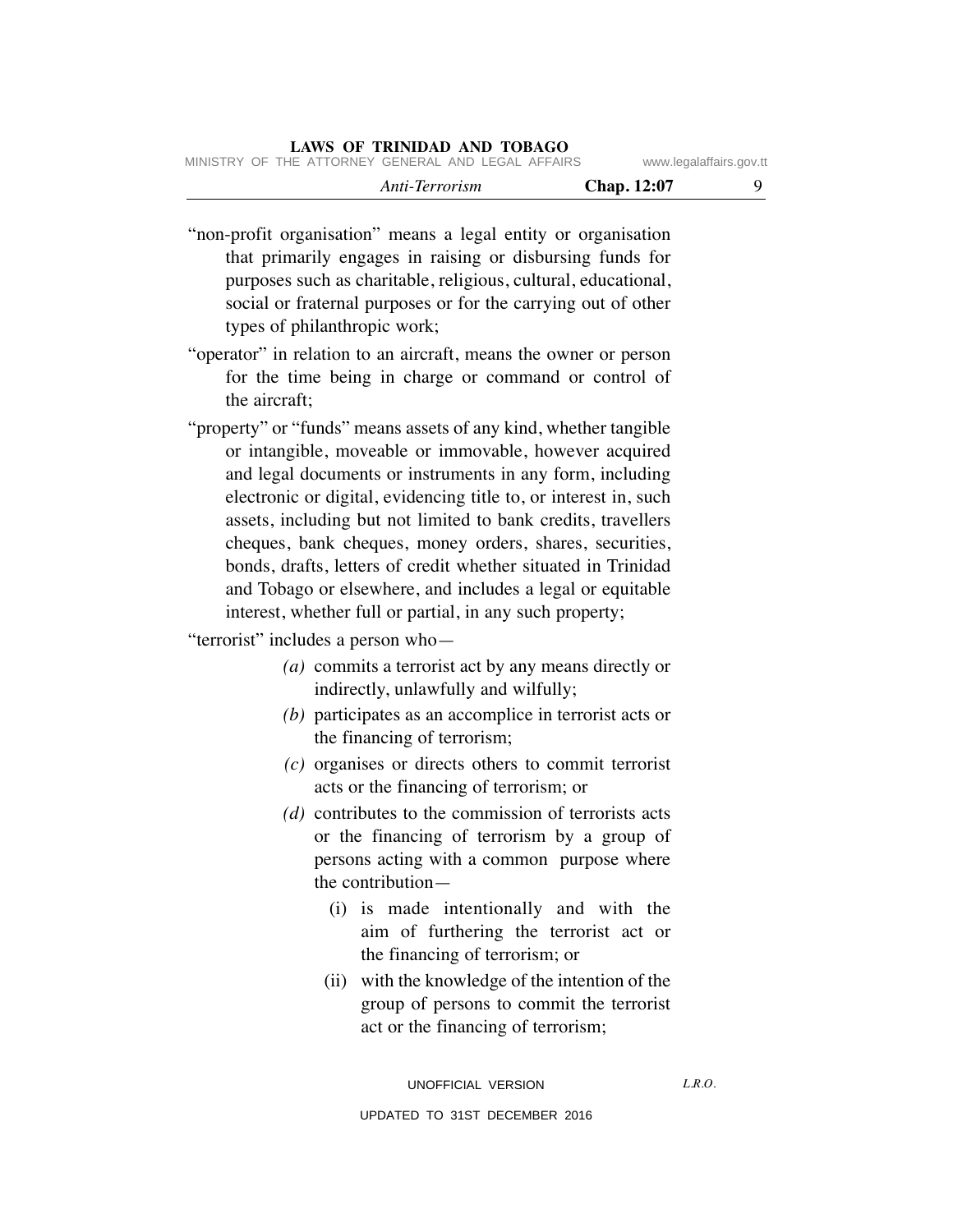"non-profit organisation" means a legal entity or organisation that primarily engages in raising or disbursing funds for purposes such as charitable, religious, cultural, educational, social or fraternal purposes or for the carrying out of other types of philanthropic work;

"operator" in relation to an aircraft, means the owner or person for the time being in charge or command or control of the aircraft;

"property" or "funds" means assets of any kind, whether tangible or intangible, moveable or immovable, however acquired and legal documents or instruments in any form, including electronic or digital, evidencing title to, or interest in, such assets, including but not limited to bank credits, travellers cheques, bank cheques, money orders, shares, securities, bonds, drafts, letters of credit whether situated in Trinidad and Tobago or elsewhere, and includes a legal or equitable interest, whether full or partial, in any such property;

"terrorist" includes a person who—

*(a)* commits a terrorist act by any means directly or indirectly, unlawfully and wilfully;

*(b)* participates as an accomplice in terrorist acts or the financing of terrorism;

*(c)* organises or directs others to commit terrorist acts or the financing of terrorism; or

*(d)* contributes to the commission of terrorists acts or the financing of terrorism by a group of persons acting with a common purpose where the contribution—

(i) is made intentionally and with the aim of furthering the terrorist act or the financing of terrorism; or

(ii) with the knowledge of the intention of the group of persons to commit the terrorist act or the financing of terrorism;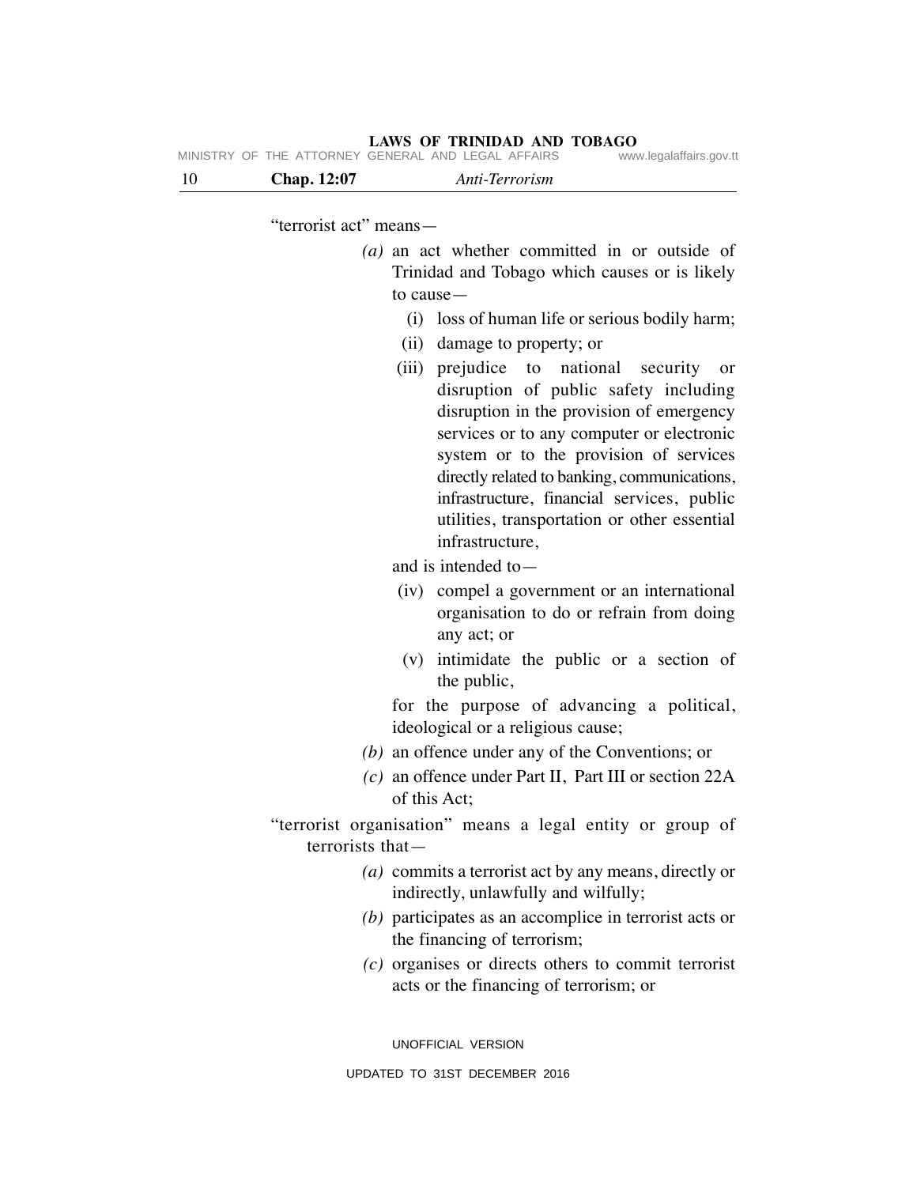"terrorist act" means—

*(a)* an act whether committed in or outside of Trinidad and Tobago which causes or is likely to cause—

(i) loss of human life or serious bodily harm;

(ii) damage to property; or

(iii) prejudice to national security or disruption of public safety including disruption in the provision of emergency services or to any computer or electronic system or to the provision of services directly related to banking, communications, infrastructure, financial services, public utilities, transportation or other essential infrastructure,

and is intended to—

(iv) compel a government or an international organisation to do or refrain from doing any act; or

(v) intimidate the public or a section of the public,

for the purpose of advancing a political, ideological or a religious cause;

*(b)* an offence under any of the Conventions; or

*(c)* an offence under Part II, Part III or section 22A of this Act;

"terrorist organisation" means a legal entity or group of terrorists that—

*(a)* commits a terrorist act by any means, directly or indirectly, unlawfully and wilfully;

*(b)* participates as an accomplice in terrorist acts or the financing of terrorism;

*(c)* organises or directs others to commit terrorist acts or the financing of terrorism; or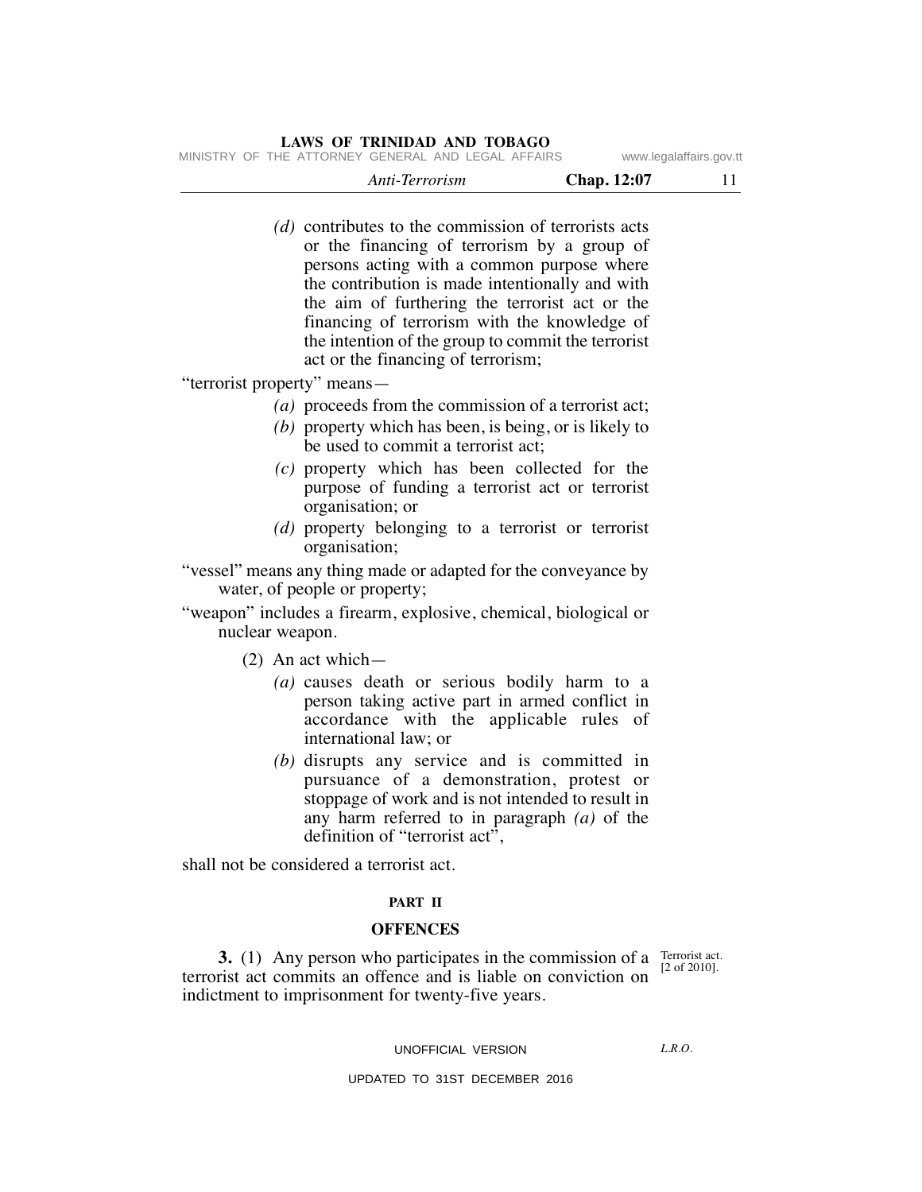*(d)* contributes to the commission of terrorists acts or the financing of terrorism by a group of persons acting with a common purpose where the contribution is made intentionally and with the aim of furthering the terrorist act or the financing of terrorism with the knowledge of the intention of the group to commit the terrorist act or the financing of terrorism;

"terrorist property" means—

*(a)* proceeds from the commission of a terrorist act;

*(b)* property which has been, is being, or is likely to be used to commit a terrorist act;

*(c)* property which has been collected for the purpose of funding a terrorist act or terrorist organisation; or

*(d)* property belonging to a terrorist or terrorist organisation;

"vessel" means any thing made or adapted for the conveyance by water, of people or property;

"weapon" includes a firearm, explosive, chemical, biological or nuclear weapon.

(2) An act which—

*(a)* causes death or serious bodily harm to a person taking active part in armed conflict in accordance with the applicable rules of international law; or

*(b)* disrupts any service and is committed in pursuance of a demonstration, protest or stoppage of work and is not intended to result in any harm referred to in paragraph *(a)* of the definition of "terrorist act",

shall not be considered a terrorist act.

## PART II

## OFFENCES

Terrorist act. [2 of 2010].

**3.** (1) Any person who participates in the commission of a terrorist act commits an offence and is liable on conviction on indictment to imprisonment for twenty-five years.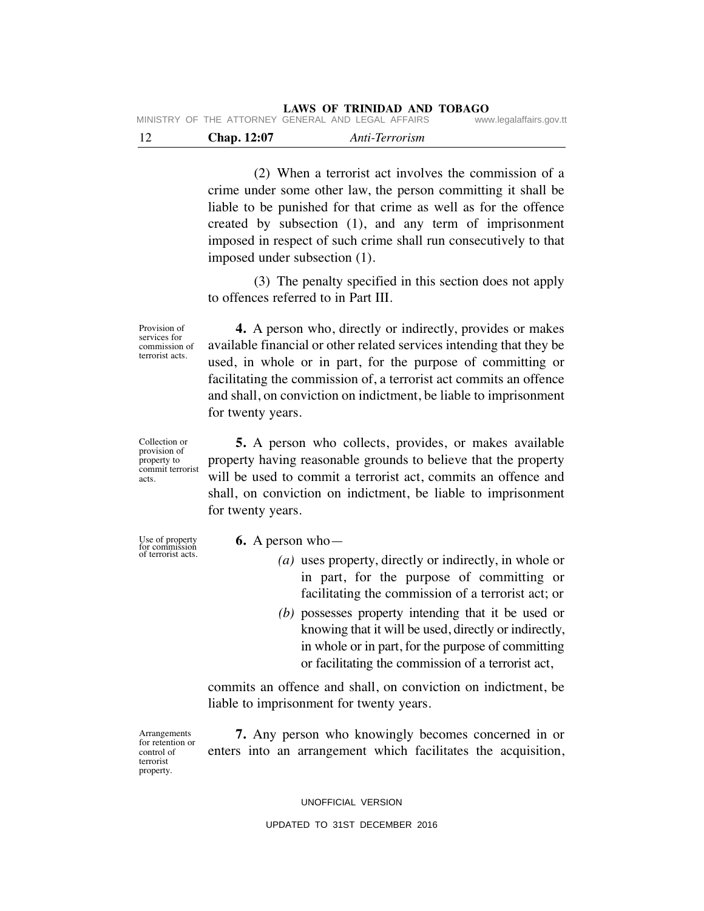(2) When a terrorist act involves the commission of a crime under some other law, the person committing it shall be liable to be punished for that crime as well as for the offence created by subsection (1), and any term of imprisonment imposed in respect of such crime shall run consecutively to that imposed under subsection (1).

(3) The penalty specified in this section does not apply to offences referred to in Part III.

Provision of services for commission of terrorist acts.

**4.** A person who, directly or indirectly, provides or makes available financial or other related services intending that they be used, in whole or in part, for the purpose of committing or facilitating the commission of, a terrorist act commits an offence and shall, on conviction on indictment, be liable to imprisonment for twenty years.

Collection or provision of property to commit terrorist acts.

**5.** A person who collects, provides, or makes available property having reasonable grounds to believe that the property will be used to commit a terrorist act, commits an offence and shall, on conviction on indictment, be liable to imprisonment for twenty years.

Use of property for commission of terrorist acts.

**6.** A person who—

*(a)* uses property, directly or indirectly, in whole or in part, for the purpose of committing or facilitating the commission of a terrorist act; or

*(b)* possesses property intending that it be used or knowing that it will be used, directly or indirectly, in whole or in part, for the purpose of committing or facilitating the commission of a terrorist act,

commits an offence and shall, on conviction on indictment, be liable to imprisonment for twenty years.

Arrangements for retention or control of terrorist property.

**7.** Any person who knowingly becomes concerned in or enters into an arrangement which facilitates the acquisition,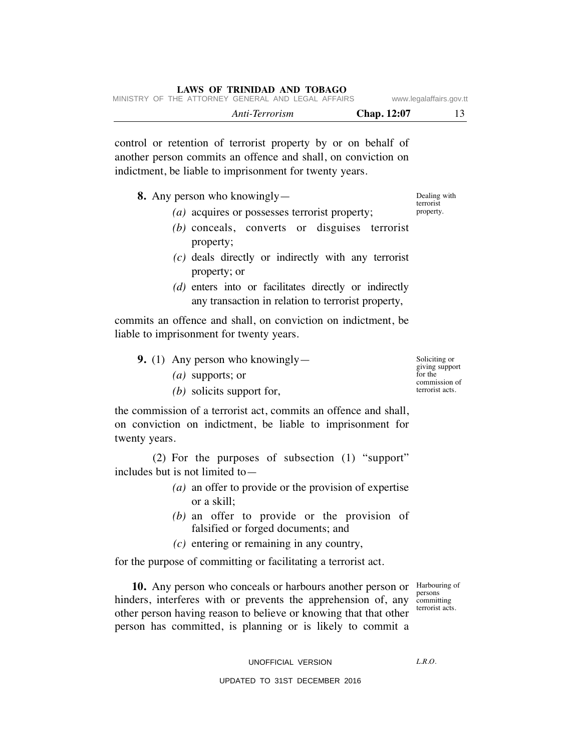control or retention of terrorist property by or on behalf of another person commits an offence and shall, on conviction on indictment, be liable to imprisonment for twenty years.

Dealing with terrorist property.

**8.** Any person who knowingly—

*(a)* acquires or possesses terrorist property;

*(b)* conceals, converts or disguises terrorist property;

*(c)* deals directly or indirectly with any terrorist property; or

*(d)* enters into or facilitates directly or indirectly any transaction in relation to terrorist property,

commits an offence and shall, on conviction on indictment, be liable to imprisonment for twenty years.

Soliciting or giving support for the commission of terrorist acts.

**9.** (1) Any person who knowingly—

*(a)* supports; or

*(b)* solicits support for,

the commission of a terrorist act, commits an offence and shall, on conviction on indictment, be liable to imprisonment for twenty years.

(2) For the purposes of subsection (1) "support" includes but is not limited to—

*(a)* an offer to provide or the provision of expertise or a skill;

*(b)* an offer to provide or the provision of falsified or forged documents; and

*(c)* entering or remaining in any country,

for the purpose of committing or facilitating a terrorist act.

Harbouring of persons committing terrorist acts.

**10.** Any person who conceals or harbours another person or hinders, interferes with or prevents the apprehension of, any other person having reason to believe or knowing that that other person has committed, is planning or is likely to commit a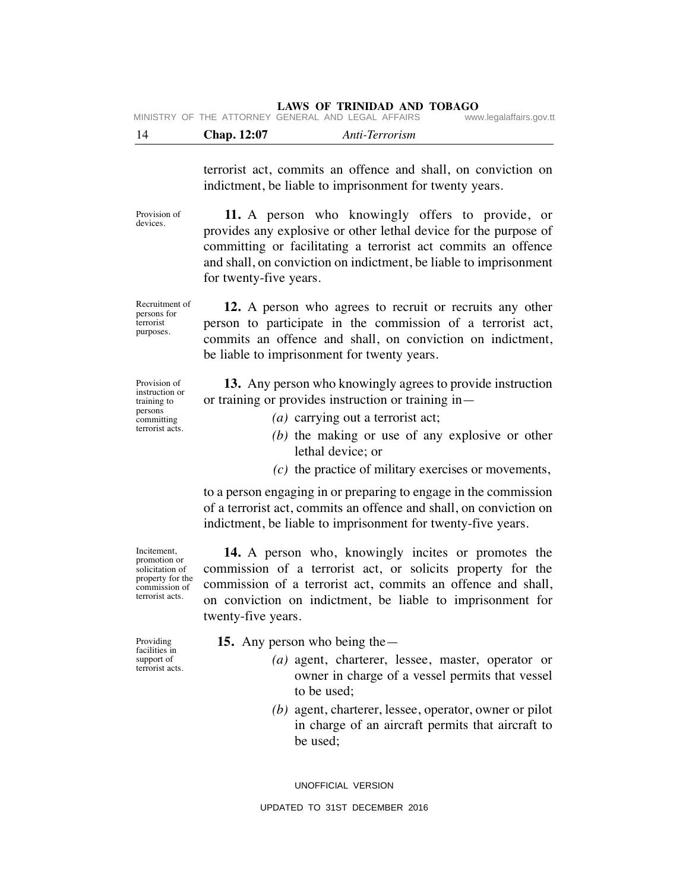terrorist act, commits an offence and shall, on conviction on indictment, be liable to imprisonment for twenty years.

Provision of devices.

**11.** A person who knowingly offers to provide, or provides any explosive or other lethal device for the purpose of committing or facilitating a terrorist act commits an offence and shall, on conviction on indictment, be liable to imprisonment for twenty-five years.

Recruitment of persons for terrorist purposes.

**12.** A person who agrees to recruit or recruits any other person to participate in the commission of a terrorist act, commits an offence and shall, on conviction on indictment, be liable to imprisonment for twenty years.

Provision of instruction or training to persons committing terrorist acts.

**13.** Any person who knowingly agrees to provide instruction or training or provides instruction or training in—

*(a)* carrying out a terrorist act;

*(b)* the making or use of any explosive or other lethal device; or

*(c)* the practice of military exercises or movements,

to a person engaging in or preparing to engage in the commission of a terrorist act, commits an offence and shall, on conviction on indictment, be liable to imprisonment for twenty-five years.

Incitement, promotion or solicitation of property for the commission of terrorist acts.

**14.** A person who, knowingly incites or promotes the commission of a terrorist act, or solicits property for the commission of a terrorist act, commits an offence and shall, on conviction on indictment, be liable to imprisonment for twenty-five years.

Providing facilities in support of terrorist acts.

**15.** Any person who being the—

*(a)* agent, charterer, lessee, master, operator or owner in charge of a vessel permits that vessel to be used;

*(b)* agent, charterer, lessee, operator, owner or pilot in charge of an aircraft permits that aircraft to be used;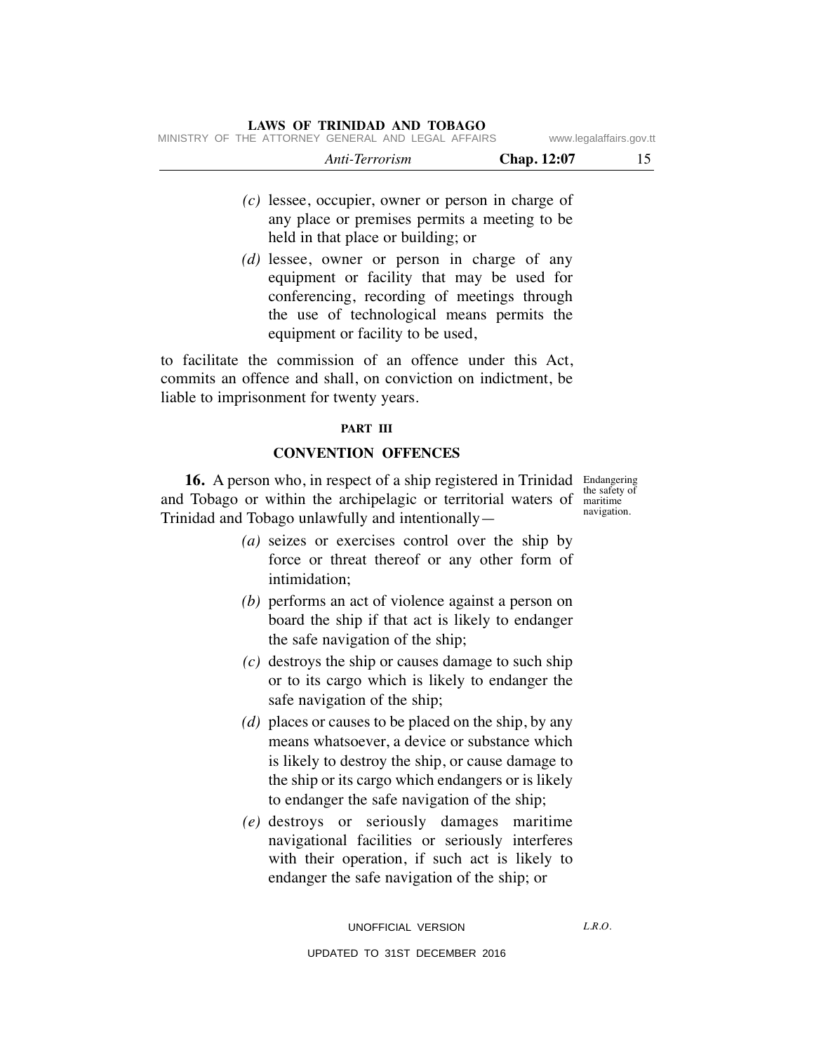(c) lessee, occupier, owner or person in charge of any place or premises permits a meeting to be held in that place or building; or

(d) lessee, owner or person in charge of any equipment or facility that may be used for conferencing, recording of meetings through the use of technological means permits the equipment or facility to be used,

to facilitate the commission of an offence under this Act, commits an offence and shall, on conviction on indictment, be liable to imprisonment for twenty years.

## PART III

## CONVENTION OFFENCES

Endangering the safety of maritime navigation.

**16.** A person who, in respect of a ship registered in Trinidad and Tobago or within the archipelagic or territorial waters of Trinidad and Tobago unlawfully and intentionally—

(a) seizes or exercises control over the ship by force or threat thereof or any other form of intimidation;

(b) performs an act of violence against a person on board the ship if that act is likely to endanger the safe navigation of the ship;

(c) destroys the ship or causes damage to such ship or to its cargo which is likely to endanger the safe navigation of the ship;

(d) places or causes to be placed on the ship, by any means whatsoever, a device or substance which is likely to destroy the ship, or cause damage to the ship or its cargo which endangers or is likely to endanger the safe navigation of the ship;

(e) destroys or seriously damages maritime navigational facilities or seriously interferes with their operation, if such act is likely to endanger the safe navigation of the ship; or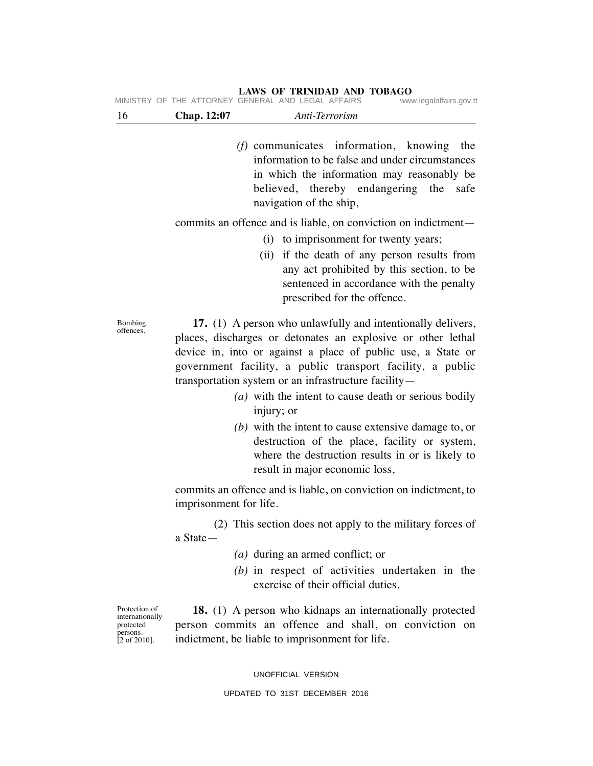*(f)* communicates information, knowing the information to be false and under circumstances in which the information may reasonably be believed, thereby endangering the safe navigation of the ship,

commits an offence and is liable, on conviction on indictment—

(i) to imprisonment for twenty years;

(ii) if the death of any person results from any act prohibited by this section, to be sentenced in accordance with the penalty prescribed for the offence.

Bombing offences.

**17.** (1) A person who unlawfully and intentionally delivers, places, discharges or detonates an explosive or other lethal device in, into or against a place of public use, a State or government facility, a public transport facility, a public transportation system or an infrastructure facility—

*(a)* with the intent to cause death or serious bodily injury; or

*(b)* with the intent to cause extensive damage to, or destruction of the place, facility or system, where the destruction results in or is likely to result in major economic loss,

commits an offence and is liable, on conviction on indictment, to imprisonment for life.

(2) This section does not apply to the military forces of a State—

*(a)* during an armed conflict; or

*(b)* in respect of activities undertaken in the exercise of their official duties.

Protection of internationally protected persons. [2 of 2010].

**18.** (1) A person who kidnaps an internationally protected person commits an offence and shall, on conviction on indictment, be liable to imprisonment for life.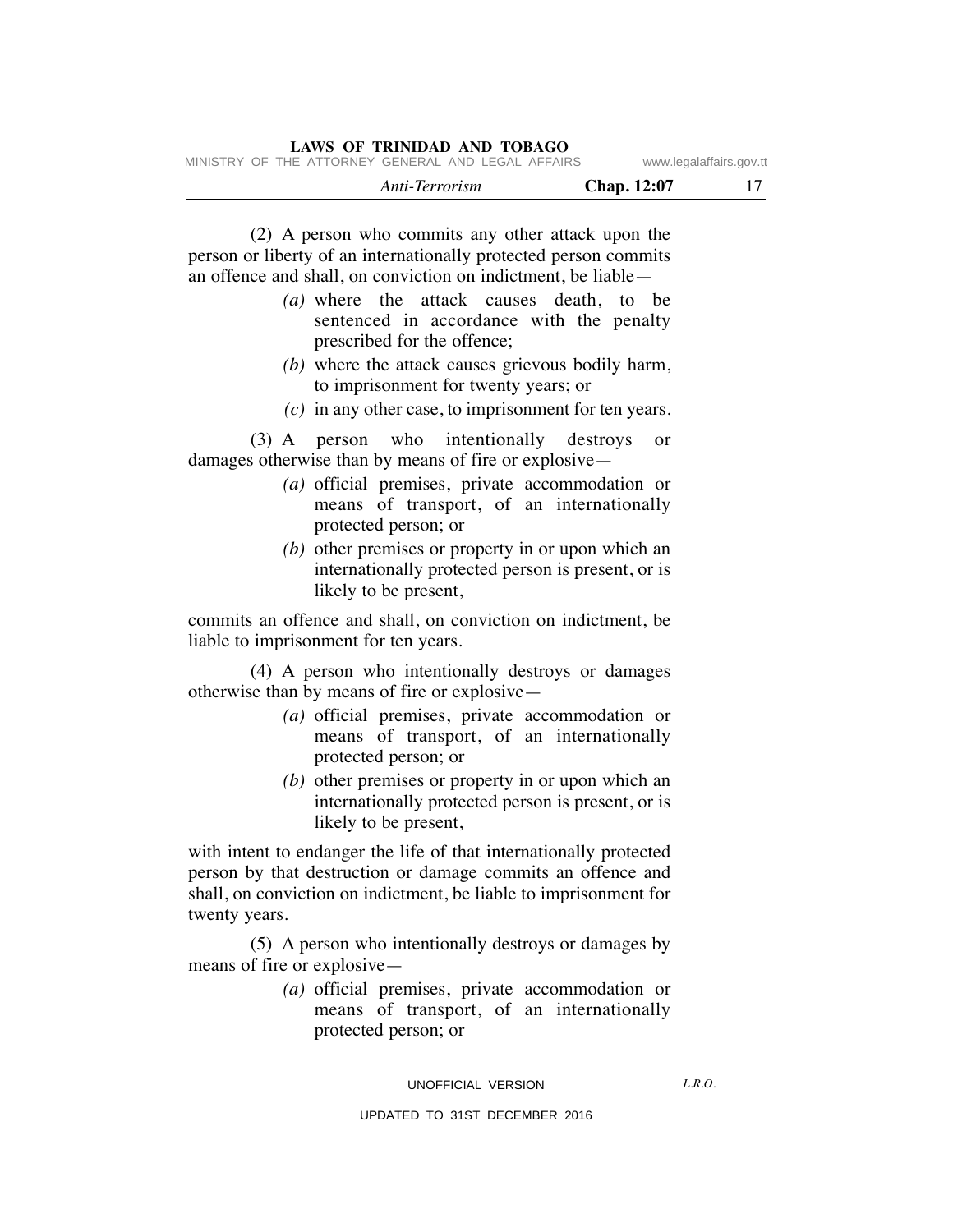(2) A person who commits any other attack upon the person or liberty of an internationally protected person commits an offence and shall, on conviction on indictment, be liable—

*(a)* where the attack causes death, to be sentenced in accordance with the penalty prescribed for the offence;

*(b)* where the attack causes grievous bodily harm, to imprisonment for twenty years; or

*(c)* in any other case, to imprisonment for ten years.

(3) A person who intentionally destroys or damages otherwise than by means of fire or explosive—

*(a)* official premises, private accommodation or means of transport, of an internationally protected person; or

*(b)* other premises or property in or upon which an internationally protected person is present, or is likely to be present,

commits an offence and shall, on conviction on indictment, be liable to imprisonment for ten years.

(4) A person who intentionally destroys or damages otherwise than by means of fire or explosive—

*(a)* official premises, private accommodation or means of transport, of an internationally protected person; or

*(b)* other premises or property in or upon which an internationally protected person is present, or is likely to be present,

with intent to endanger the life of that internationally protected person by that destruction or damage commits an offence and shall, on conviction on indictment, be liable to imprisonment for twenty years.

(5) A person who intentionally destroys or damages by means of fire or explosive—

*(a)* official premises, private accommodation or means of transport, of an internationally protected person; or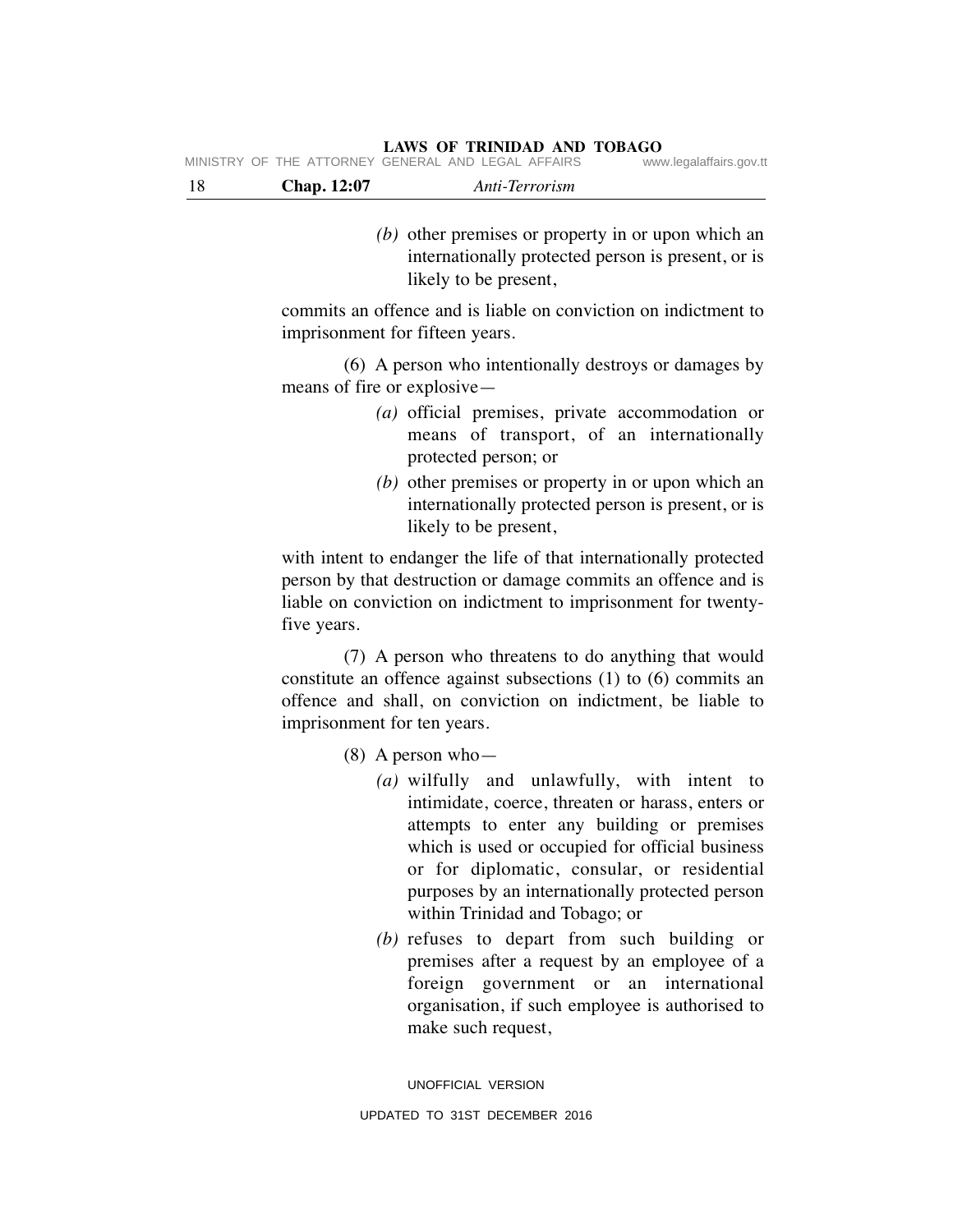*(b)* other premises or property in or upon which an internationally protected person is present, or is likely to be present,

commits an offence and is liable on conviction on indictment to imprisonment for fifteen years.

(6) A person who intentionally destroys or damages by means of fire or explosive—

*(a)* official premises, private accommodation or means of transport, of an internationally protected person; or

*(b)* other premises or property in or upon which an internationally protected person is present, or is likely to be present,

with intent to endanger the life of that internationally protected person by that destruction or damage commits an offence and is liable on conviction on indictment to imprisonment for twenty-five years.

(7) A person who threatens to do anything that would constitute an offence against subsections (1) to (6) commits an offence and shall, on conviction on indictment, be liable to imprisonment for ten years.

(8) A person who—

*(a)* wilfully and unlawfully, with intent to intimidate, coerce, threaten or harass, enters or attempts to enter any building or premises which is used or occupied for official business or for diplomatic, consular, or residential purposes by an internationally protected person within Trinidad and Tobago; or

*(b)* refuses to depart from such building or premises after a request by an employee of a foreign government or an international organisation, if such employee is authorised to make such request,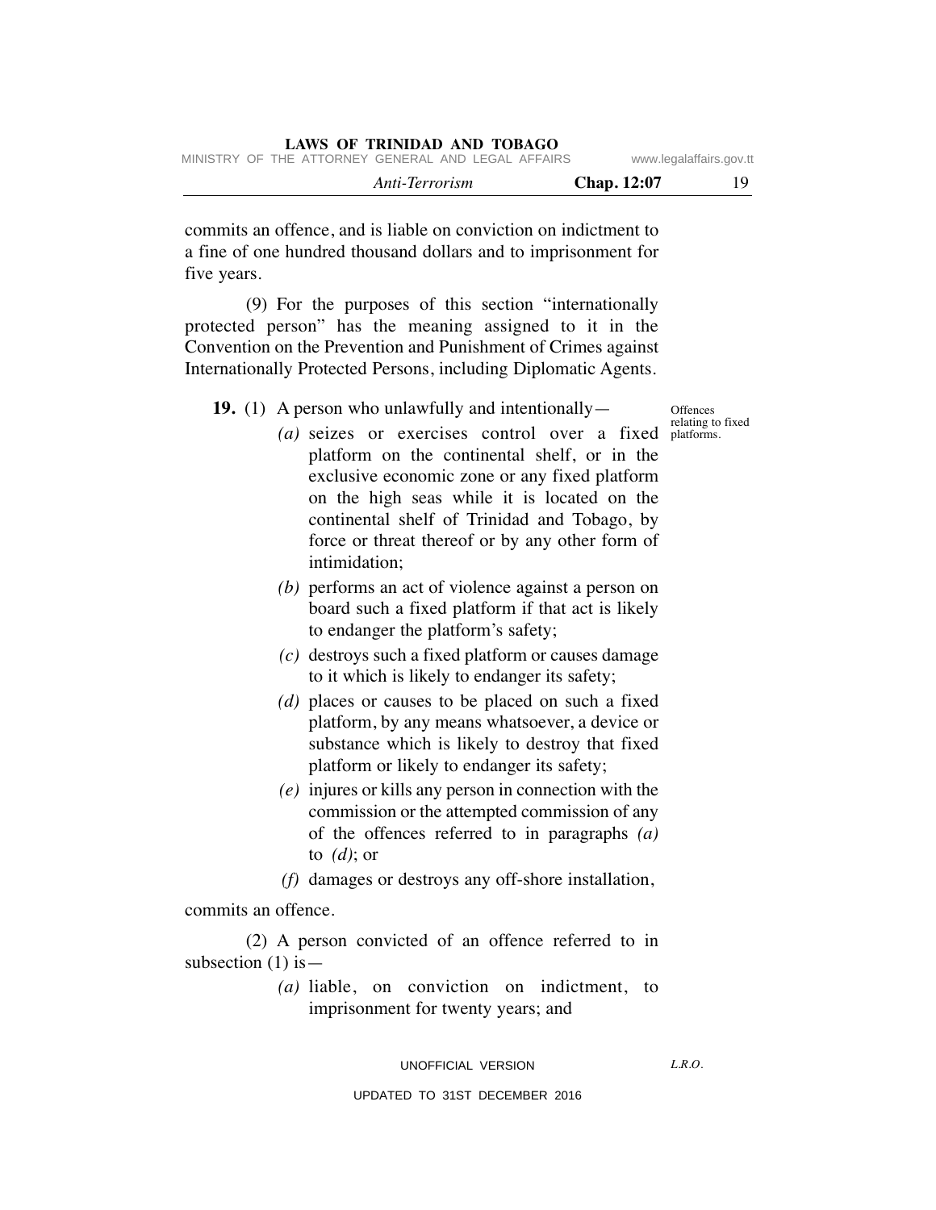commits an offence, and is liable on conviction on indictment to a fine of one hundred thousand dollars and to imprisonment for five years.

(9) For the purposes of this section "internationally protected person" has the meaning assigned to it in the Convention on the Prevention and Punishment of Crimes against Internationally Protected Persons, including Diplomatic Agents.

Offences relating to fixed platforms.

**19.** (1) A person who unlawfully and intentionally—

*(a)* seizes or exercises control over a fixed platform on the continental shelf, or in the exclusive economic zone or any fixed platform on the high seas while it is located on the continental shelf of Trinidad and Tobago, by force or threat thereof or by any other form of intimidation;

*(b)* performs an act of violence against a person on board such a fixed platform if that act is likely to endanger the platform's safety;

*(c)* destroys such a fixed platform or causes damage to it which is likely to endanger its safety;

*(d)* places or causes to be placed on such a fixed platform, by any means whatsoever, a device or substance which is likely to destroy that fixed platform or likely to endanger its safety;

*(e)* injures or kills any person in connection with the commission or the attempted commission of any of the offences referred to in paragraphs *(a)* to *(d)*; or

*(f)* damages or destroys any off-shore installation,

commits an offence.

(2) A person convicted of an offence referred to in subsection (1) is—

*(a)* liable, on conviction on indictment, to imprisonment for twenty years; and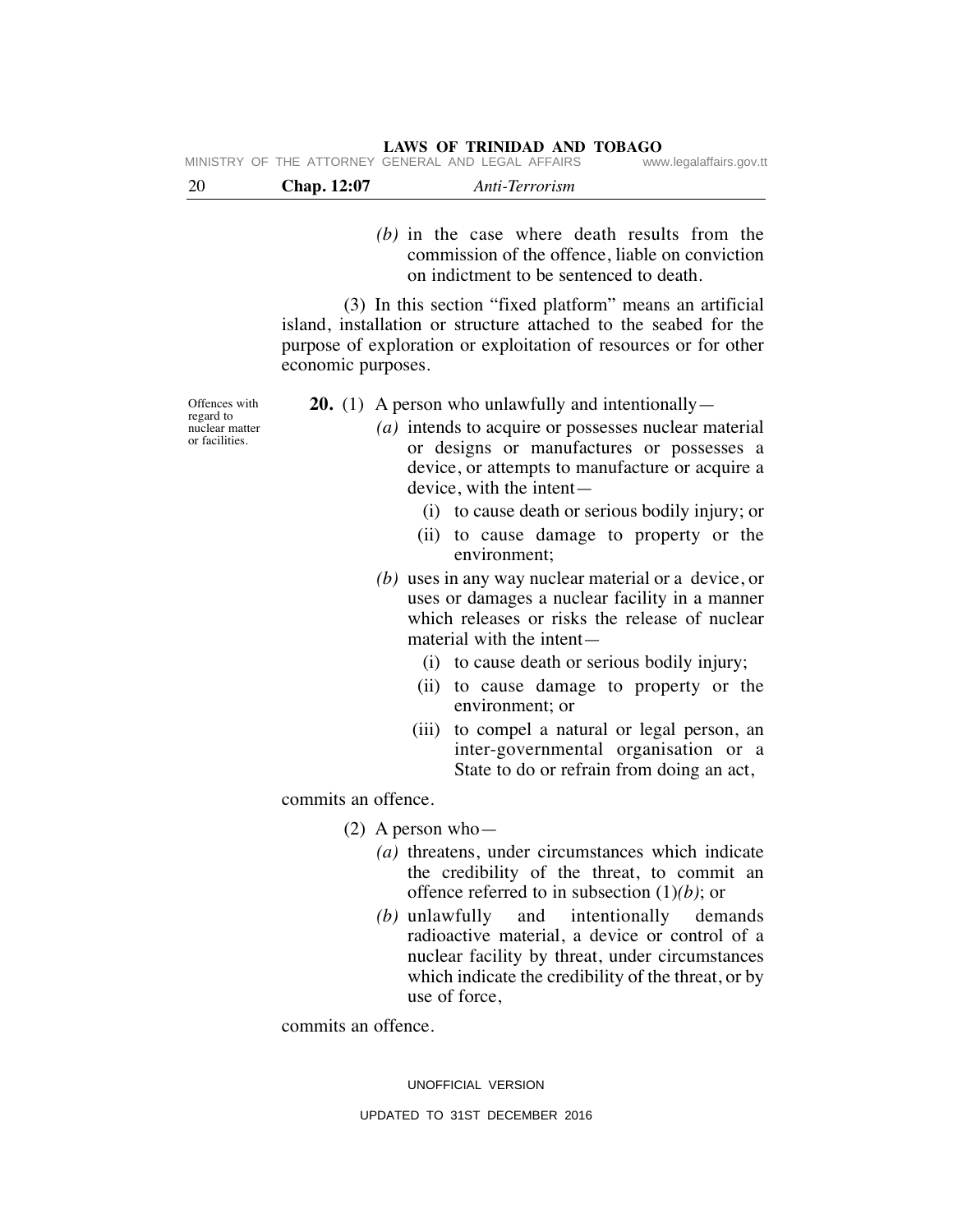*(b)* in the case where death results from the commission of the offence, liable on conviction on indictment to be sentenced to death.

(3) In this section "fixed platform" means an artificial island, installation or structure attached to the seabed for the purpose of exploration or exploitation of resources or for other economic purposes.

Offences with regard to nuclear matter or facilities.

**20.** (1) A person who unlawfully and intentionally—

*(a)* intends to acquire or possesses nuclear material or designs or manufactures or possesses a device, or attempts to manufacture or acquire a device, with the intent—

(i) to cause death or serious bodily injury; or

(ii) to cause damage to property or the environment;

*(b)* uses in any way nuclear material or a device, or uses or damages a nuclear facility in a manner which releases or risks the release of nuclear material with the intent—

(i) to cause death or serious bodily injury;

(ii) to cause damage to property or the environment; or

(iii) to compel a natural or legal person, an inter-governmental organisation or a State to do or refrain from doing an act,

commits an offence.

(2) A person who—

*(a)* threatens, under circumstances which indicate the credibility of the threat, to commit an offence referred to in subsection (1)*(b)*; or

*(b)* unlawfully and intentionally demands radioactive material, a device or control of a nuclear facility by threat, under circumstances which indicate the credibility of the threat, or by use of force,

commits an offence.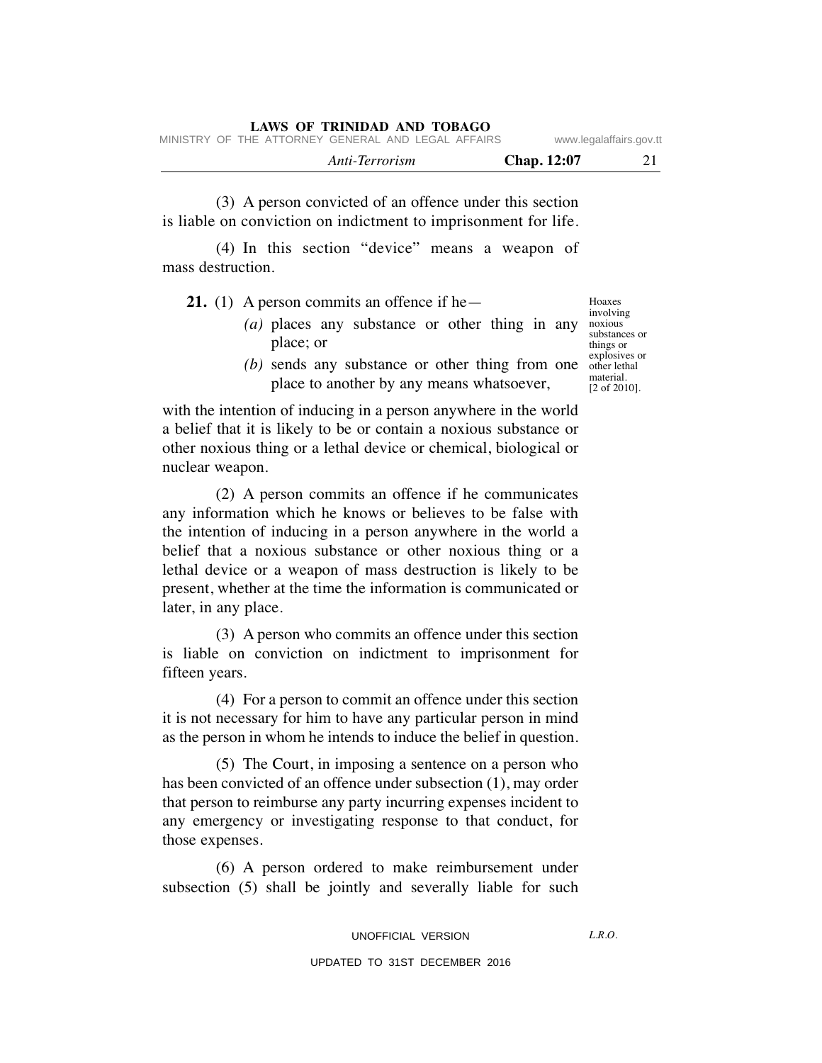(3) A person convicted of an offence under this section is liable on conviction on indictment to imprisonment for life.

(4) In this section "device" means a weapon of mass destruction.

Hoaxes involving noxious substances or things or explosives or other lethal material. [2 of 2010].

**21.** (1) A person commits an offence if he—

*(a)* places any substance or other thing in any place; or

*(b)* sends any substance or other thing from one place to another by any means whatsoever,

with the intention of inducing in a person anywhere in the world a belief that it is likely to be or contain a noxious substance or other noxious thing or a lethal device or chemical, biological or nuclear weapon.

(2) A person commits an offence if he communicates any information which he knows or believes to be false with the intention of inducing in a person anywhere in the world a belief that a noxious substance or other noxious thing or a lethal device or a weapon of mass destruction is likely to be present, whether at the time the information is communicated or later, in any place.

(3) A person who commits an offence under this section is liable on conviction on indictment to imprisonment for fifteen years.

(4) For a person to commit an offence under this section it is not necessary for him to have any particular person in mind as the person in whom he intends to induce the belief in question.

(5) The Court, in imposing a sentence on a person who has been convicted of an offence under subsection (1), may order that person to reimburse any party incurring expenses incident to any emergency or investigating response to that conduct, for those expenses.

(6) A person ordered to make reimbursement under subsection (5) shall be jointly and severally liable for such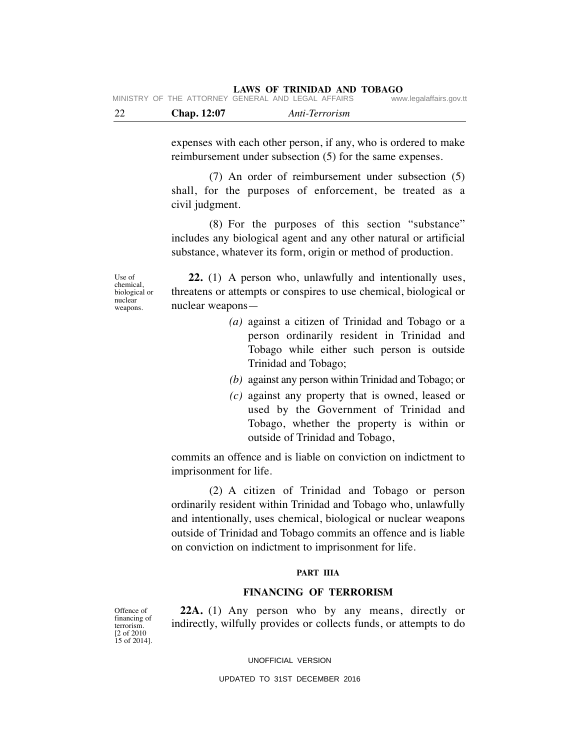expenses with each other person, if any, who is ordered to make reimbursement under subsection (5) for the same expenses.

(7) An order of reimbursement under subsection (5) shall, for the purposes of enforcement, be treated as a civil judgment.

(8) For the purposes of this section "substance" includes any biological agent and any other natural or artificial substance, whatever its form, origin or method of production.

Use of chemical, biological or nuclear weapons.

**22.** (1) A person who, unlawfully and intentionally uses, threatens or attempts or conspires to use chemical, biological or nuclear weapons—

*(a)* against a citizen of Trinidad and Tobago or a person ordinarily resident in Trinidad and Tobago while either such person is outside Trinidad and Tobago;

*(b)* against any person within Trinidad and Tobago; or

*(c)* against any property that is owned, leased or used by the Government of Trinidad and Tobago, whether the property is within or outside of Trinidad and Tobago,

commits an offence and is liable on conviction on indictment to imprisonment for life.

(2) A citizen of Trinidad and Tobago or person ordinarily resident within Trinidad and Tobago who, unlawfully and intentionally, uses chemical, biological or nuclear weapons outside of Trinidad and Tobago commits an offence and is liable on conviction on indictment to imprisonment for life.

## PART IIIA

## FINANCING OF TERRORISM

Offence of financing of terrorism. [2 of 2010 15 of 2014].

**22A.** (1) Any person who by any means, directly or indirectly, wilfully provides or collects funds, or attempts to do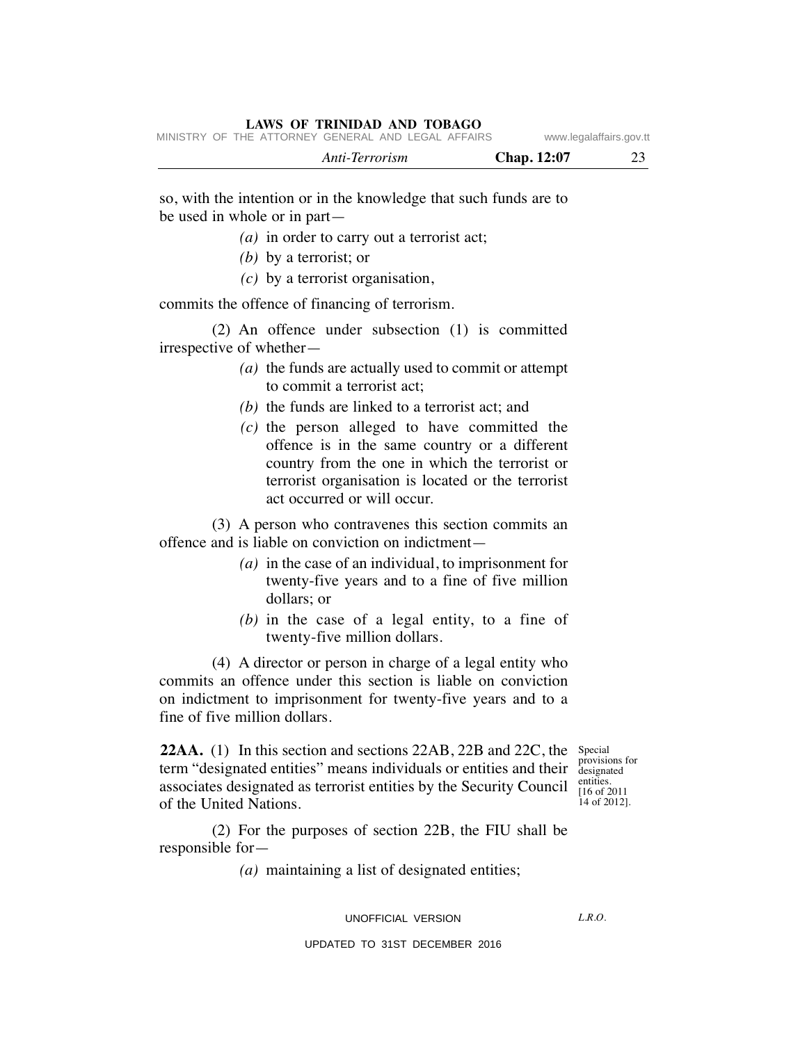so, with the intention or in the knowledge that such funds are to be used in whole or in part—

*(a)* in order to carry out a terrorist act;

*(b)* by a terrorist; or

*(c)* by a terrorist organisation,

commits the offence of financing of terrorism.

(2) An offence under subsection (1) is committed irrespective of whether—

*(a)* the funds are actually used to commit or attempt to commit a terrorist act;

*(b)* the funds are linked to a terrorist act; and

*(c)* the person alleged to have committed the offence is in the same country or a different country from the one in which the terrorist or terrorist organisation is located or the terrorist act occurred or will occur.

(3) A person who contravenes this section commits an offence and is liable on conviction on indictment—

*(a)* in the case of an individual, to imprisonment for twenty-five years and to a fine of five million dollars; or

*(b)* in the case of a legal entity, to a fine of twenty-five million dollars.

(4) A director or person in charge of a legal entity who commits an offence under this section is liable on conviction on indictment to imprisonment for twenty-five years and to a fine of five million dollars.

Special provisions for designated entities. [16 of 2011 14 of 2012].

**22AA.** (1) In this section and sections 22AB, 22B and 22C, the term "designated entities" means individuals or entities and their associates designated as terrorist entities by the Security Council of the United Nations.

(2) For the purposes of section 22B, the FIU shall be responsible for—

*(a)* maintaining a list of designated entities;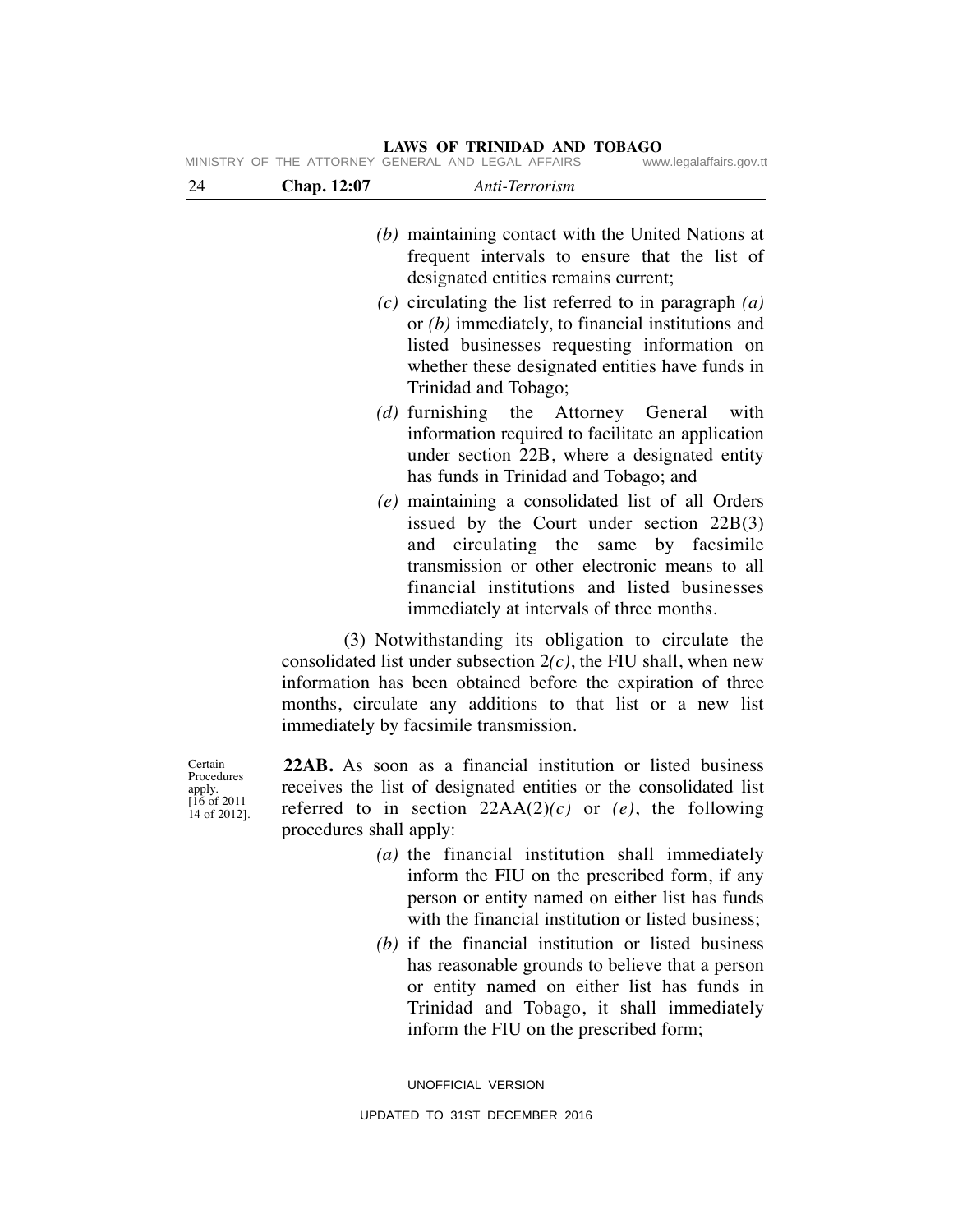(b) maintaining contact with the United Nations at frequent intervals to ensure that the list of designated entities remains current;

(c) circulating the list referred to in paragraph *(a)* or *(b)* immediately, to financial institutions and listed businesses requesting information on whether these designated entities have funds in Trinidad and Tobago;

(d) furnishing the Attorney General with information required to facilitate an application under section 22B, where a designated entity has funds in Trinidad and Tobago; and

(e) maintaining a consolidated list of all Orders issued by the Court under section 22B(3) and circulating the same by facsimile transmission or other electronic means to all financial institutions and listed businesses immediately at intervals of three months.

(3) Notwithstanding its obligation to circulate the consolidated list under subsection 2*(c)*, the FIU shall, when new information has been obtained before the expiration of three months, circulate any additions to that list or a new list immediately by facsimile transmission.

Certain Procedures apply. [16 of 2011 14 of 2012].

**22AB.** As soon as a financial institution or listed business receives the list of designated entities or the consolidated list referred to in section 22AA(2)*(c)* or *(e)*, the following procedures shall apply:

(a) the financial institution shall immediately inform the FIU on the prescribed form, if any person or entity named on either list has funds with the financial institution or listed business;

(b) if the financial institution or listed business has reasonable grounds to believe that a person or entity named on either list has funds in Trinidad and Tobago, it shall immediately inform the FIU on the prescribed form;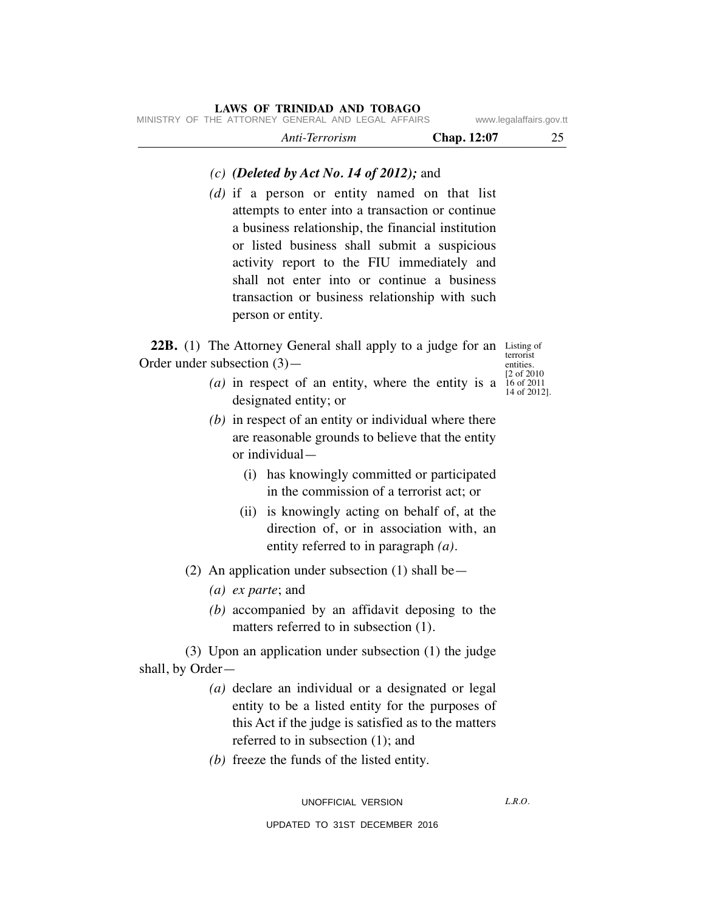*(c)* ***(Deleted by Act No. 14 of 2012);*** and

*(d)* if a person or entity named on that list attempts to enter into a transaction or continue a business relationship, the financial institution or listed business shall submit a suspicious activity report to the FIU immediately and shall not enter into or continue a business transaction or business relationship with such person or entity.

Listing of terrorist entities. [2 of 2010 16 of 2011 14 of 2012].

**22B.** (1) The Attorney General shall apply to a judge for an Order under subsection (3)—

*(a)* in respect of an entity, where the entity is a designated entity; or

*(b)* in respect of an entity or individual where there are reasonable grounds to believe that the entity or individual—

(i) has knowingly committed or participated in the commission of a terrorist act; or

(ii) is knowingly acting on behalf of, at the direction of, or in association with, an entity referred to in paragraph *(a)*.

(2) An application under subsection (1) shall be—

*(a)* *ex parte*; and

*(b)* accompanied by an affidavit deposing to the matters referred to in subsection (1).

(3) Upon an application under subsection (1) the judge shall, by Order—

*(a)* declare an individual or a designated or legal entity to be a listed entity for the purposes of this Act if the judge is satisfied as to the matters referred to in subsection (1); and

*(b)* freeze the funds of the listed entity.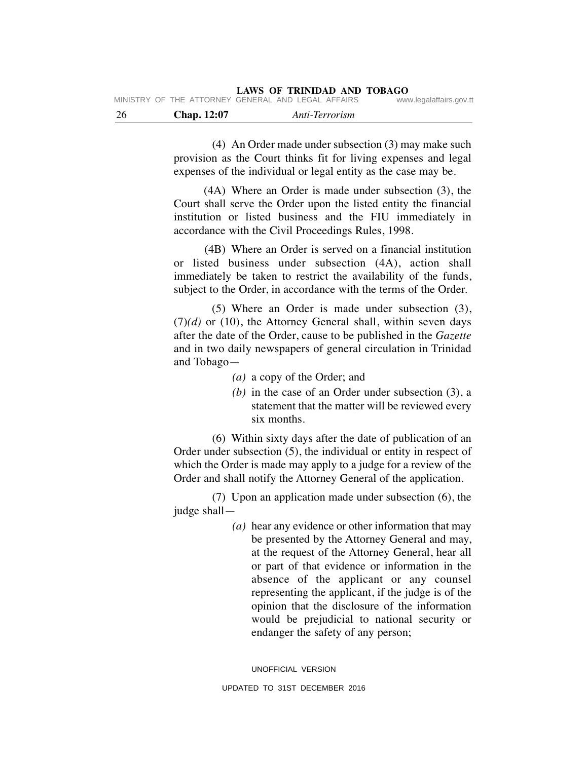(4) An Order made under subsection (3) may make such provision as the Court thinks fit for living expenses and legal expenses of the individual or legal entity as the case may be.

(4A) Where an Order is made under subsection (3), the Court shall serve the Order upon the listed entity the financial institution or listed business and the FIU immediately in accordance with the Civil Proceedings Rules, 1998.

(4B) Where an Order is served on a financial institution or listed business under subsection (4A), action shall immediately be taken to restrict the availability of the funds, subject to the Order, in accordance with the terms of the Order.

(5) Where an Order is made under subsection (3), (7)*(d)* or (10), the Attorney General shall, within seven days after the date of the Order, cause to be published in the *Gazette* and in two daily newspapers of general circulation in Trinidad and Tobago—

*(a)* a copy of the Order; and

*(b)* in the case of an Order under subsection (3), a statement that the matter will be reviewed every six months.

(6) Within sixty days after the date of publication of an Order under subsection (5), the individual or entity in respect of which the Order is made may apply to a judge for a review of the Order and shall notify the Attorney General of the application.

(7) Upon an application made under subsection (6), the judge shall—

*(a)* hear any evidence or other information that may be presented by the Attorney General and may, at the request of the Attorney General, hear all or part of that evidence or information in the absence of the applicant or any counsel representing the applicant, if the judge is of the opinion that the disclosure of the information would be prejudicial to national security or endanger the safety of any person;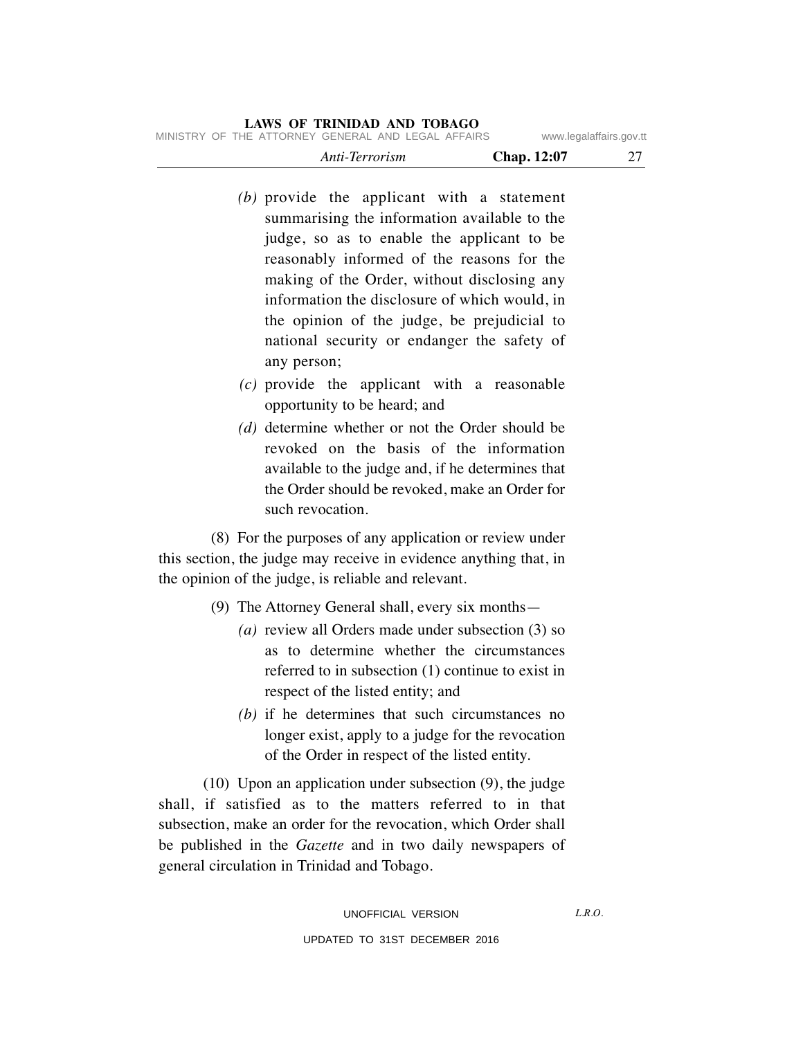*(b)* provide the applicant with a statement summarising the information available to the judge, so as to enable the applicant to be reasonably informed of the reasons for the making of the Order, without disclosing any information the disclosure of which would, in the opinion of the judge, be prejudicial to national security or endanger the safety of any person;

*(c)* provide the applicant with a reasonable opportunity to be heard; and

*(d)* determine whether or not the Order should be revoked on the basis of the information available to the judge and, if he determines that the Order should be revoked, make an Order for such revocation.

(8) For the purposes of any application or review under this section, the judge may receive in evidence anything that, in the opinion of the judge, is reliable and relevant.

(9) The Attorney General shall, every six months—

*(a)* review all Orders made under subsection (3) so as to determine whether the circumstances referred to in subsection (1) continue to exist in respect of the listed entity; and

*(b)* if he determines that such circumstances no longer exist, apply to a judge for the revocation of the Order in respect of the listed entity.

(10) Upon an application under subsection (9), the judge shall, if satisfied as to the matters referred to in that subsection, make an order for the revocation, which Order shall be published in the *Gazette* and in two daily newspapers of general circulation in Trinidad and Tobago.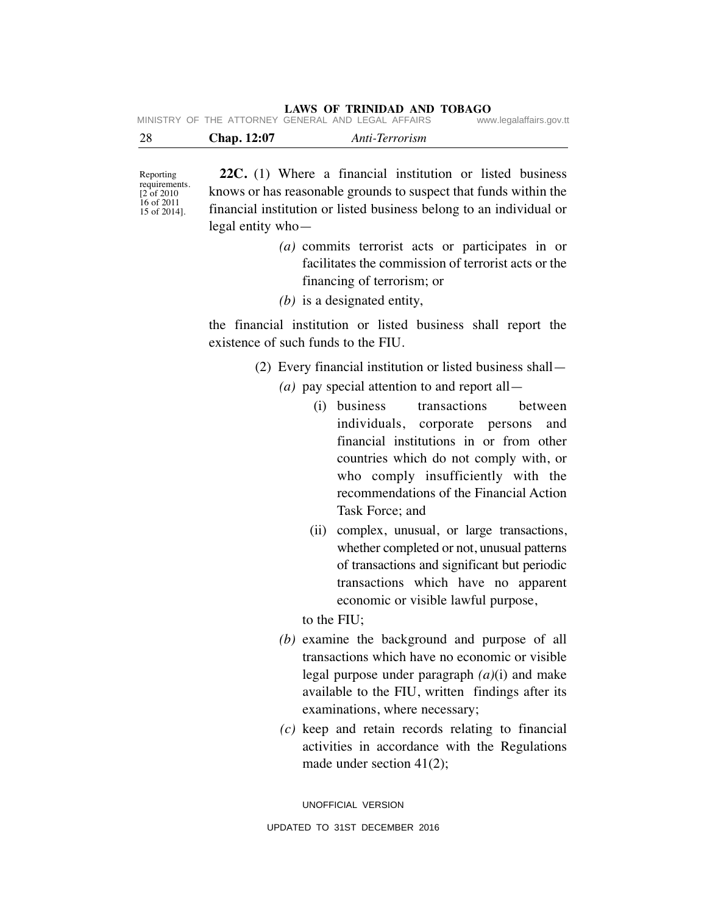Reporting requirements. [2 of 2010 16 of 2011 15 of 2014].

**22C.** (1) Where a financial institution or listed business knows or has reasonable grounds to suspect that funds within the financial institution or listed business belong to an individual or legal entity who—

*(a)* commits terrorist acts or participates in or facilitates the commission of terrorist acts or the financing of terrorism; or

*(b)* is a designated entity,

the financial institution or listed business shall report the existence of such funds to the FIU.

(2) Every financial institution or listed business shall—

*(a)* pay special attention to and report all—

(i) business transactions between individuals, corporate persons and financial institutions in or from other countries which do not comply with, or who comply insufficiently with the recommendations of the Financial Action Task Force; and

(ii) complex, unusual, or large transactions, whether completed or not, unusual patterns of transactions and significant but periodic transactions which have no apparent economic or visible lawful purpose,

to the FIU;

*(b)* examine the background and purpose of all transactions which have no economic or visible legal purpose under paragraph *(a)*(i) and make available to the FIU, written findings after its examinations, where necessary;

*(c)* keep and retain records relating to financial activities in accordance with the Regulations made under section 41(2);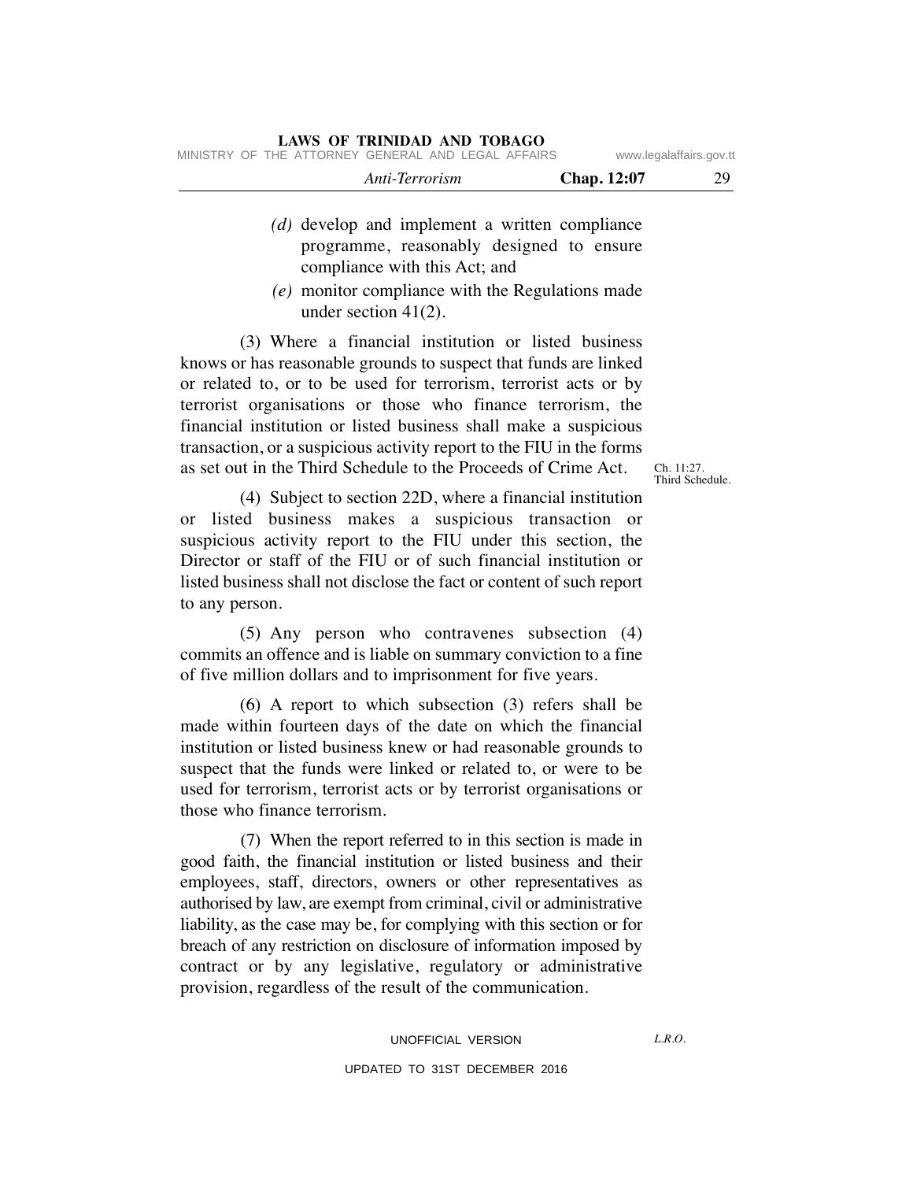*(d)* develop and implement a written compliance programme, reasonably designed to ensure compliance with this Act; and

*(e)* monitor compliance with the Regulations made under section 41(2).

(3) Where a financial institution or listed business knows or has reasonable grounds to suspect that funds are linked or related to, or to be used for terrorism, terrorist acts or by terrorist organisations or those who finance terrorism, the financial institution or listed business shall make a suspicious transaction, or a suspicious activity report to the FIU in the forms as set out in the Third Schedule to the Proceeds of Crime Act.

Ch. 11:27. Third Schedule.

(4) Subject to section 22D, where a financial institution or listed business makes a suspicious transaction or suspicious activity report to the FIU under this section, the Director or staff of the FIU or of such financial institution or listed business shall not disclose the fact or content of such report to any person.

(5) Any person who contravenes subsection (4) commits an offence and is liable on summary conviction to a fine of five million dollars and to imprisonment for five years.

(6) A report to which subsection (3) refers shall be made within fourteen days of the date on which the financial institution or listed business knew or had reasonable grounds to suspect that the funds were linked or related to, or were to be used for terrorism, terrorist acts or by terrorist organisations or those who finance terrorism.

(7) When the report referred to in this section is made in good faith, the financial institution or listed business and their employees, staff, directors, owners or other representatives as authorised by law, are exempt from criminal, civil or administrative liability, as the case may be, for complying with this section or for breach of any restriction on disclosure of information imposed by contract or by any legislative, regulatory or administrative provision, regardless of the result of the communication.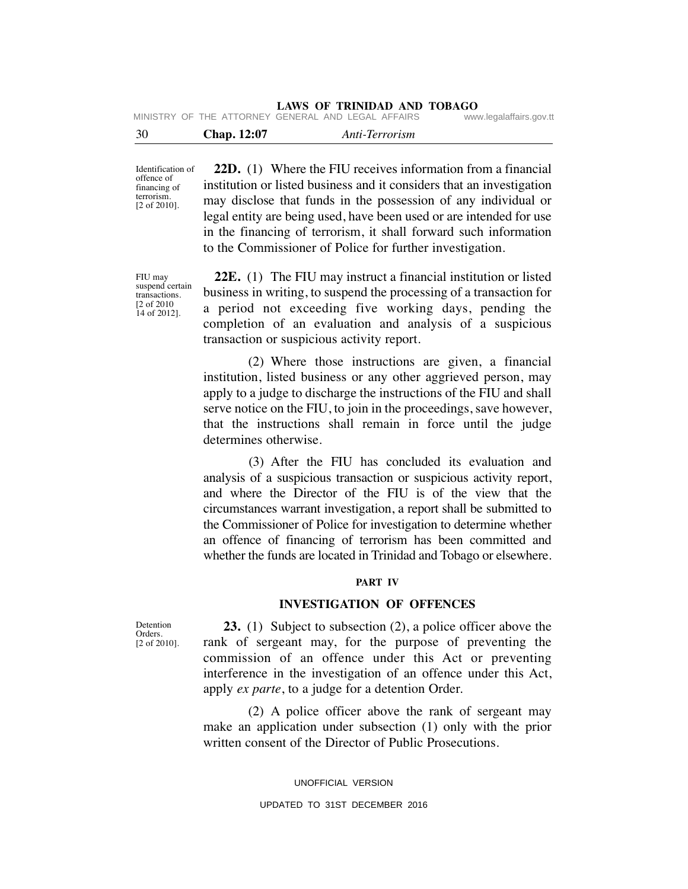Identification of offence of financing of terrorism. [2 of 2010].

**22D.** (1) Where the FIU receives information from a financial institution or listed business and it considers that an investigation may disclose that funds in the possession of any individual or legal entity are being used, have been used or are intended for use in the financing of terrorism, it shall forward such information to the Commissioner of Police for further investigation.

FIU may suspend certain transactions. [2 of 2010 14 of 2012].

**22E.** (1) The FIU may instruct a financial institution or listed business in writing, to suspend the processing of a transaction for a period not exceeding five working days, pending the completion of an evaluation and analysis of a suspicious transaction or suspicious activity report.

(2) Where those instructions are given, a financial institution, listed business or any other aggrieved person, may apply to a judge to discharge the instructions of the FIU and shall serve notice on the FIU, to join in the proceedings, save however, that the instructions shall remain in force until the judge determines otherwise.

(3) After the FIU has concluded its evaluation and analysis of a suspicious transaction or suspicious activity report, and where the Director of the FIU is of the view that the circumstances warrant investigation, a report shall be submitted to the Commissioner of Police for investigation to determine whether an offence of financing of terrorism has been committed and whether the funds are located in Trinidad and Tobago or elsewhere.

## PART IV

## INVESTIGATION OF OFFENCES

Detention Orders. [2 of 2010].

**23.** (1) Subject to subsection (2), a police officer above the rank of sergeant may, for the purpose of preventing the commission of an offence under this Act or preventing interference in the investigation of an offence under this Act, apply *ex parte*, to a judge for a detention Order.

(2) A police officer above the rank of sergeant may make an application under subsection (1) only with the prior written consent of the Director of Public Prosecutions.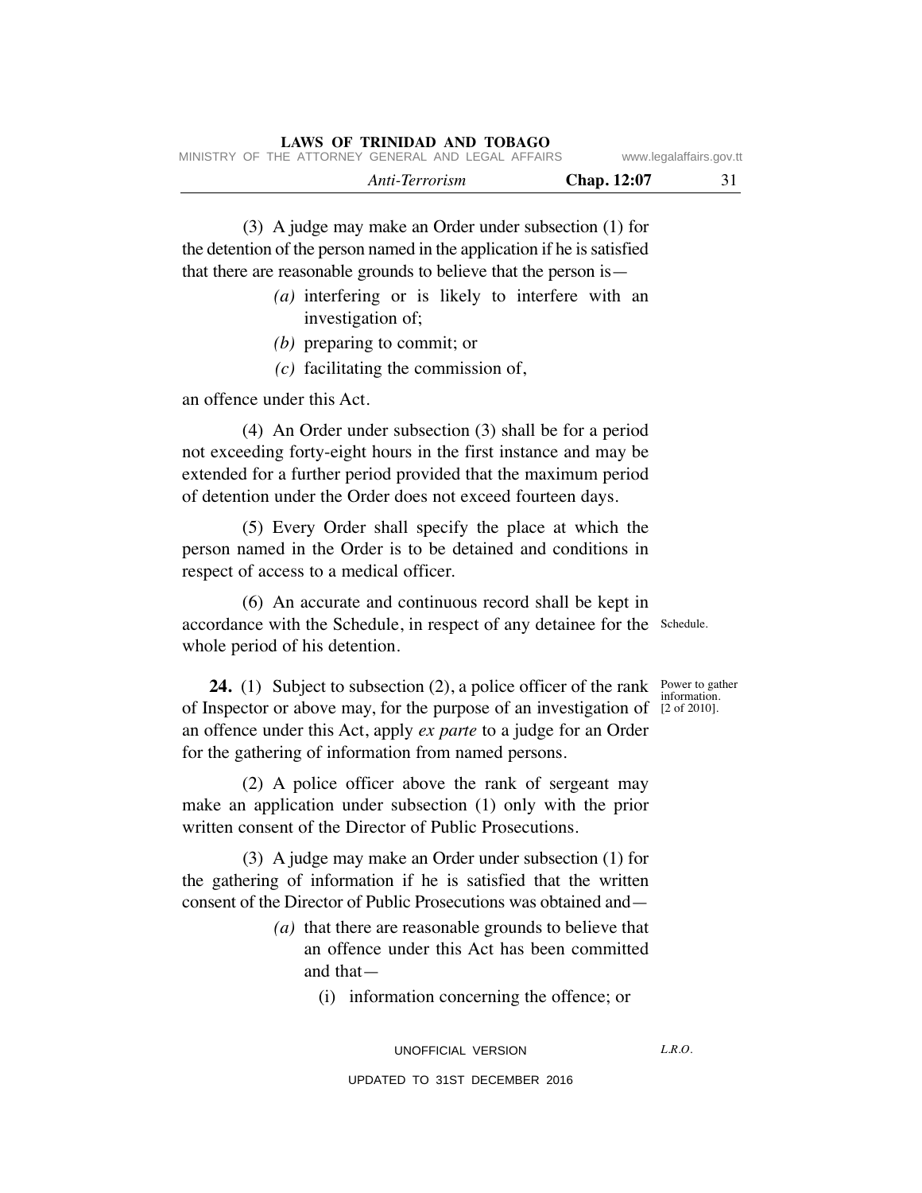(3) A judge may make an Order under subsection (1) for the detention of the person named in the application if he is satisfied that there are reasonable grounds to believe that the person is—

*(a)* interfering or is likely to interfere with an investigation of;

*(b)* preparing to commit; or

*(c)* facilitating the commission of,

an offence under this Act.

(4) An Order under subsection (3) shall be for a period not exceeding forty-eight hours in the first instance and may be extended for a further period provided that the maximum period of detention under the Order does not exceed fourteen days.

(5) Every Order shall specify the place at which the person named in the Order is to be detained and conditions in respect of access to a medical officer.

(6) An accurate and continuous record shall be kept in accordance with the Schedule, in respect of any detainee for the whole period of his detention.

Schedule.

Power to gather information. [2 of 2010].

**24.** (1) Subject to subsection (2), a police officer of the rank of Inspector or above may, for the purpose of an investigation of an offence under this Act, apply *ex parte* to a judge for an Order for the gathering of information from named persons.

(2) A police officer above the rank of sergeant may make an application under subsection (1) only with the prior written consent of the Director of Public Prosecutions.

(3) A judge may make an Order under subsection (1) for the gathering of information if he is satisfied that the written consent of the Director of Public Prosecutions was obtained and—

*(a)* that there are reasonable grounds to believe that an offence under this Act has been committed and that—

(i) information concerning the offence; or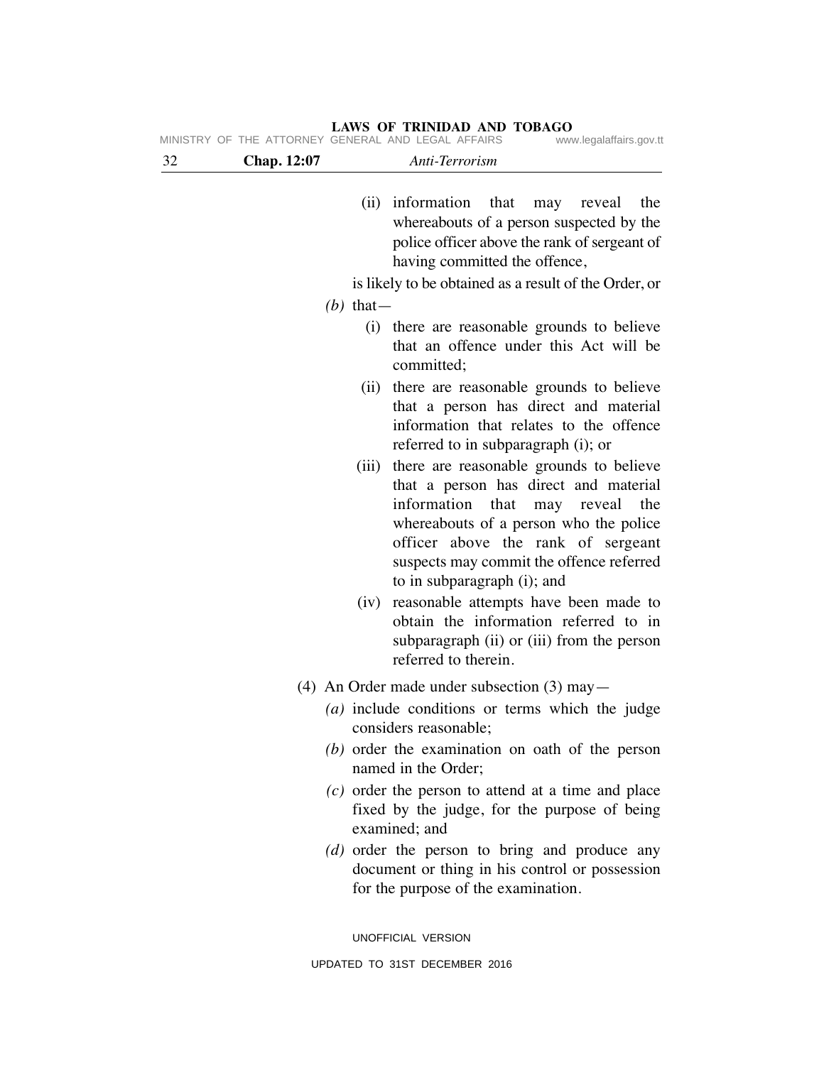(ii) information that may reveal the whereabouts of a person suspected by the police officer above the rank of sergeant of having committed the offence,

is likely to be obtained as a result of the Order, or

*(b)* that—

(i) there are reasonable grounds to believe that an offence under this Act will be committed;

(ii) there are reasonable grounds to believe that a person has direct and material information that relates to the offence referred to in subparagraph (i); or

(iii) there are reasonable grounds to believe that a person has direct and material information that may reveal the whereabouts of a person who the police officer above the rank of sergeant suspects may commit the offence referred to in subparagraph (i); and

(iv) reasonable attempts have been made to obtain the information referred to in subparagraph (ii) or (iii) from the person referred to therein.

(4) An Order made under subsection (3) may—

*(a)* include conditions or terms which the judge considers reasonable;

*(b)* order the examination on oath of the person named in the Order;

*(c)* order the person to attend at a time and place fixed by the judge, for the purpose of being examined; and

*(d)* order the person to bring and produce any document or thing in his control or possession for the purpose of the examination.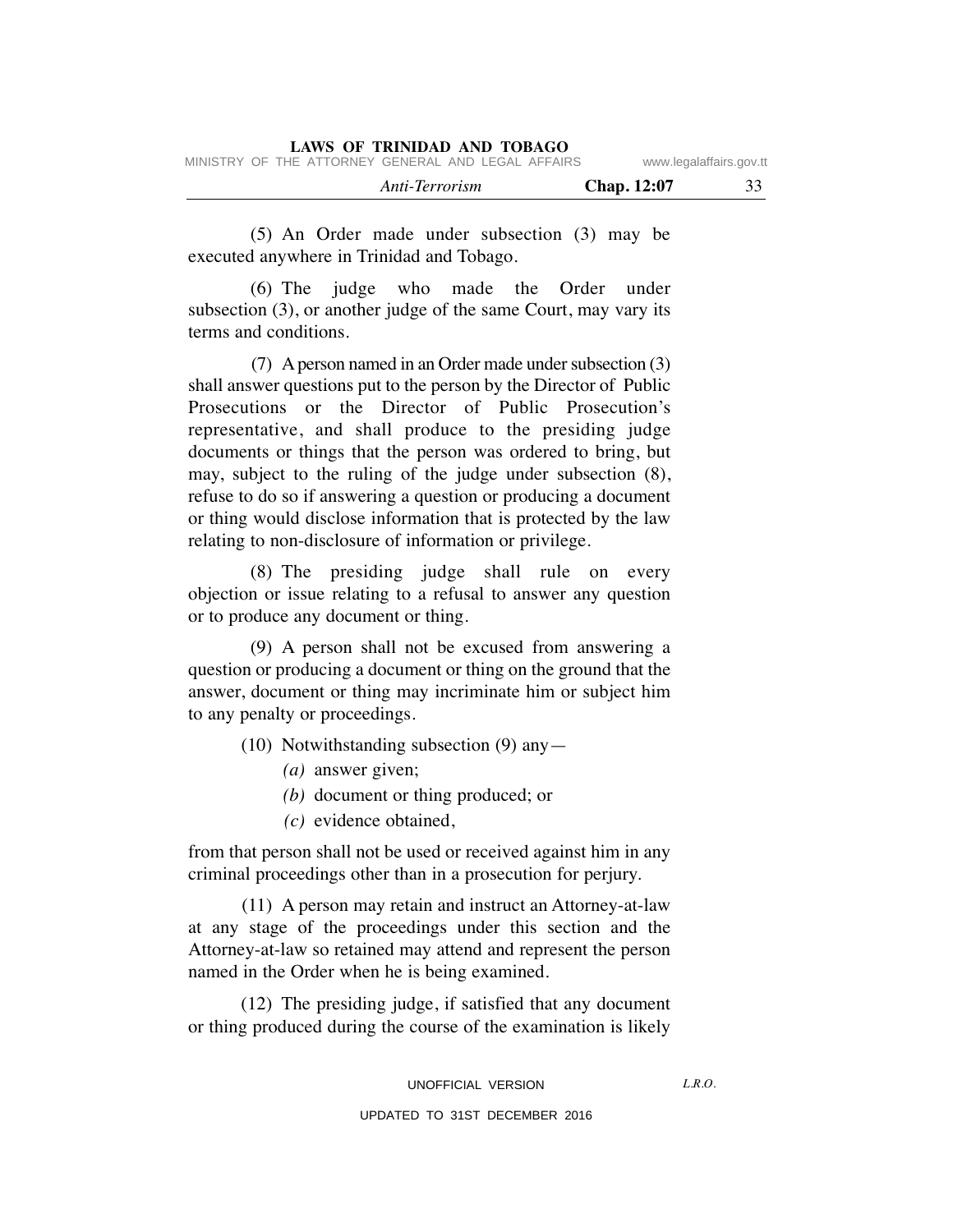(5) An Order made under subsection (3) may be executed anywhere in Trinidad and Tobago.

(6) The judge who made the Order under subsection (3), or another judge of the same Court, may vary its terms and conditions.

(7) A person named in an Order made under subsection (3) shall answer questions put to the person by the Director of Public Prosecutions or the Director of Public Prosecution's representative, and shall produce to the presiding judge documents or things that the person was ordered to bring, but may, subject to the ruling of the judge under subsection (8), refuse to do so if answering a question or producing a document or thing would disclose information that is protected by the law relating to non-disclosure of information or privilege.

(8) The presiding judge shall rule on every objection or issue relating to a refusal to answer any question or to produce any document or thing.

(9) A person shall not be excused from answering a question or producing a document or thing on the ground that the answer, document or thing may incriminate him or subject him to any penalty or proceedings.

(10) Notwithstanding subsection (9) any—

*(a)* answer given;

*(b)* document or thing produced; or

*(c)* evidence obtained,

from that person shall not be used or received against him in any criminal proceedings other than in a prosecution for perjury.

(11) A person may retain and instruct an Attorney-at-law at any stage of the proceedings under this section and the Attorney-at-law so retained may attend and represent the person named in the Order when he is being examined.

(12) The presiding judge, if satisfied that any document or thing produced during the course of the examination is likely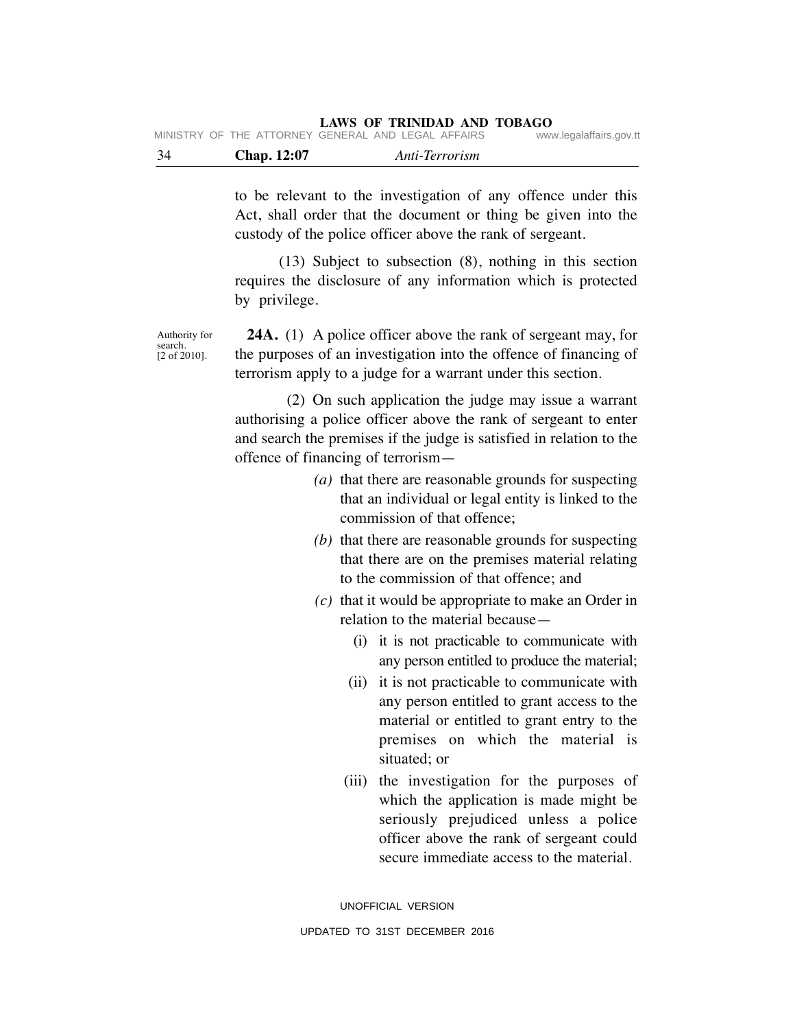to be relevant to the investigation of any offence under this Act, shall order that the document or thing be given into the custody of the police officer above the rank of sergeant.

(13) Subject to subsection (8), nothing in this section requires the disclosure of any information which is protected by privilege.

Authority for search. [2 of 2010].

**24A.** (1) A police officer above the rank of sergeant may, for the purposes of an investigation into the offence of financing of terrorism apply to a judge for a warrant under this section.

(2) On such application the judge may issue a warrant authorising a police officer above the rank of sergeant to enter and search the premises if the judge is satisfied in relation to the offence of financing of terrorism—

*(a)* that there are reasonable grounds for suspecting that an individual or legal entity is linked to the commission of that offence;

*(b)* that there are reasonable grounds for suspecting that there are on the premises material relating to the commission of that offence; and

*(c)* that it would be appropriate to make an Order in relation to the material because—

(i) it is not practicable to communicate with any person entitled to produce the material;

(ii) it is not practicable to communicate with any person entitled to grant access to the material or entitled to grant entry to the premises on which the material is situated; or

(iii) the investigation for the purposes of which the application is made might be seriously prejudiced unless a police officer above the rank of sergeant could secure immediate access to the material.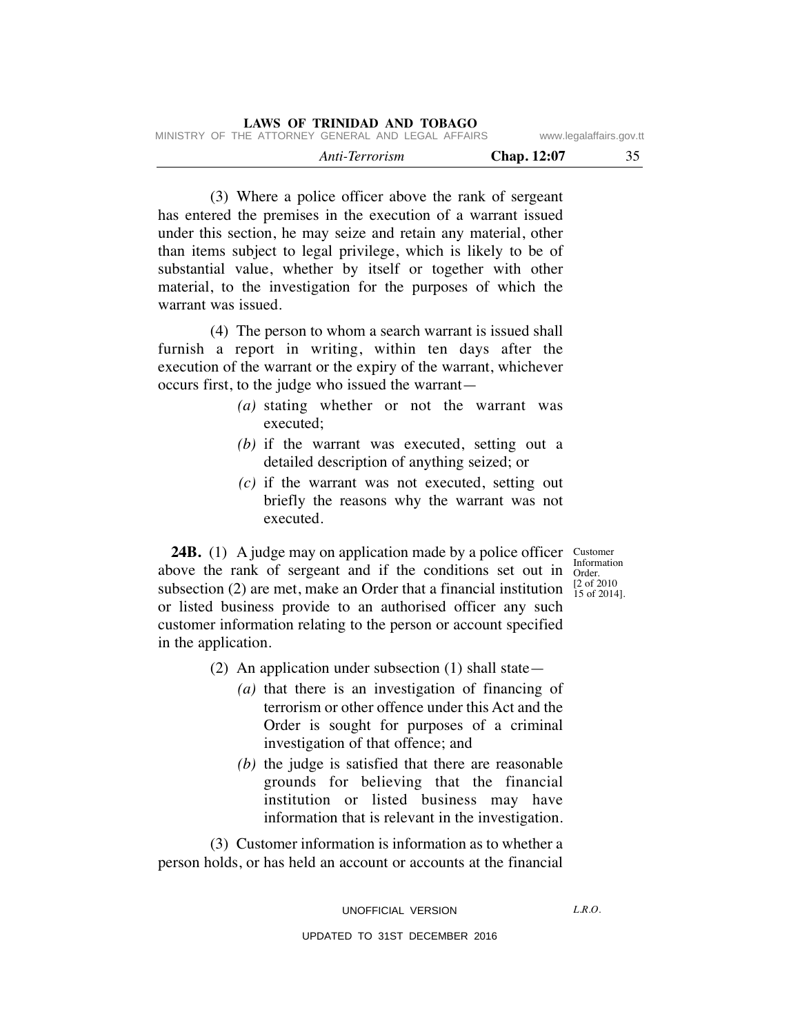(3) Where a police officer above the rank of sergeant has entered the premises in the execution of a warrant issued under this section, he may seize and retain any material, other than items subject to legal privilege, which is likely to be of substantial value, whether by itself or together with other material, to the investigation for the purposes of which the warrant was issued.

(4) The person to whom a search warrant is issued shall furnish a report in writing, within ten days after the execution of the warrant or the expiry of the warrant, whichever occurs first, to the judge who issued the warrant—

*(a)* stating whether or not the warrant was executed;

*(b)* if the warrant was executed, setting out a detailed description of anything seized; or

*(c)* if the warrant was not executed, setting out briefly the reasons why the warrant was not executed.

Customer Information Order. [2 of 2010 15 of 2014].

**24B.** (1) A judge may on application made by a police officer above the rank of sergeant and if the conditions set out in subsection (2) are met, make an Order that a financial institution or listed business provide to an authorised officer any such customer information relating to the person or account specified in the application.

(2) An application under subsection (1) shall state—

*(a)* that there is an investigation of financing of terrorism or other offence under this Act and the Order is sought for purposes of a criminal investigation of that offence; and

*(b)* the judge is satisfied that there are reasonable grounds for believing that the financial institution or listed business may have information that is relevant in the investigation.

(3) Customer information is information as to whether a person holds, or has held an account or accounts at the financial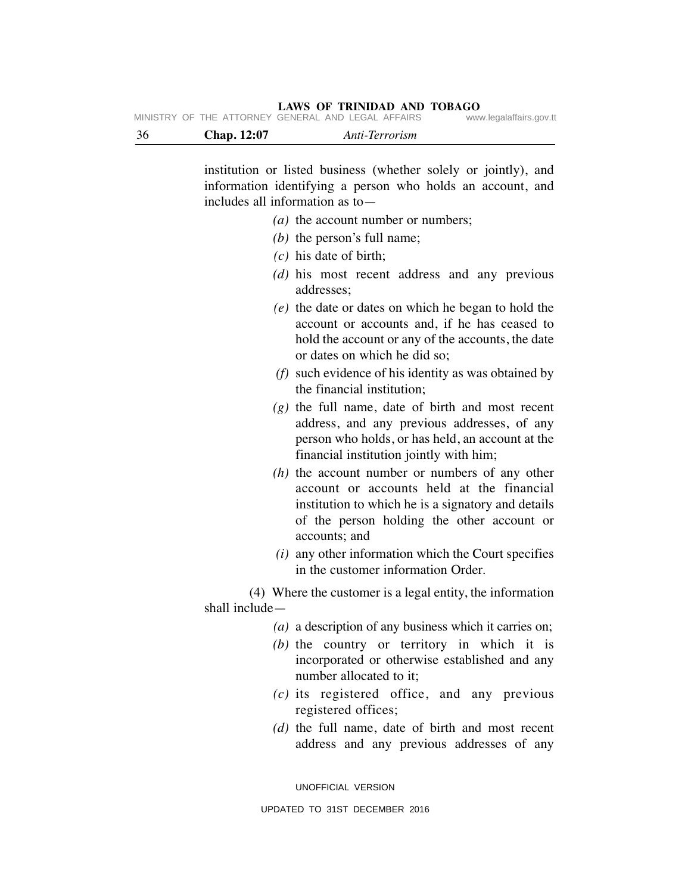institution or listed business (whether solely or jointly), and information identifying a person who holds an account, and includes all information as to—

*(a)* the account number or numbers;

*(b)* the person's full name;

*(c)* his date of birth;

*(d)* his most recent address and any previous addresses;

*(e)* the date or dates on which he began to hold the account or accounts and, if he has ceased to hold the account or any of the accounts, the date or dates on which he did so;

*(f)* such evidence of his identity as was obtained by the financial institution;

*(g)* the full name, date of birth and most recent address, and any previous addresses, of any person who holds, or has held, an account at the financial institution jointly with him;

*(h)* the account number or numbers of any other account or accounts held at the financial institution to which he is a signatory and details of the person holding the other account or accounts; and

*(i)* any other information which the Court specifies in the customer information Order.

(4) Where the customer is a legal entity, the information shall include—

*(a)* a description of any business which it carries on;

*(b)* the country or territory in which it is incorporated or otherwise established and any number allocated to it;

*(c)* its registered office, and any previous registered offices;

*(d)* the full name, date of birth and most recent address and any previous addresses of any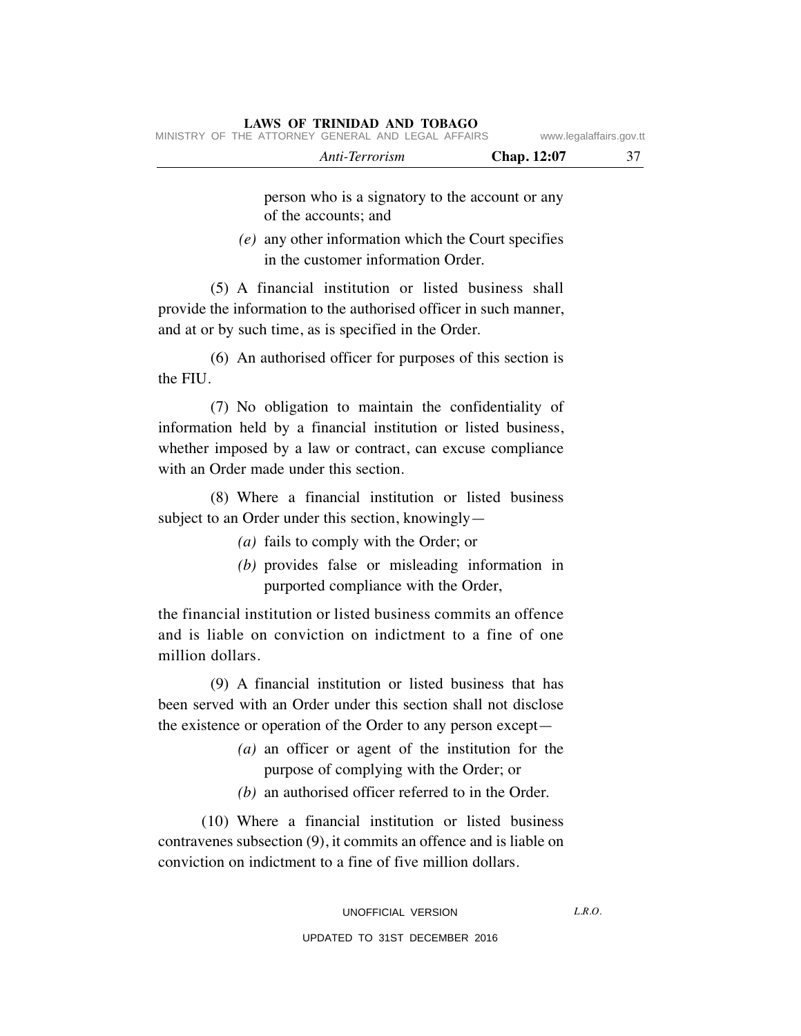person who is a signatory to the account or any of the accounts; and

*(e)* any other information which the Court specifies in the customer information Order.

(5) A financial institution or listed business shall provide the information to the authorised officer in such manner, and at or by such time, as is specified in the Order.

(6) An authorised officer for purposes of this section is the FIU.

(7) No obligation to maintain the confidentiality of information held by a financial institution or listed business, whether imposed by a law or contract, can excuse compliance with an Order made under this section.

(8) Where a financial institution or listed business subject to an Order under this section, knowingly—

*(a)* fails to comply with the Order; or

*(b)* provides false or misleading information in purported compliance with the Order,

the financial institution or listed business commits an offence and is liable on conviction on indictment to a fine of one million dollars.

(9) A financial institution or listed business that has been served with an Order under this section shall not disclose the existence or operation of the Order to any person except—

*(a)* an officer or agent of the institution for the purpose of complying with the Order; or

*(b)* an authorised officer referred to in the Order.

(10) Where a financial institution or listed business contravenes subsection (9), it commits an offence and is liable on conviction on indictment to a fine of five million dollars.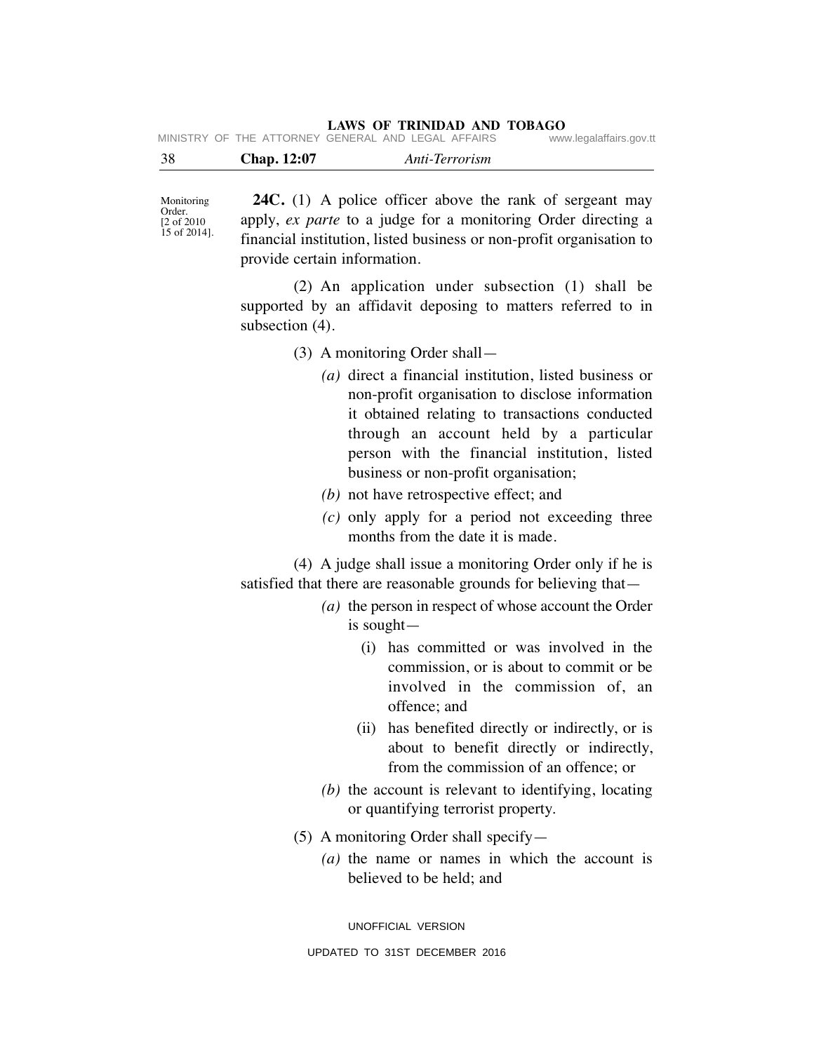Monitoring Order. [2 of 2010 15 of 2014].

**24C.** (1) A police officer above the rank of sergeant may apply, *ex parte* to a judge for a monitoring Order directing a financial institution, listed business or non-profit organisation to provide certain information.

(2) An application under subsection (1) shall be supported by an affidavit deposing to matters referred to in subsection (4).

(3) A monitoring Order shall—

*(a)* direct a financial institution, listed business or non-profit organisation to disclose information it obtained relating to transactions conducted through an account held by a particular person with the financial institution, listed business or non-profit organisation;

*(b)* not have retrospective effect; and

*(c)* only apply for a period not exceeding three months from the date it is made.

(4) A judge shall issue a monitoring Order only if he is satisfied that there are reasonable grounds for believing that—

*(a)* the person in respect of whose account the Order is sought—

(i) has committed or was involved in the commission, or is about to commit or be involved in the commission of, an offence; and

(ii) has benefited directly or indirectly, or is about to benefit directly or indirectly, from the commission of an offence; or

*(b)* the account is relevant to identifying, locating or quantifying terrorist property.

(5) A monitoring Order shall specify—

*(a)* the name or names in which the account is believed to be held; and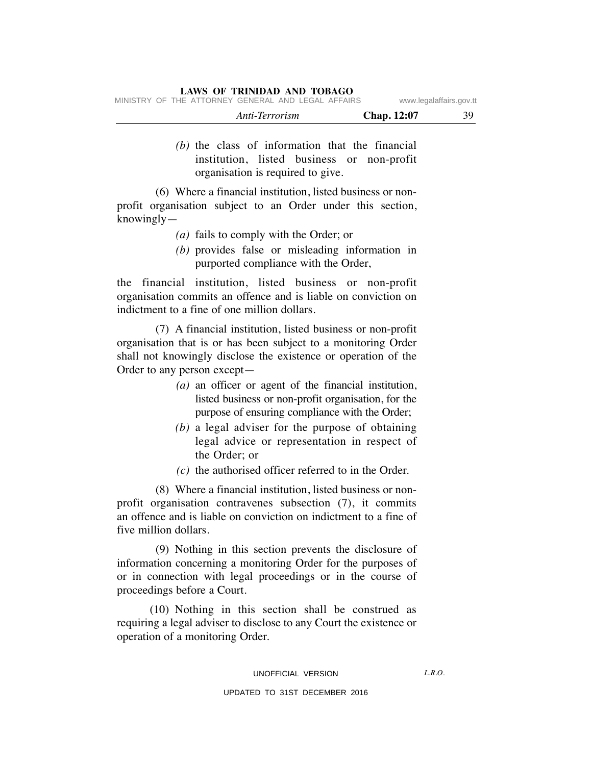(*b*) the class of information that the financial institution, listed business or non-profit organisation is required to give.

(6) Where a financial institution, listed business or non-profit organisation subject to an Order under this section, knowingly—

(*a*) fails to comply with the Order; or

(*b*) provides false or misleading information in purported compliance with the Order,

the financial institution, listed business or non-profit organisation commits an offence and is liable on conviction on indictment to a fine of one million dollars.

(7) A financial institution, listed business or non-profit organisation that is or has been subject to a monitoring Order shall not knowingly disclose the existence or operation of the Order to any person except—

(*a*) an officer or agent of the financial institution, listed business or non-profit organisation, for the purpose of ensuring compliance with the Order;

(*b*) a legal adviser for the purpose of obtaining legal advice or representation in respect of the Order; or

(*c*) the authorised officer referred to in the Order.

(8) Where a financial institution, listed business or non-profit organisation contravenes subsection (7), it commits an offence and is liable on conviction on indictment to a fine of five million dollars.

(9) Nothing in this section prevents the disclosure of information concerning a monitoring Order for the purposes of or in connection with legal proceedings or in the course of proceedings before a Court.

(10) Nothing in this section shall be construed as requiring a legal adviser to disclose to any Court the existence or operation of a monitoring Order.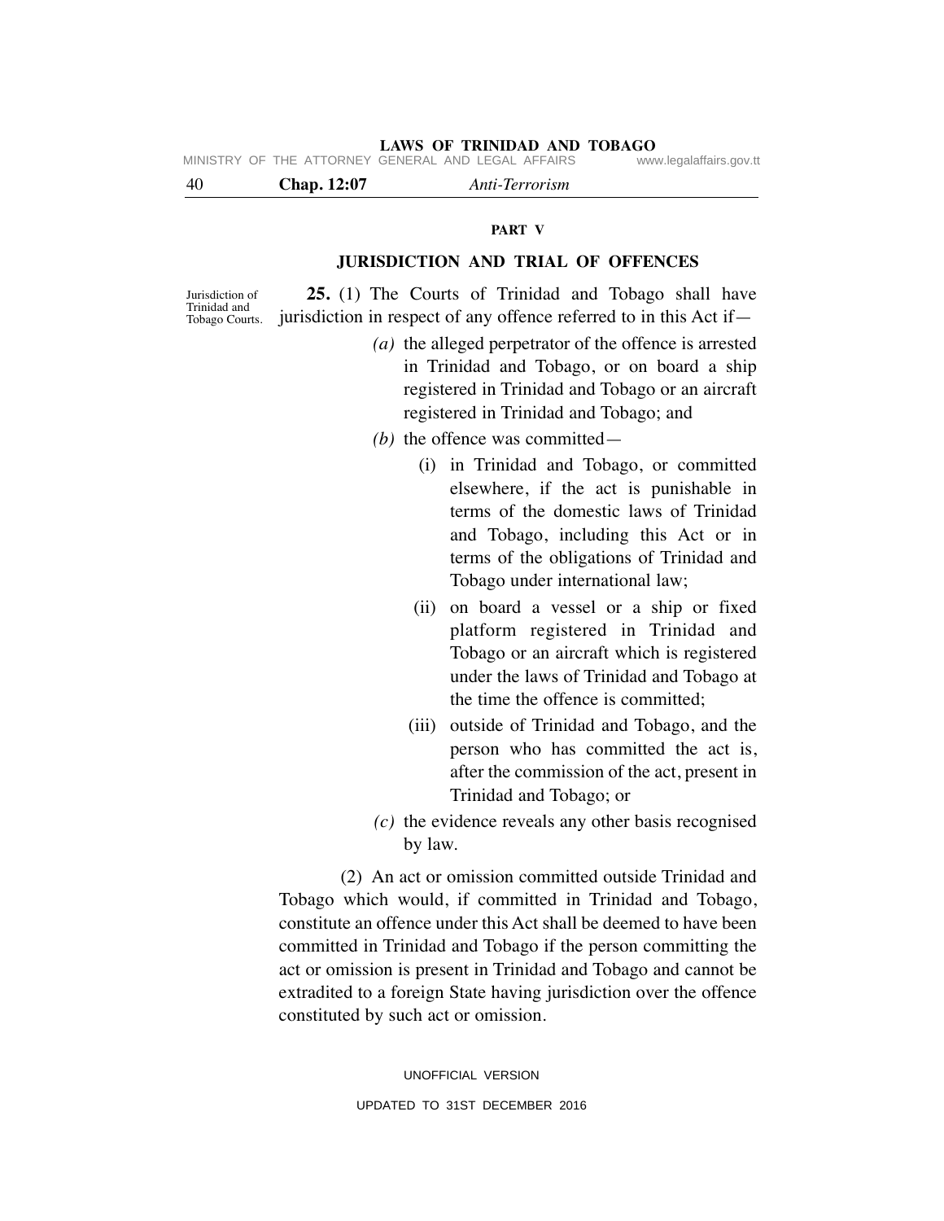## PART V

### JURISDICTION AND TRIAL OF OFFENCES

Jurisdiction of Trinidad and Tobago Courts.

**25.** (1) The Courts of Trinidad and Tobago shall have jurisdiction in respect of any offence referred to in this Act if—

*(a)* the alleged perpetrator of the offence is arrested in Trinidad and Tobago, or on board a ship registered in Trinidad and Tobago or an aircraft registered in Trinidad and Tobago; and

*(b)* the offence was committed—

(i) in Trinidad and Tobago, or committed elsewhere, if the act is punishable in terms of the domestic laws of Trinidad and Tobago, including this Act or in terms of the obligations of Trinidad and Tobago under international law;

(ii) on board a vessel or a ship or fixed platform registered in Trinidad and Tobago or an aircraft which is registered under the laws of Trinidad and Tobago at the time the offence is committed;

(iii) outside of Trinidad and Tobago, and the person who has committed the act is, after the commission of the act, present in Trinidad and Tobago; or

*(c)* the evidence reveals any other basis recognised by law.

(2) An act or omission committed outside Trinidad and Tobago which would, if committed in Trinidad and Tobago, constitute an offence under this Act shall be deemed to have been committed in Trinidad and Tobago if the person committing the act or omission is present in Trinidad and Tobago and cannot be extradited to a foreign State having jurisdiction over the offence constituted by such act or omission.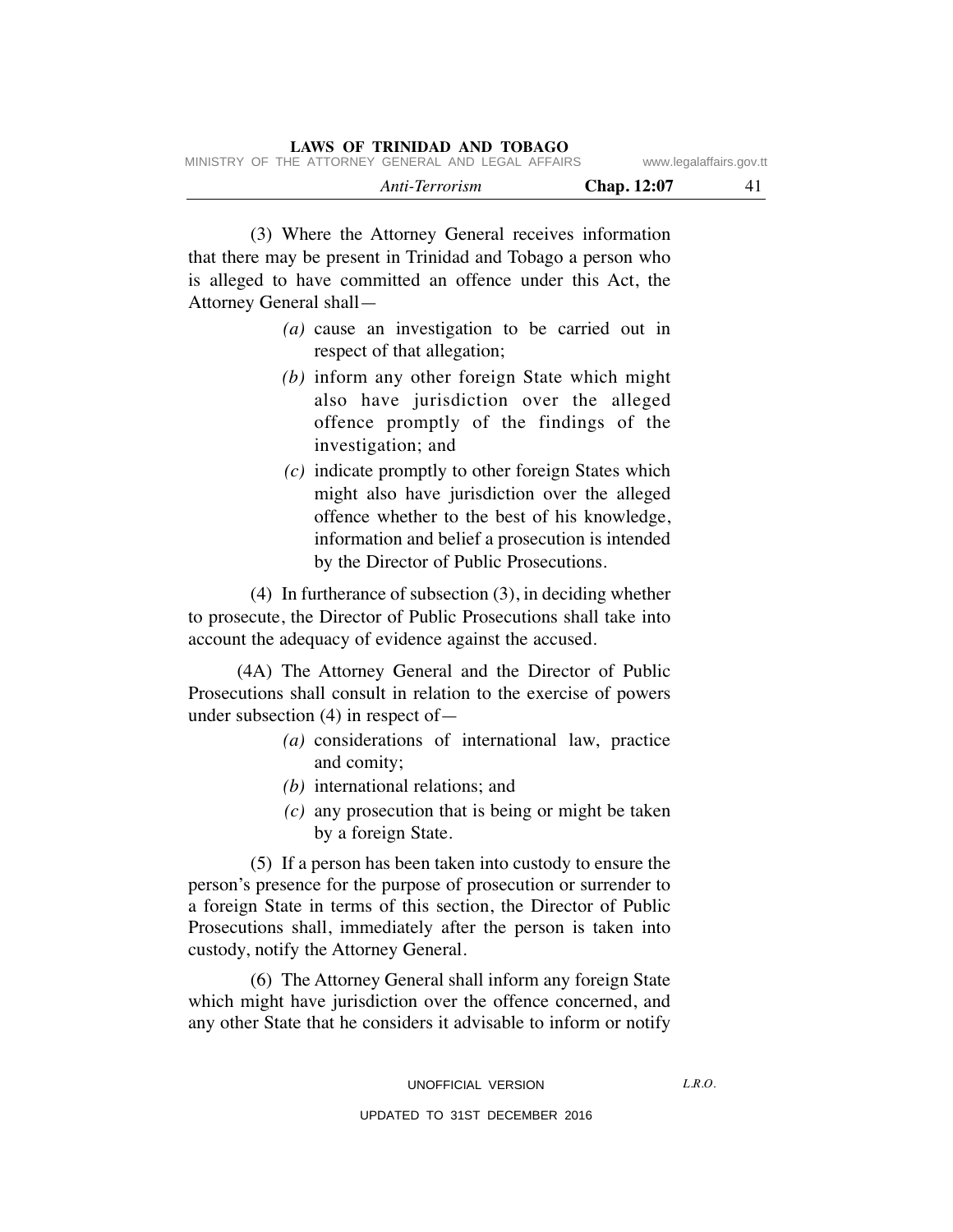(3) Where the Attorney General receives information that there may be present in Trinidad and Tobago a person who is alleged to have committed an offence under this Act, the Attorney General shall—

*(a)* cause an investigation to be carried out in respect of that allegation;

*(b)* inform any other foreign State which might also have jurisdiction over the alleged offence promptly of the findings of the investigation; and

*(c)* indicate promptly to other foreign States which might also have jurisdiction over the alleged offence whether to the best of his knowledge, information and belief a prosecution is intended by the Director of Public Prosecutions.

(4) In furtherance of subsection (3), in deciding whether to prosecute, the Director of Public Prosecutions shall take into account the adequacy of evidence against the accused.

(4A) The Attorney General and the Director of Public Prosecutions shall consult in relation to the exercise of powers under subsection (4) in respect of—

*(a)* considerations of international law, practice and comity;

*(b)* international relations; and

*(c)* any prosecution that is being or might be taken by a foreign State.

(5) If a person has been taken into custody to ensure the person's presence for the purpose of prosecution or surrender to a foreign State in terms of this section, the Director of Public Prosecutions shall, immediately after the person is taken into custody, notify the Attorney General.

(6) The Attorney General shall inform any foreign State which might have jurisdiction over the offence concerned, and any other State that he considers it advisable to inform or notify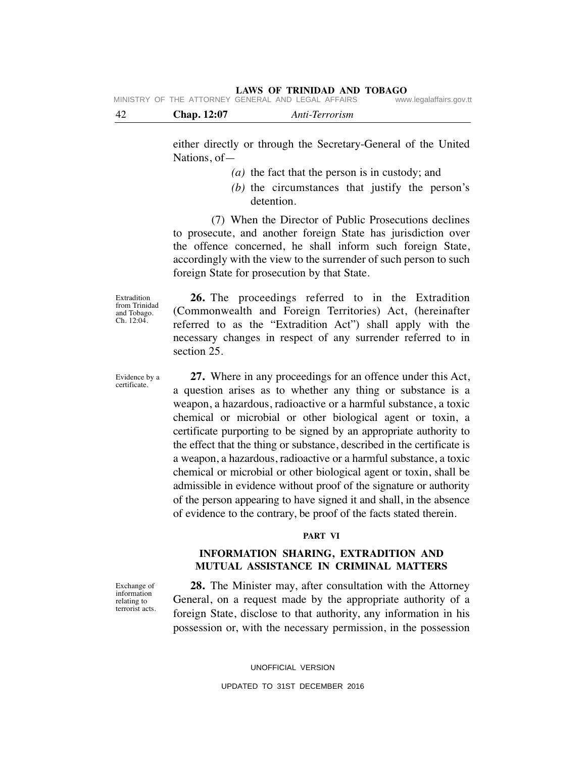either directly or through the Secretary-General of the United Nations, of—

*(a)* the fact that the person is in custody; and

*(b)* the circumstances that justify the person's detention.

(7) When the Director of Public Prosecutions declines to prosecute, and another foreign State has jurisdiction over the offence concerned, he shall inform such foreign State, accordingly with the view to the surrender of such person to such foreign State for prosecution by that State.

Extradition from Trinidad and Tobago. Ch. 12:04.

**26.** The proceedings referred to in the Extradition (Commonwealth and Foreign Territories) Act, (hereinafter referred to as the "Extradition Act") shall apply with the necessary changes in respect of any surrender referred to in section 25.

Evidence by a certificate.

**27.** Where in any proceedings for an offence under this Act, a question arises as to whether any thing or substance is a weapon, a hazardous, radioactive or a harmful substance, a toxic chemical or microbial or other biological agent or toxin, a certificate purporting to be signed by an appropriate authority to the effect that the thing or substance, described in the certificate is a weapon, a hazardous, radioactive or a harmful substance, a toxic chemical or microbial or other biological agent or toxin, shall be admissible in evidence without proof of the signature or authority of the person appearing to have signed it and shall, in the absence of evidence to the contrary, be proof of the facts stated therein.

## PART VI

## INFORMATION SHARING, EXTRADITION AND MUTUAL ASSISTANCE IN CRIMINAL MATTERS

Exchange of information relating to terrorist acts.

**28.** The Minister may, after consultation with the Attorney General, on a request made by the appropriate authority of a foreign State, disclose to that authority, any information in his possession or, with the necessary permission, in the possession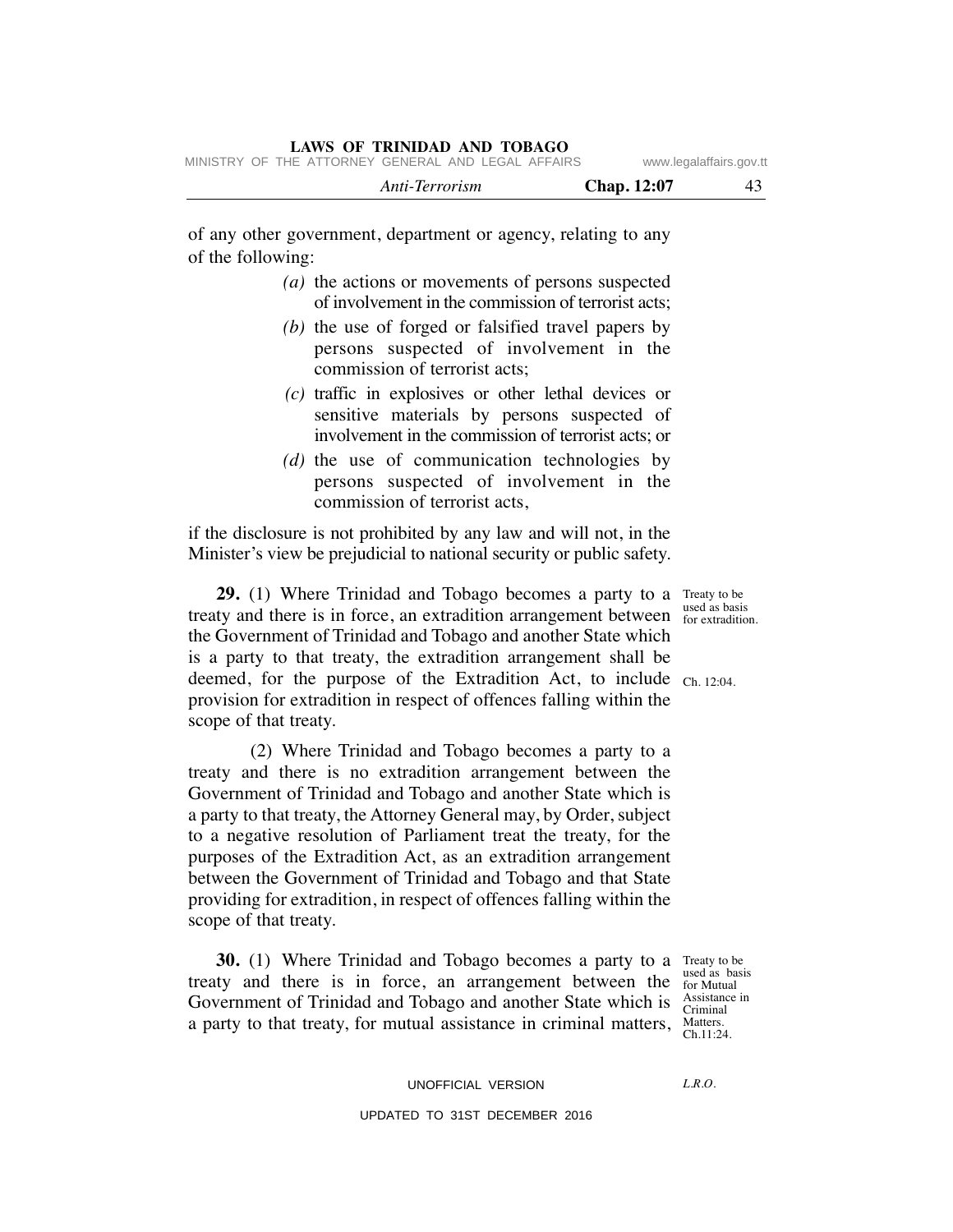of any other government, department or agency, relating to any of the following:

*(a)* the actions or movements of persons suspected of involvement in the commission of terrorist acts;

*(b)* the use of forged or falsified travel papers by persons suspected of involvement in the commission of terrorist acts;

*(c)* traffic in explosives or other lethal devices or sensitive materials by persons suspected of involvement in the commission of terrorist acts; or

*(d)* the use of communication technologies by persons suspected of involvement in the commission of terrorist acts,

if the disclosure is not prohibited by any law and will not, in the Minister's view be prejudicial to national security or public safety.

Treaty to be used as basis for extradition.

**29.** (1) Where Trinidad and Tobago becomes a party to a treaty and there is in force, an extradition arrangement between the Government of Trinidad and Tobago and another State which is a party to that treaty, the extradition arrangement shall be deemed, for the purpose of the Extradition Act, to include provision for extradition in respect of offences falling within the scope of that treaty.

Ch. 12:04.

(2) Where Trinidad and Tobago becomes a party to a treaty and there is no extradition arrangement between the Government of Trinidad and Tobago and another State which is a party to that treaty, the Attorney General may, by Order, subject to a negative resolution of Parliament treat the treaty, for the purposes of the Extradition Act, as an extradition arrangement between the Government of Trinidad and Tobago and that State providing for extradition, in respect of offences falling within the scope of that treaty.

Treaty to be used as basis for Mutual Assistance in Criminal Matters. Ch.11:24.

**30.** (1) Where Trinidad and Tobago becomes a party to a treaty and there is in force, an arrangement between the Government of Trinidad and Tobago and another State which is a party to that treaty, for mutual assistance in criminal matters,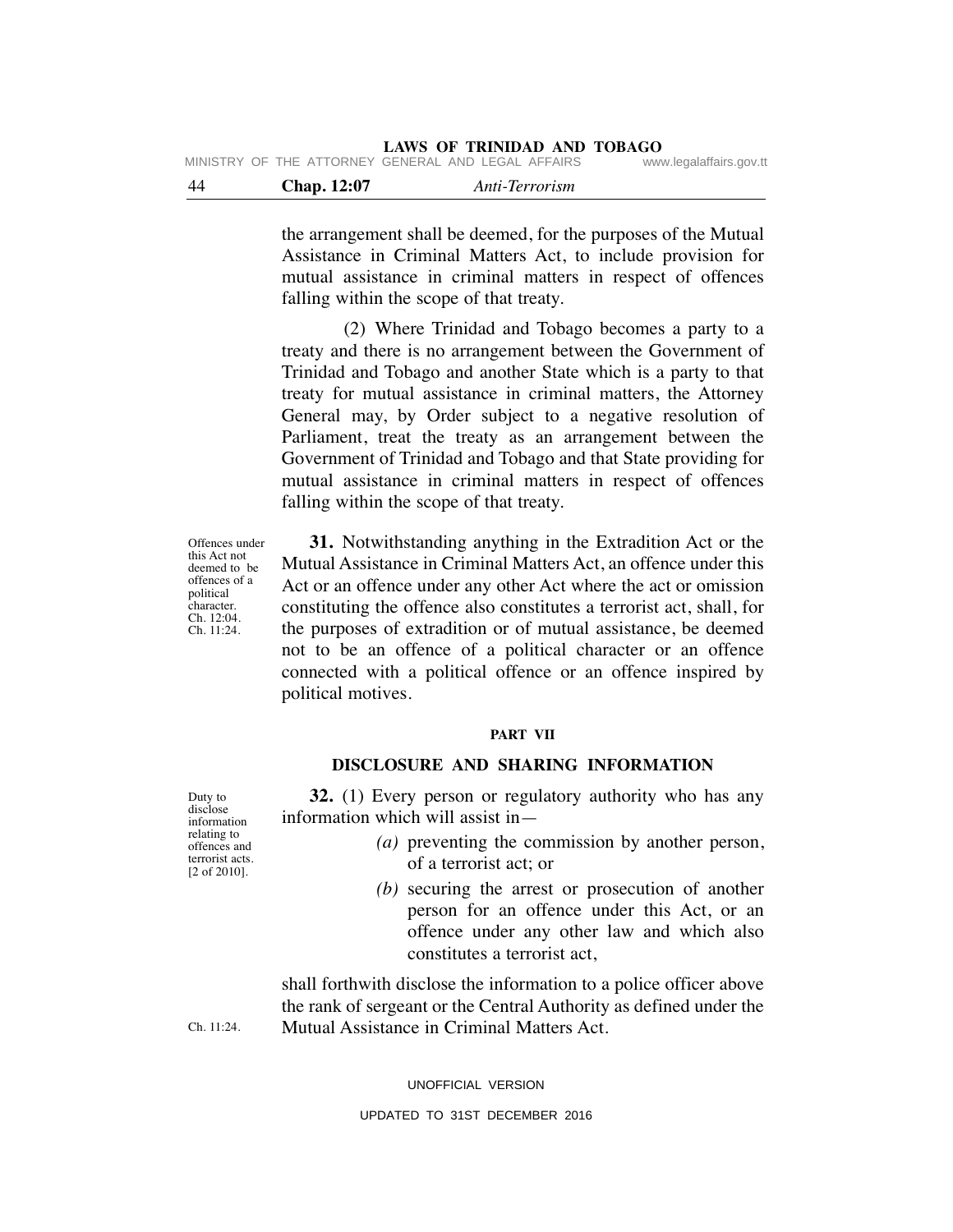the arrangement shall be deemed, for the purposes of the Mutual Assistance in Criminal Matters Act, to include provision for mutual assistance in criminal matters in respect of offences falling within the scope of that treaty.

(2) Where Trinidad and Tobago becomes a party to a treaty and there is no arrangement between the Government of Trinidad and Tobago and another State which is a party to that treaty for mutual assistance in criminal matters, the Attorney General may, by Order subject to a negative resolution of Parliament, treat the treaty as an arrangement between the Government of Trinidad and Tobago and that State providing for mutual assistance in criminal matters in respect of offences falling within the scope of that treaty.

Offences under this Act not deemed to be offences of a political character. Ch. 12:04. Ch. 11:24.

**31.** Notwithstanding anything in the Extradition Act or the Mutual Assistance in Criminal Matters Act, an offence under this Act or an offence under any other Act where the act or omission constituting the offence also constitutes a terrorist act, shall, for the purposes of extradition or of mutual assistance, be deemed not to be an offence of a political character or an offence connected with a political offence or an offence inspired by political motives.

## PART VII

## DISCLOSURE AND SHARING INFORMATION

Duty to disclose information relating to offences and terrorist acts. [2 of 2010].

**32.** (1) Every person or regulatory authority who has any information which will assist in—

*(a)* preventing the commission by another person, of a terrorist act; or

*(b)* securing the arrest or prosecution of another person for an offence under this Act, or an offence under any other law and which also constitutes a terrorist act,

shall forthwith disclose the information to a police officer above the rank of sergeant or the Central Authority as defined under the Mutual Assistance in Criminal Matters Act.

Ch. 11:24.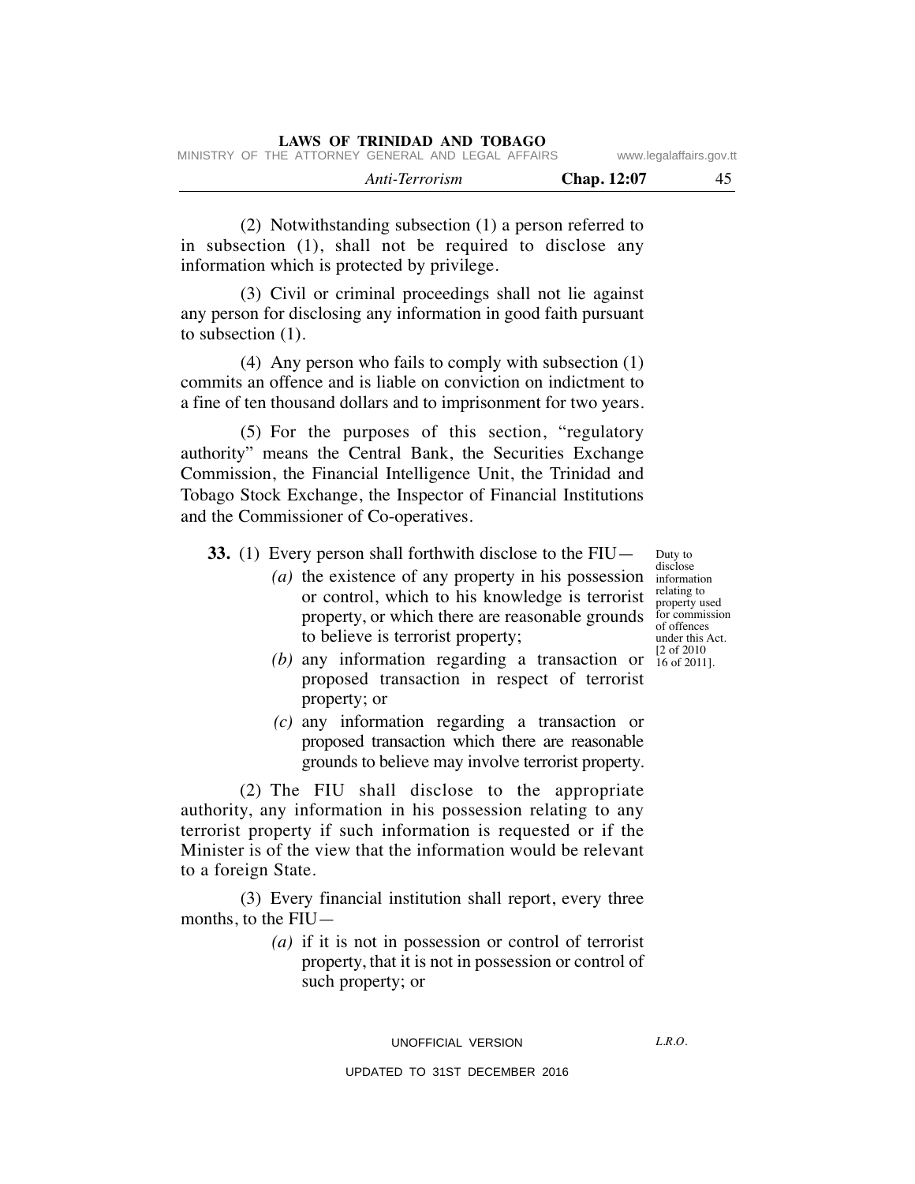(2) Notwithstanding subsection (1) a person referred to in subsection (1), shall not be required to disclose any information which is protected by privilege.

(3) Civil or criminal proceedings shall not lie against any person for disclosing any information in good faith pursuant to subsection (1).

(4) Any person who fails to comply with subsection (1) commits an offence and is liable on conviction on indictment to a fine of ten thousand dollars and to imprisonment for two years.

(5) For the purposes of this section, "regulatory authority" means the Central Bank, the Securities Exchange Commission, the Financial Intelligence Unit, the Trinidad and Tobago Stock Exchange, the Inspector of Financial Institutions and the Commissioner of Co-operatives.

Duty to disclose information relating to property used for commission of offences under this Act. [2 of 2010 16 of 2011].

**33.** (1) Every person shall forthwith disclose to the FIU—

*(a)* the existence of any property in his possession or control, which to his knowledge is terrorist property, or which there are reasonable grounds to believe is terrorist property;

*(b)* any information regarding a transaction or proposed transaction in respect of terrorist property; or

*(c)* any information regarding a transaction or proposed transaction which there are reasonable grounds to believe may involve terrorist property.

(2) The FIU shall disclose to the appropriate authority, any information in his possession relating to any terrorist property if such information is requested or if the Minister is of the view that the information would be relevant to a foreign State.

(3) Every financial institution shall report, every three months, to the FIU—

*(a)* if it is not in possession or control of terrorist property, that it is not in possession or control of such property; or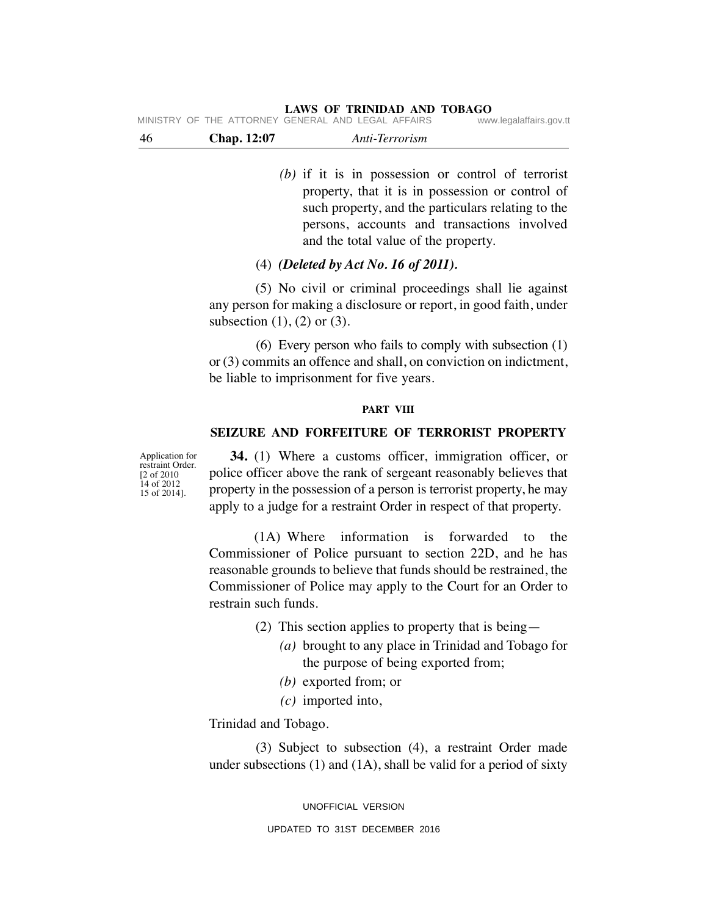*(b)* if it is in possession or control of terrorist property, that it is in possession or control of such property, and the particulars relating to the persons, accounts and transactions involved and the total value of the property.

(4) ***(Deleted by Act No. 16 of 2011).***

(5) No civil or criminal proceedings shall lie against any person for making a disclosure or report, in good faith, under subsection (1), (2) or (3).

(6) Every person who fails to comply with subsection (1) or (3) commits an offence and shall, on conviction on indictment, be liable to imprisonment for five years.

## PART VIII

## SEIZURE AND FORFEITURE OF TERRORIST PROPERTY

Application for restraint Order. [2 of 2010 14 of 2012 15 of 2014].

**34.** (1) Where a customs officer, immigration officer, or police officer above the rank of sergeant reasonably believes that property in the possession of a person is terrorist property, he may apply to a judge for a restraint Order in respect of that property.

(1A) Where information is forwarded to the Commissioner of Police pursuant to section 22D, and he has reasonable grounds to believe that funds should be restrained, the Commissioner of Police may apply to the Court for an Order to restrain such funds.

(2) This section applies to property that is being—

*(a)* brought to any place in Trinidad and Tobago for the purpose of being exported from;

*(b)* exported from; or

*(c)* imported into,

Trinidad and Tobago.

(3) Subject to subsection (4), a restraint Order made under subsections (1) and (1A), shall be valid for a period of sixty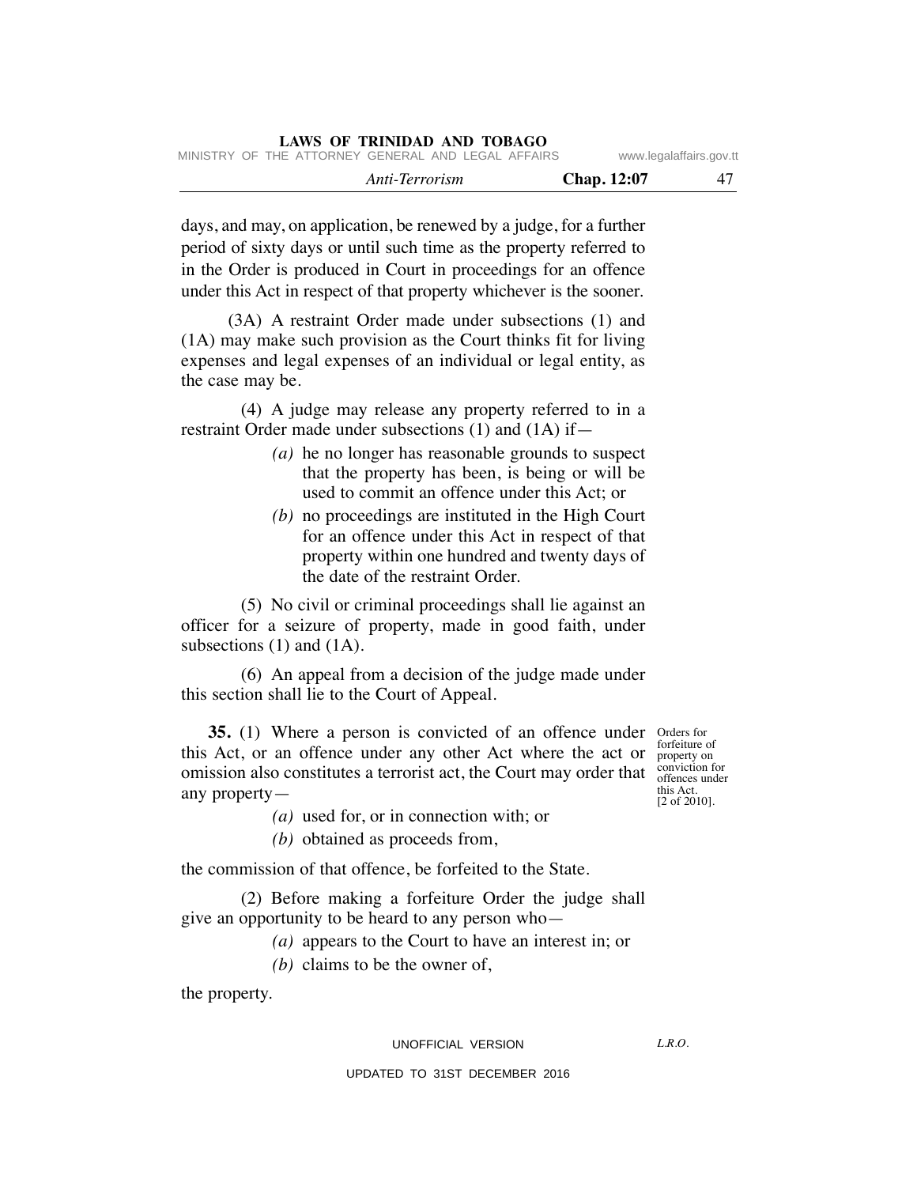days, and may, on application, be renewed by a judge, for a further period of sixty days or until such time as the property referred to in the Order is produced in Court in proceedings for an offence under this Act in respect of that property whichever is the sooner.

(3A) A restraint Order made under subsections (1) and (1A) may make such provision as the Court thinks fit for living expenses and legal expenses of an individual or legal entity, as the case may be.

(4) A judge may release any property referred to in a restraint Order made under subsections (1) and (1A) if—

*(a)* he no longer has reasonable grounds to suspect that the property has been, is being or will be used to commit an offence under this Act; or

*(b)* no proceedings are instituted in the High Court for an offence under this Act in respect of that property within one hundred and twenty days of the date of the restraint Order.

(5) No civil or criminal proceedings shall lie against an officer for a seizure of property, made in good faith, under subsections (1) and (1A).

(6) An appeal from a decision of the judge made under this section shall lie to the Court of Appeal.

Orders for forfeiture of property on conviction for offences under this Act. [2 of 2010].

**35.** (1) Where a person is convicted of an offence under this Act, or an offence under any other Act where the act or omission also constitutes a terrorist act, the Court may order that any property—

*(a)* used for, or in connection with; or

*(b)* obtained as proceeds from,

the commission of that offence, be forfeited to the State.

(2) Before making a forfeiture Order the judge shall give an opportunity to be heard to any person who—

*(a)* appears to the Court to have an interest in; or

*(b)* claims to be the owner of,

the property.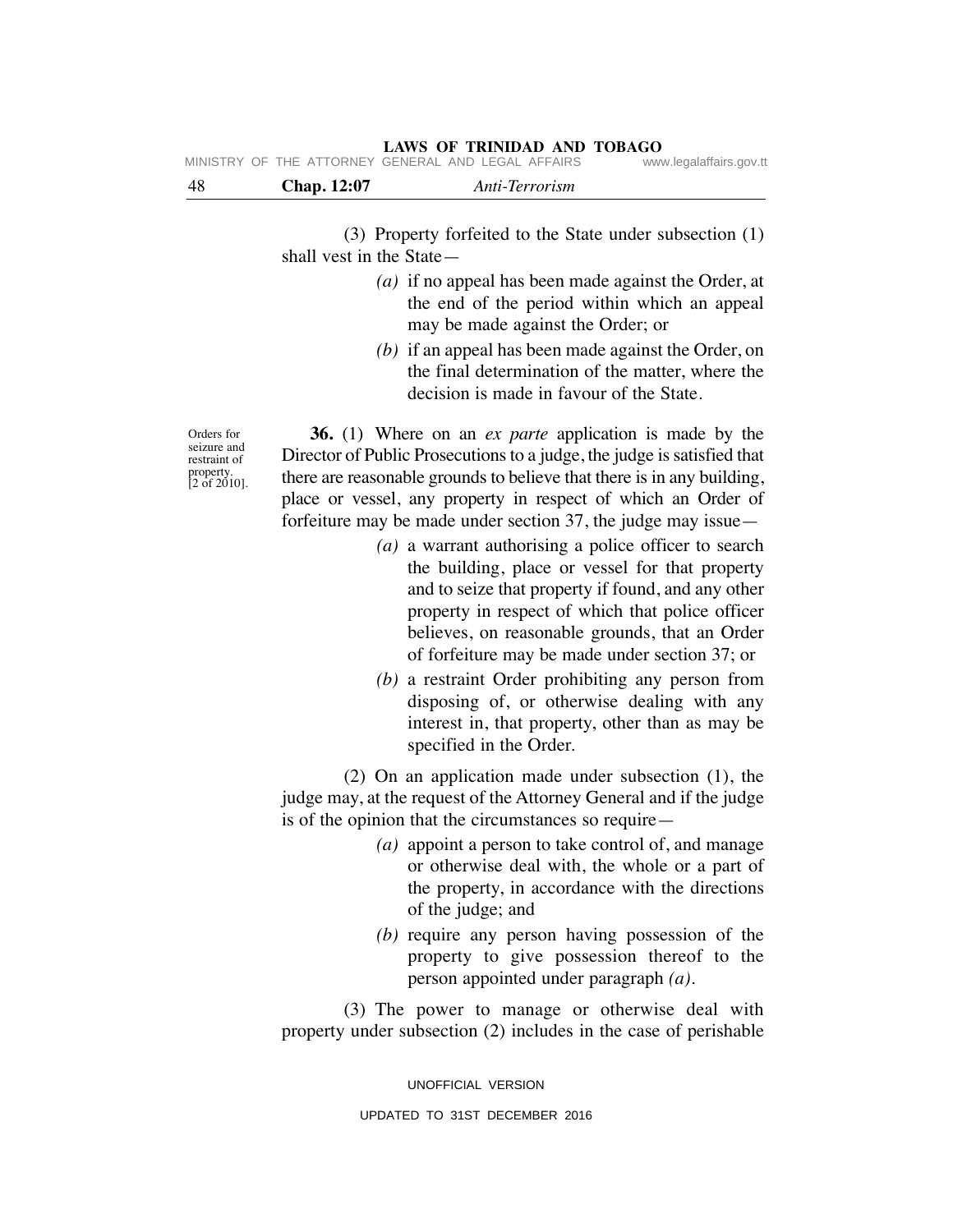(3) Property forfeited to the State under subsection (1) shall vest in the State—

*(a)* if no appeal has been made against the Order, at the end of the period within which an appeal may be made against the Order; or

*(b)* if an appeal has been made against the Order, on the final determination of the matter, where the decision is made in favour of the State.

Orders for seizure and restraint of property. [2 of 2010].

**36.** (1) Where on an *ex parte* application is made by the Director of Public Prosecutions to a judge, the judge is satisfied that there are reasonable grounds to believe that there is in any building, place or vessel, any property in respect of which an Order of forfeiture may be made under section 37, the judge may issue—

*(a)* a warrant authorising a police officer to search the building, place or vessel for that property and to seize that property if found, and any other property in respect of which that police officer believes, on reasonable grounds, that an Order of forfeiture may be made under section 37; or

*(b)* a restraint Order prohibiting any person from disposing of, or otherwise dealing with any interest in, that property, other than as may be specified in the Order.

(2) On an application made under subsection (1), the judge may, at the request of the Attorney General and if the judge is of the opinion that the circumstances so require—

*(a)* appoint a person to take control of, and manage or otherwise deal with, the whole or a part of the property, in accordance with the directions of the judge; and

*(b)* require any person having possession of the property to give possession thereof to the person appointed under paragraph *(a)*.

(3) The power to manage or otherwise deal with property under subsection (2) includes in the case of perishable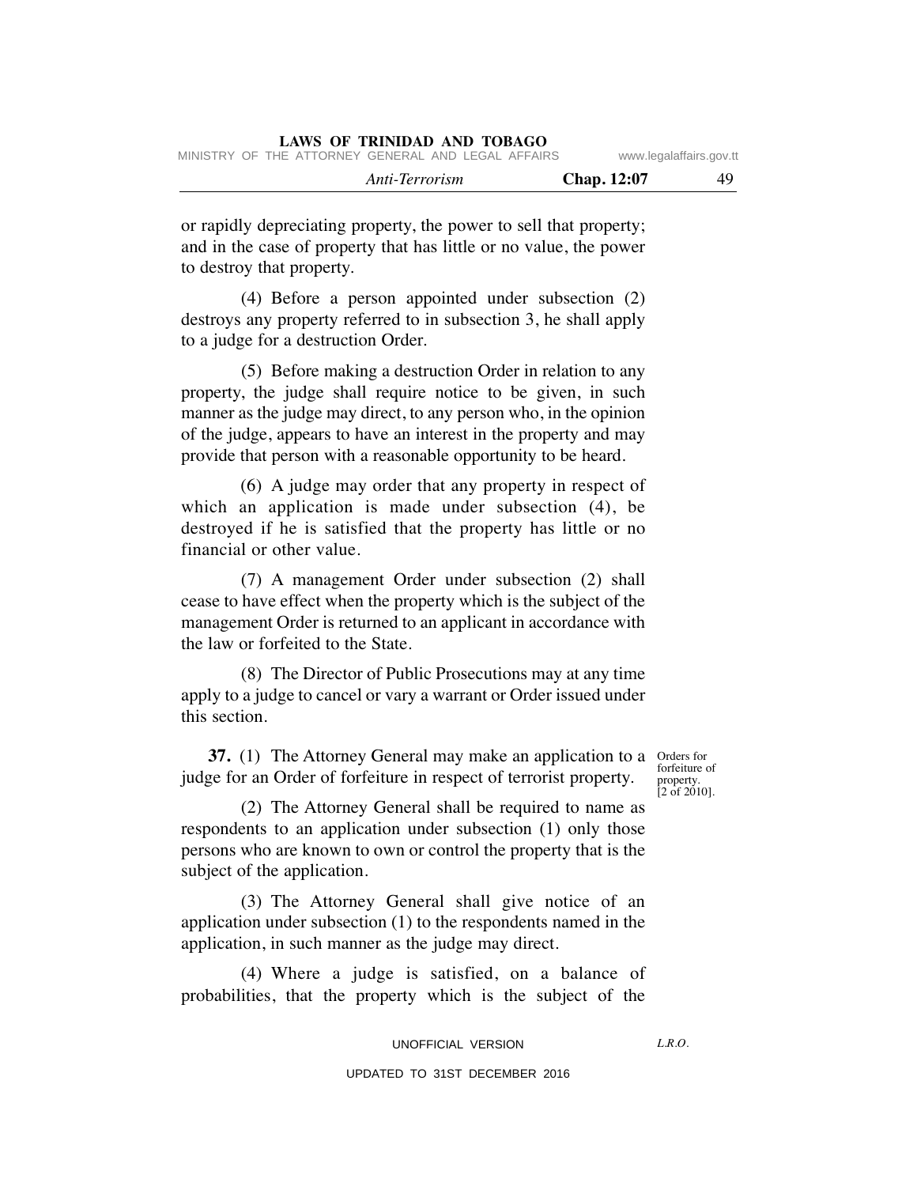or rapidly depreciating property, the power to sell that property; and in the case of property that has little or no value, the power to destroy that property.

(4) Before a person appointed under subsection (2) destroys any property referred to in subsection 3, he shall apply to a judge for a destruction Order.

(5) Before making a destruction Order in relation to any property, the judge shall require notice to be given, in such manner as the judge may direct, to any person who, in the opinion of the judge, appears to have an interest in the property and may provide that person with a reasonable opportunity to be heard.

(6) A judge may order that any property in respect of which an application is made under subsection (4), be destroyed if he is satisfied that the property has little or no financial or other value.

(7) A management Order under subsection (2) shall cease to have effect when the property which is the subject of the management Order is returned to an applicant in accordance with the law or forfeited to the State.

(8) The Director of Public Prosecutions may at any time apply to a judge to cancel or vary a warrant or Order issued under this section.

Orders for forfeiture of property. [2 of 2010].

**37.** (1) The Attorney General may make an application to a judge for an Order of forfeiture in respect of terrorist property.

(2) The Attorney General shall be required to name as respondents to an application under subsection (1) only those persons who are known to own or control the property that is the subject of the application.

(3) The Attorney General shall give notice of an application under subsection (1) to the respondents named in the application, in such manner as the judge may direct.

(4) Where a judge is satisfied, on a balance of probabilities, that the property which is the subject of the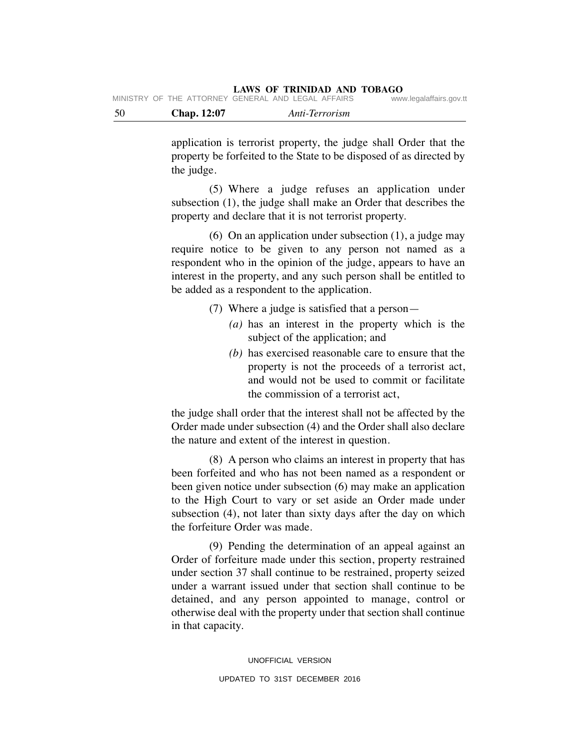application is terrorist property, the judge shall Order that the property be forfeited to the State to be disposed of as directed by the judge.

(5) Where a judge refuses an application under subsection (1), the judge shall make an Order that describes the property and declare that it is not terrorist property.

(6) On an application under subsection (1), a judge may require notice to be given to any person not named as a respondent who in the opinion of the judge, appears to have an interest in the property, and any such person shall be entitled to be added as a respondent to the application.

(7) Where a judge is satisfied that a person—

*(a)* has an interest in the property which is the subject of the application; and

*(b)* has exercised reasonable care to ensure that the property is not the proceeds of a terrorist act, and would not be used to commit or facilitate the commission of a terrorist act,

the judge shall order that the interest shall not be affected by the Order made under subsection (4) and the Order shall also declare the nature and extent of the interest in question.

(8) A person who claims an interest in property that has been forfeited and who has not been named as a respondent or been given notice under subsection (6) may make an application to the High Court to vary or set aside an Order made under subsection (4), not later than sixty days after the day on which the forfeiture Order was made.

(9) Pending the determination of an appeal against an Order of forfeiture made under this section, property restrained under section 37 shall continue to be restrained, property seized under a warrant issued under that section shall continue to be detained, and any person appointed to manage, control or otherwise deal with the property under that section shall continue in that capacity.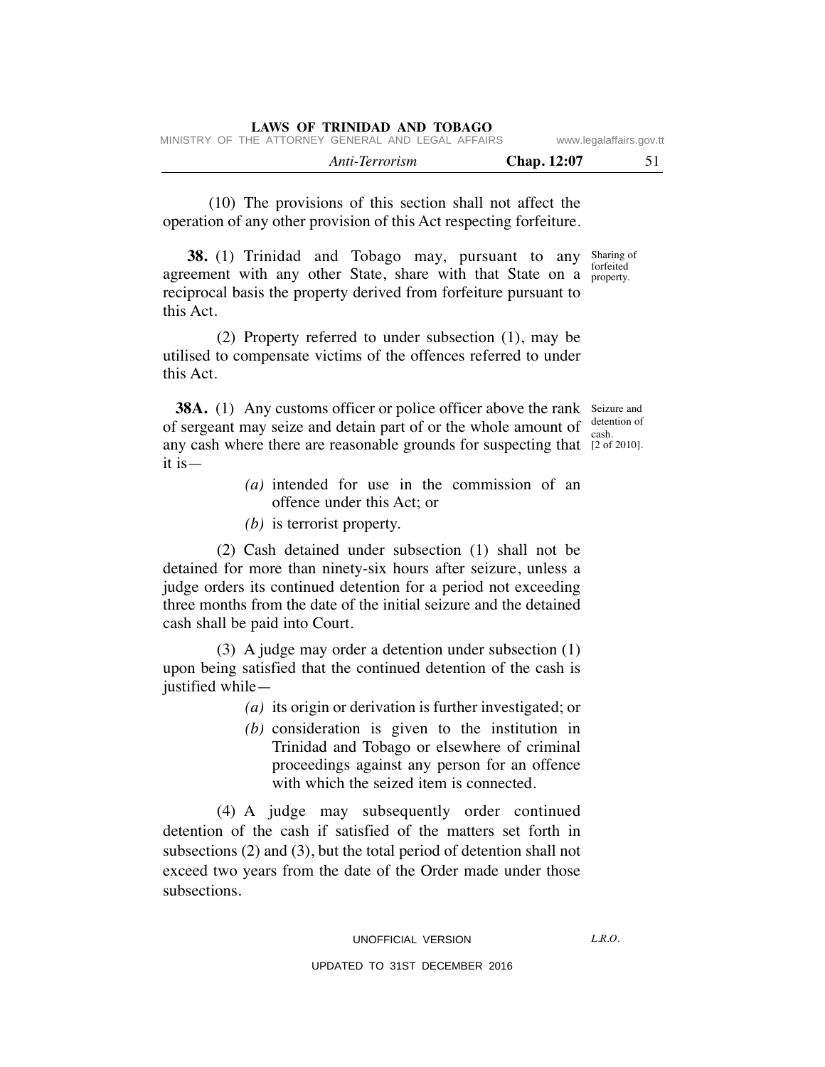(10) The provisions of this section shall not affect the operation of any other provision of this Act respecting forfeiture.

Sharing of forfeited property.

**38.** (1) Trinidad and Tobago may, pursuant to any agreement with any other State, share with that State on a reciprocal basis the property derived from forfeiture pursuant to this Act.

(2) Property referred to under subsection (1), may be utilised to compensate victims of the offences referred to under this Act.

Seizure and detention of cash. [2 of 2010].

**38A.** (1) Any customs officer or police officer above the rank of sergeant may seize and detain part of or the whole amount of any cash where there are reasonable grounds for suspecting that it is—

*(a)* intended for use in the commission of an offence under this Act; or

*(b)* is terrorist property.

(2) Cash detained under subsection (1) shall not be detained for more than ninety-six hours after seizure, unless a judge orders its continued detention for a period not exceeding three months from the date of the initial seizure and the detained cash shall be paid into Court.

(3) A judge may order a detention under subsection (1) upon being satisfied that the continued detention of the cash is justified while—

*(a)* its origin or derivation is further investigated; or

*(b)* consideration is given to the institution in Trinidad and Tobago or elsewhere of criminal proceedings against any person for an offence with which the seized item is connected.

(4) A judge may subsequently order continued detention of the cash if satisfied of the matters set forth in subsections (2) and (3), but the total period of detention shall not exceed two years from the date of the Order made under those subsections.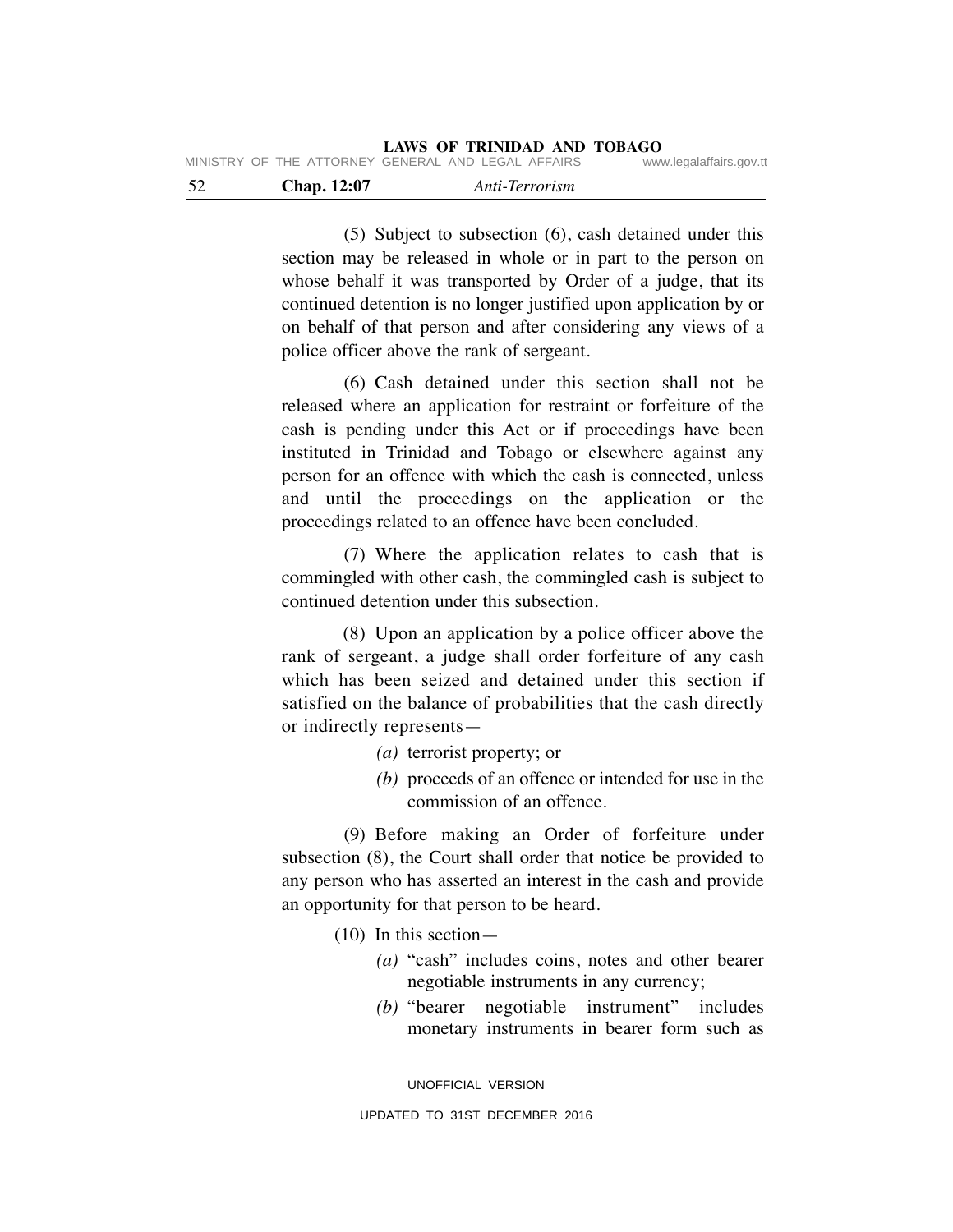(5) Subject to subsection (6), cash detained under this section may be released in whole or in part to the person on whose behalf it was transported by Order of a judge, that its continued detention is no longer justified upon application by or on behalf of that person and after considering any views of a police officer above the rank of sergeant.

(6) Cash detained under this section shall not be released where an application for restraint or forfeiture of the cash is pending under this Act or if proceedings have been instituted in Trinidad and Tobago or elsewhere against any person for an offence with which the cash is connected, unless and until the proceedings on the application or the proceedings related to an offence have been concluded.

(7) Where the application relates to cash that is commingled with other cash, the commingled cash is subject to continued detention under this subsection.

(8) Upon an application by a police officer above the rank of sergeant, a judge shall order forfeiture of any cash which has been seized and detained under this section if satisfied on the balance of probabilities that the cash directly or indirectly represents—

*(a)* terrorist property; or

*(b)* proceeds of an offence or intended for use in the commission of an offence.

(9) Before making an Order of forfeiture under subsection (8), the Court shall order that notice be provided to any person who has asserted an interest in the cash and provide an opportunity for that person to be heard.

(10) In this section—

*(a)* "cash" includes coins, notes and other bearer negotiable instruments in any currency;

*(b)* "bearer negotiable instrument" includes monetary instruments in bearer form such as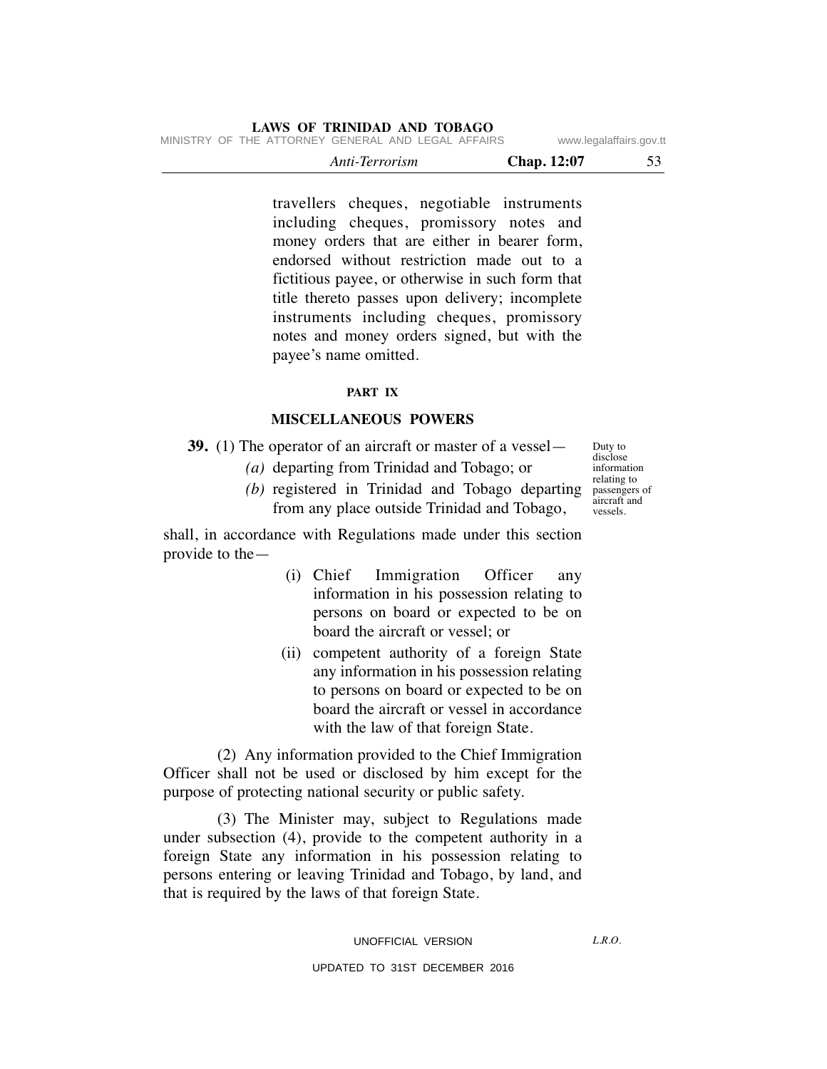travellers cheques, negotiable instruments including cheques, promissory notes and money orders that are either in bearer form, endorsed without restriction made out to a fictitious payee, or otherwise in such form that title thereto passes upon delivery; incomplete instruments including cheques, promissory notes and money orders signed, but with the payee's name omitted.

## PART IX

## MISCELLANEOUS POWERS

Duty to disclose information relating to passengers of aircraft and vessels.

**39.** (1) The operator of an aircraft or master of a vessel—

*(a)* departing from Trinidad and Tobago; or

*(b)* registered in Trinidad and Tobago departing from any place outside Trinidad and Tobago,

shall, in accordance with Regulations made under this section provide to the—

(i) Chief Immigration Officer any information in his possession relating to persons on board or expected to be on board the aircraft or vessel; or

(ii) competent authority of a foreign State any information in his possession relating to persons on board or expected to be on board the aircraft or vessel in accordance with the law of that foreign State.

(2) Any information provided to the Chief Immigration Officer shall not be used or disclosed by him except for the purpose of protecting national security or public safety.

(3) The Minister may, subject to Regulations made under subsection (4), provide to the competent authority in a foreign State any information in his possession relating to persons entering or leaving Trinidad and Tobago, by land, and that is required by the laws of that foreign State.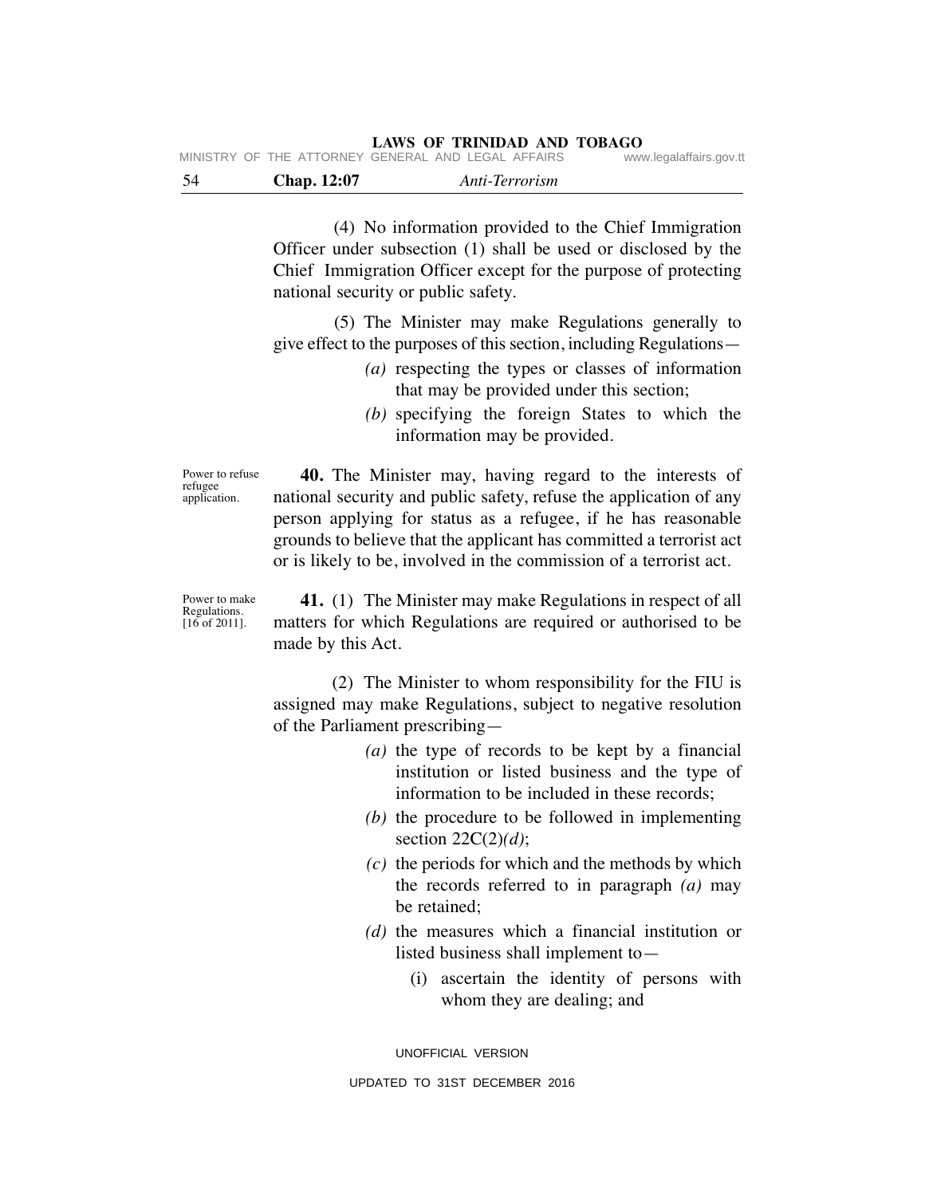(4) No information provided to the Chief Immigration Officer under subsection (1) shall be used or disclosed by the Chief Immigration Officer except for the purpose of protecting national security or public safety.

(5) The Minister may make Regulations generally to give effect to the purposes of this section, including Regulations—

*(a)* respecting the types or classes of information that may be provided under this section;

*(b)* specifying the foreign States to which the information may be provided.

Power to refuse refugee application.

**40.** The Minister may, having regard to the interests of national security and public safety, refuse the application of any person applying for status as a refugee, if he has reasonable grounds to believe that the applicant has committed a terrorist act or is likely to be, involved in the commission of a terrorist act.

Power to make Regulations. [16 of 2011].

**41.** (1) The Minister may make Regulations in respect of all matters for which Regulations are required or authorised to be made by this Act.

(2) The Minister to whom responsibility for the FIU is assigned may make Regulations, subject to negative resolution of the Parliament prescribing—

*(a)* the type of records to be kept by a financial institution or listed business and the type of information to be included in these records;

*(b)* the procedure to be followed in implementing section 22C(2)*(d)*;

*(c)* the periods for which and the methods by which the records referred to in paragraph *(a)* may be retained;

*(d)* the measures which a financial institution or listed business shall implement to—

(i) ascertain the identity of persons with whom they are dealing; and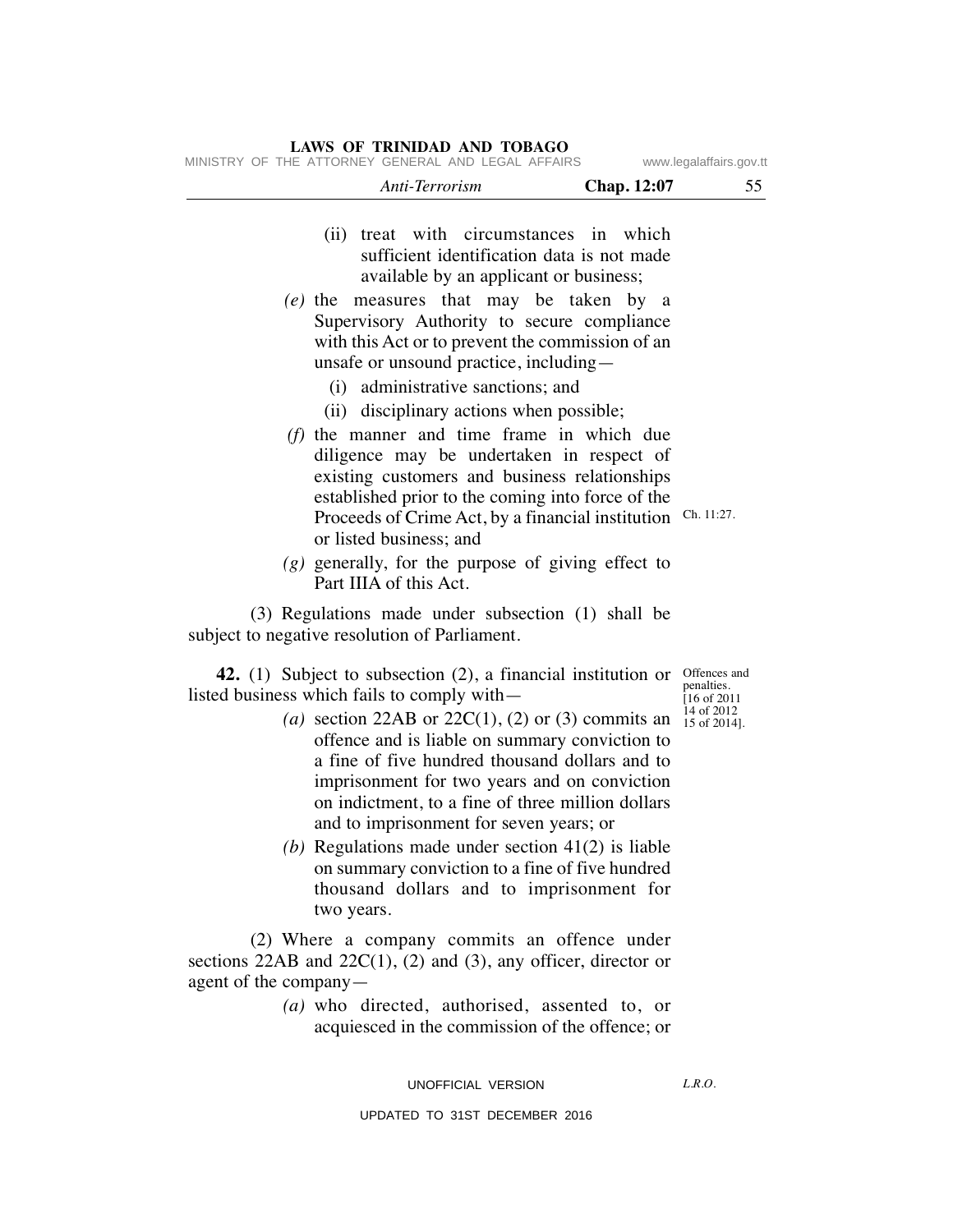(ii) treat with circumstances in which sufficient identification data is not made available by an applicant or business;

*(e)* the measures that may be taken by a Supervisory Authority to secure compliance with this Act or to prevent the commission of an unsafe or unsound practice, including—

(i) administrative sanctions; and

(ii) disciplinary actions when possible;

*(f)* the manner and time frame in which due diligence may be undertaken in respect of existing customers and business relationships established prior to the coming into force of the Proceeds of Crime Act, by a financial institution or listed business; and

Ch. 11:27.

*(g)* generally, for the purpose of giving effect to Part IIIA of this Act.

(3) Regulations made under subsection (1) shall be subject to negative resolution of Parliament.

Offences and penalties. [16 of 2011 14 of 2012 15 of 2014].

**42.** (1) Subject to subsection (2), a financial institution or listed business which fails to comply with—

*(a)* section 22AB or 22C(1), (2) or (3) commits an offence and is liable on summary conviction to a fine of five hundred thousand dollars and to imprisonment for two years and on conviction on indictment, to a fine of three million dollars and to imprisonment for seven years; or

*(b)* Regulations made under section 41(2) is liable on summary conviction to a fine of five hundred thousand dollars and to imprisonment for two years.

(2) Where a company commits an offence under sections 22AB and 22C(1), (2) and (3), any officer, director or agent of the company—

*(a)* who directed, authorised, assented to, or acquiesced in the commission of the offence; or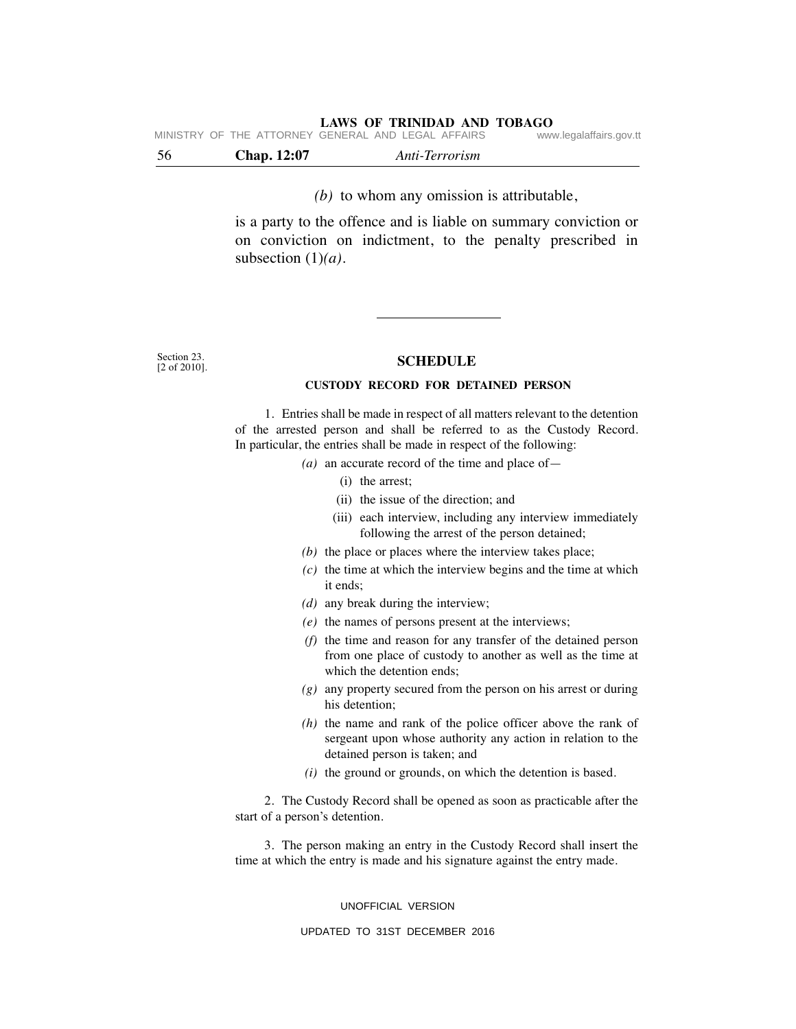*(b)* to whom any omission is attributable,

is a party to the offence and is liable on summary conviction or on conviction on indictment, to the penalty prescribed in subsection (1)*(a)*.

---

Section 23.
[2 of 2010].

## SCHEDULE

### CUSTODY RECORD FOR DETAINED PERSON

1. Entries shall be made in respect of all matters relevant to the detention of the arrested person and shall be referred to as the Custody Record. In particular, the entries shall be made in respect of the following:

*(a)* an accurate record of the time and place of—

(i) the arrest;

(ii) the issue of the direction; and

(iii) each interview, including any interview immediately following the arrest of the person detained;

*(b)* the place or places where the interview takes place;

*(c)* the time at which the interview begins and the time at which it ends;

*(d)* any break during the interview;

*(e)* the names of persons present at the interviews;

*(f)* the time and reason for any transfer of the detained person from one place of custody to another as well as the time at which the detention ends;

*(g)* any property secured from the person on his arrest or during his detention;

*(h)* the name and rank of the police officer above the rank of sergeant upon whose authority any action in relation to the detained person is taken; and

*(i)* the ground or grounds, on which the detention is based.

2. The Custody Record shall be opened as soon as practicable after the start of a person's detention.

3. The person making an entry in the Custody Record shall insert the time at which the entry is made and his signature against the entry made.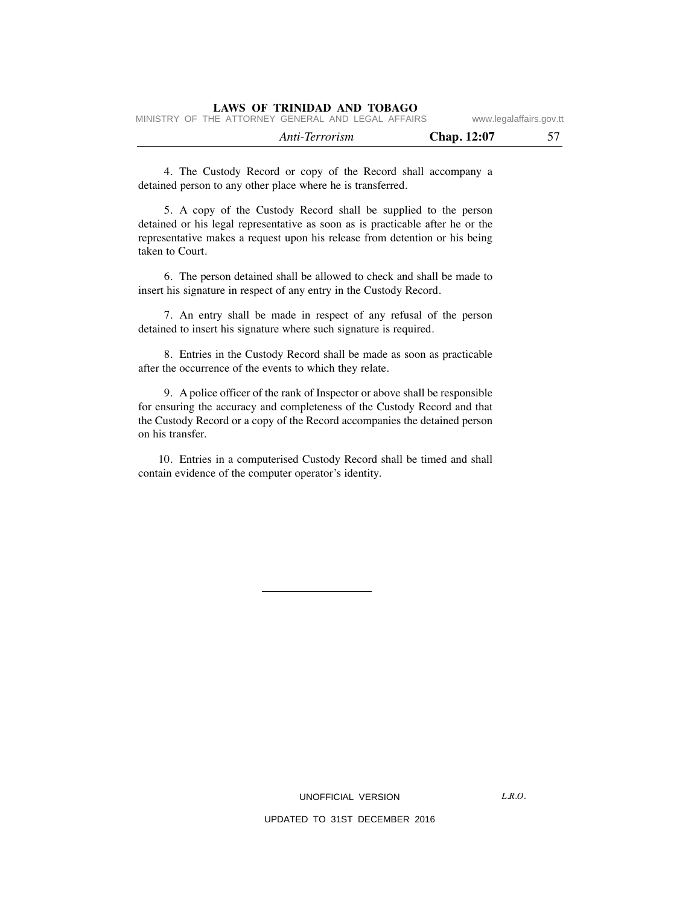4. The Custody Record or copy of the Record shall accompany a detained person to any other place where he is transferred.

5. A copy of the Custody Record shall be supplied to the person detained or his legal representative as soon as is practicable after he or the representative makes a request upon his release from detention or his being taken to Court.

6. The person detained shall be allowed to check and shall be made to insert his signature in respect of any entry in the Custody Record.

7. An entry shall be made in respect of any refusal of the person detained to insert his signature where such signature is required.

8. Entries in the Custody Record shall be made as soon as practicable after the occurrence of the events to which they relate.

9. A police officer of the rank of Inspector or above shall be responsible for ensuring the accuracy and completeness of the Custody Record and that the Custody Record or a copy of the Record accompanies the detained person on his transfer.

10. Entries in a computerised Custody Record shall be timed and shall contain evidence of the computer operator's identity.

---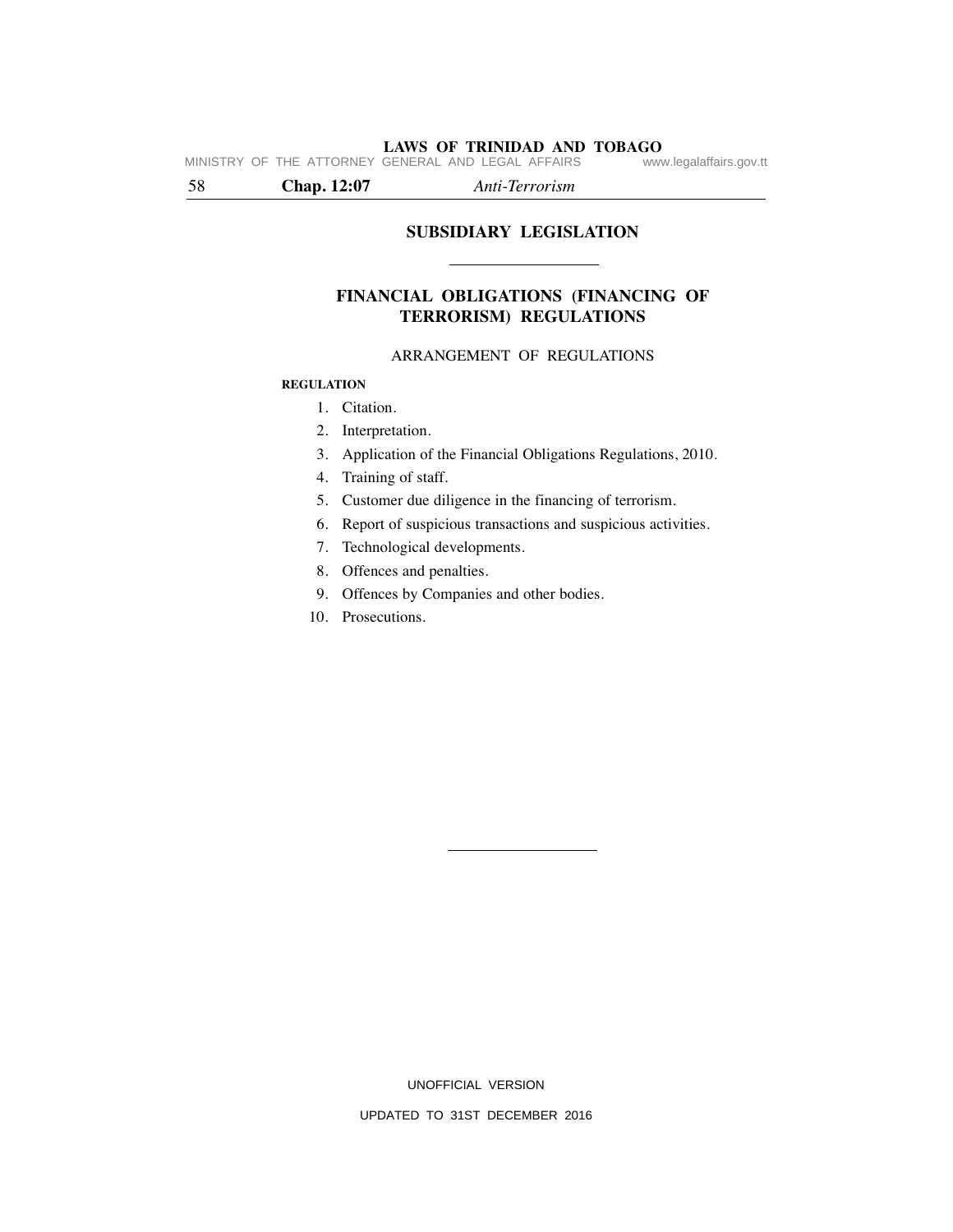## SUBSIDIARY LEGISLATION

## FINANCIAL OBLIGATIONS (FINANCING OF TERRORISM) REGULATIONS

ARRANGEMENT OF REGULATIONS

**REGULATION**

1. Citation.
2. Interpretation.
3. Application of the Financial Obligations Regulations, 2010.
4. Training of staff.
5. Customer due diligence in the financing of terrorism.
6. Report of suspicious transactions and suspicious activities.
7. Technological developments.
8. Offences and penalties.
9. Offences by Companies and other bodies.
10. Prosecutions.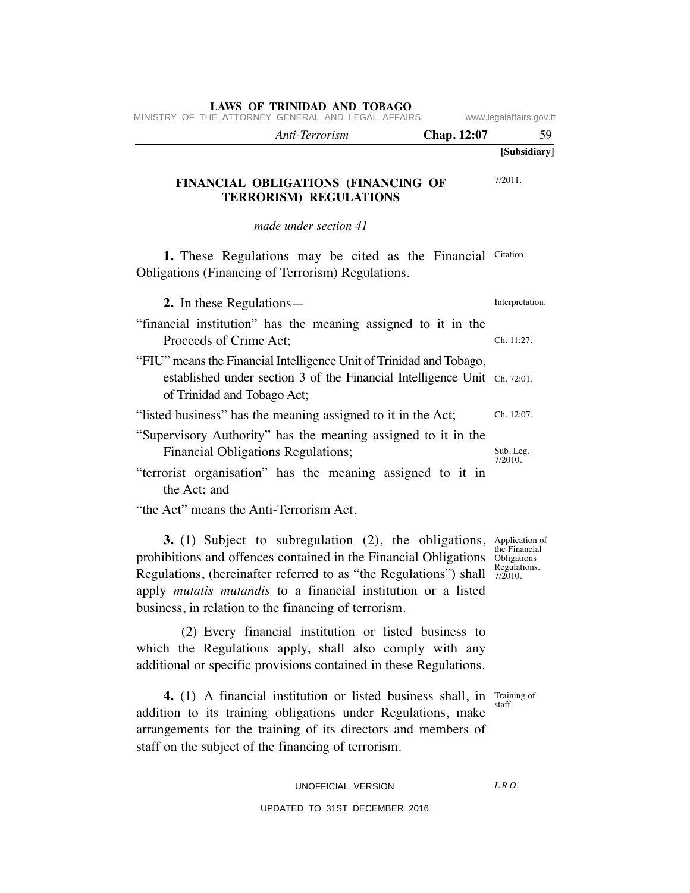[Subsidiary]

## FINANCIAL OBLIGATIONS (FINANCING OF TERRORISM) REGULATIONS

7/2011.

*made under section 41*

**1.** These Regulations may be cited as the Financial Obligations (Financing of Terrorism) Regulations.

Citation.

**2.** In these Regulations—

Interpretation.

"financial institution" has the meaning assigned to it in the Proceeds of Crime Act;

Ch. 11:27.

"FIU" means the Financial Intelligence Unit of Trinidad and Tobago, established under section 3 of the Financial Intelligence Unit of Trinidad and Tobago Act;

Ch. 72:01.

"listed business" has the meaning assigned to it in the Act;

Ch. 12:07.

"Supervisory Authority" has the meaning assigned to it in the Financial Obligations Regulations;

Sub. Leg. 7/2010.

"terrorist organisation" has the meaning assigned to it in the Act; and

"the Act" means the Anti-Terrorism Act.

**3.** (1) Subject to subregulation (2), the obligations, prohibitions and offences contained in the Financial Obligations Regulations, (hereinafter referred to as "the Regulations") shall apply *mutatis mutandis* to a financial institution or a listed business, in relation to the financing of terrorism.

Application of the Financial Obligations Regulations. 7/2010.

(2) Every financial institution or listed business to which the Regulations apply, shall also comply with any additional or specific provisions contained in these Regulations.

**4.** (1) A financial institution or listed business shall, in addition to its training obligations under Regulations, make arrangements for the training of its directors and members of staff on the subject of the financing of terrorism.

Training of staff.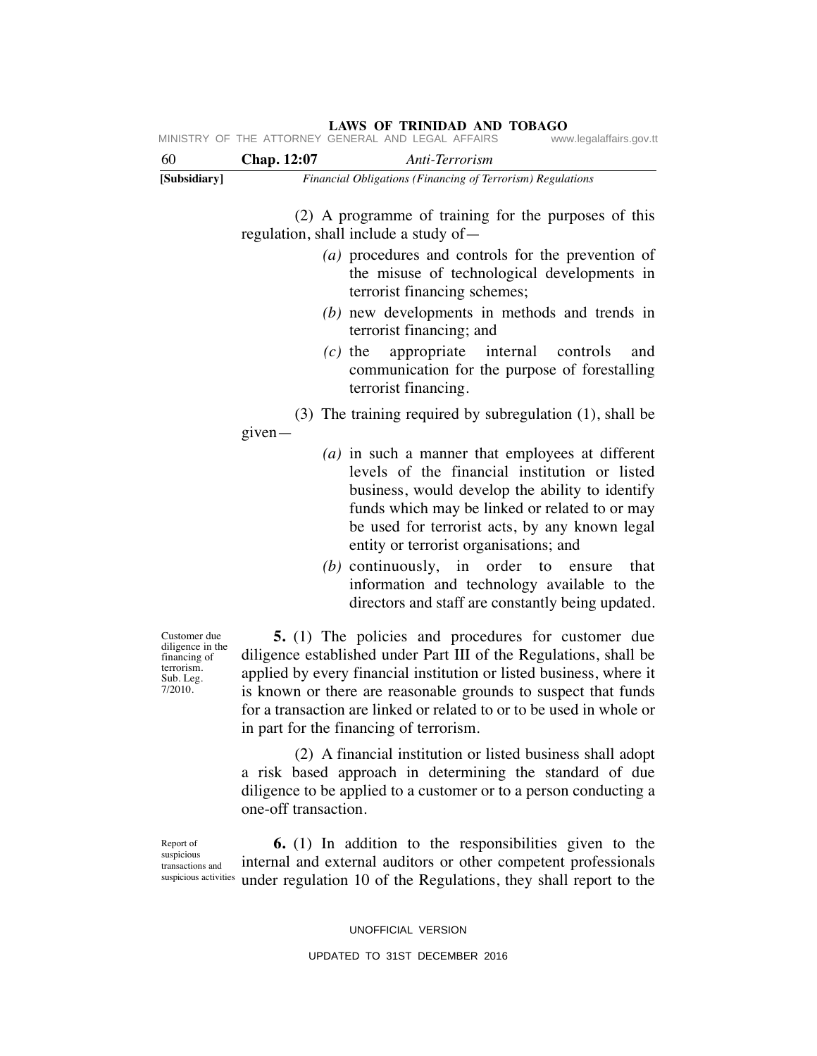(2) A programme of training for the purposes of this regulation, shall include a study of—

*(a)* procedures and controls for the prevention of the misuse of technological developments in terrorist financing schemes;

*(b)* new developments in methods and trends in terrorist financing; and

*(c)* the appropriate internal controls and communication for the purpose of forestalling terrorist financing.

(3) The training required by subregulation (1), shall be given—

*(a)* in such a manner that employees at different levels of the financial institution or listed business, would develop the ability to identify funds which may be linked or related to or may be used for terrorist acts, by any known legal entity or terrorist organisations; and

*(b)* continuously, in order to ensure that information and technology available to the directors and staff are constantly being updated.

Customer due diligence in the financing of terrorism. Sub. Leg. 7/2010.

**5.** (1) The policies and procedures for customer due diligence established under Part III of the Regulations, shall be applied by every financial institution or listed business, where it is known or there are reasonable grounds to suspect that funds for a transaction are linked or related to or to be used in whole or in part for the financing of terrorism.

(2) A financial institution or listed business shall adopt a risk based approach in determining the standard of due diligence to be applied to a customer or to a person conducting a one-off transaction.

Report of suspicious transactions and suspicious activities

**6.** (1) In addition to the responsibilities given to the internal and external auditors or other competent professionals under regulation 10 of the Regulations, they shall report to the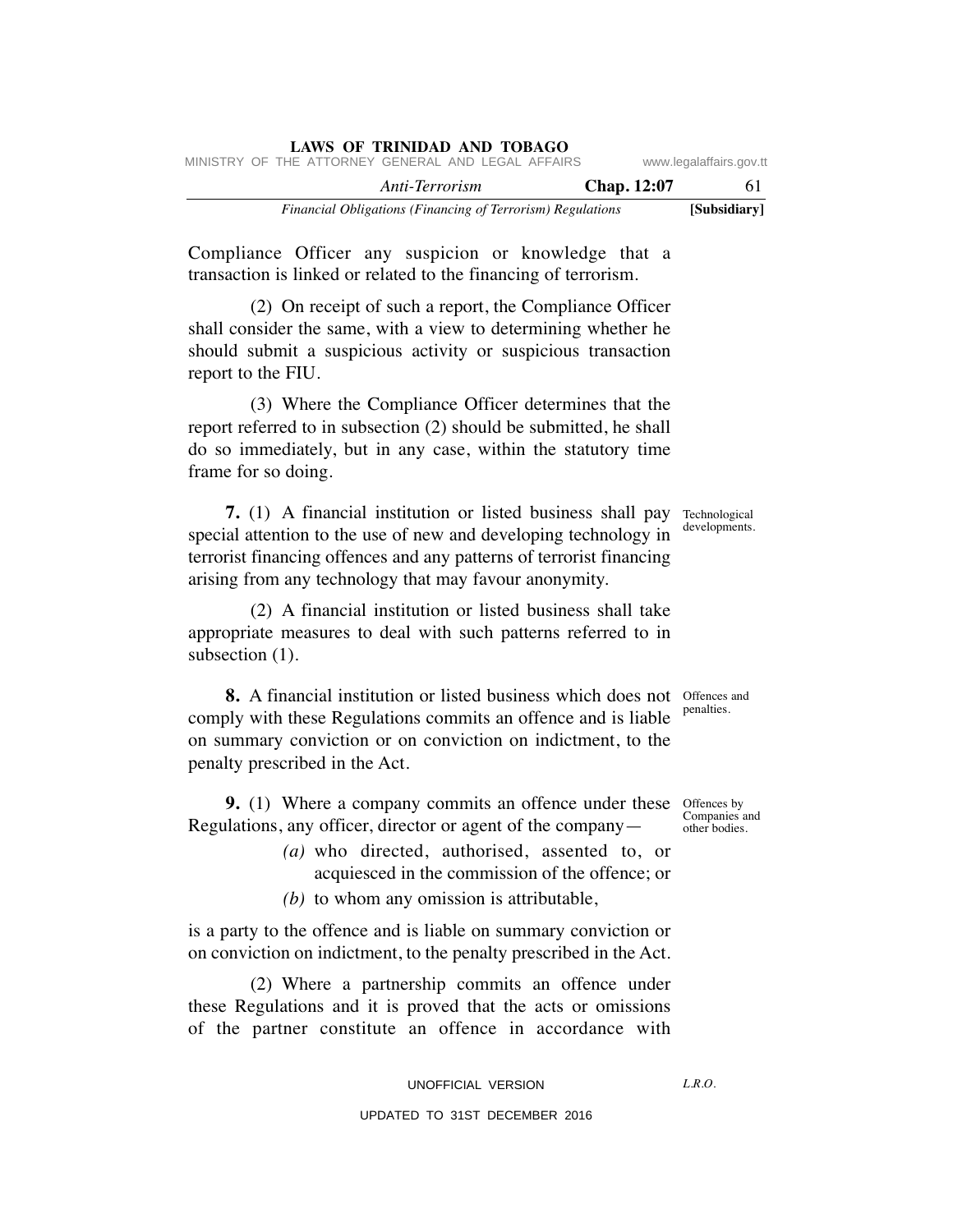Compliance Officer any suspicion or knowledge that a transaction is linked or related to the financing of terrorism.

(2) On receipt of such a report, the Compliance Officer shall consider the same, with a view to determining whether he should submit a suspicious activity or suspicious transaction report to the FIU.

(3) Where the Compliance Officer determines that the report referred to in subsection (2) should be submitted, he shall do so immediately, but in any case, within the statutory time frame for so doing.

Technological developments.

**7.** (1) A financial institution or listed business shall pay special attention to the use of new and developing technology in terrorist financing offences and any patterns of terrorist financing arising from any technology that may favour anonymity.

(2) A financial institution or listed business shall take appropriate measures to deal with such patterns referred to in subsection (1).

Offences and penalties.

**8.** A financial institution or listed business which does not comply with these Regulations commits an offence and is liable on summary conviction or on conviction on indictment, to the penalty prescribed in the Act.

Offences by Companies and other bodies.

**9.** (1) Where a company commits an offence under these Regulations, any officer, director or agent of the company—

*(a)* who directed, authorised, assented to, or acquiesced in the commission of the offence; or

*(b)* to whom any omission is attributable,

is a party to the offence and is liable on summary conviction or on conviction on indictment, to the penalty prescribed in the Act.

(2) Where a partnership commits an offence under these Regulations and it is proved that the acts or omissions of the partner constitute an offence in accordance with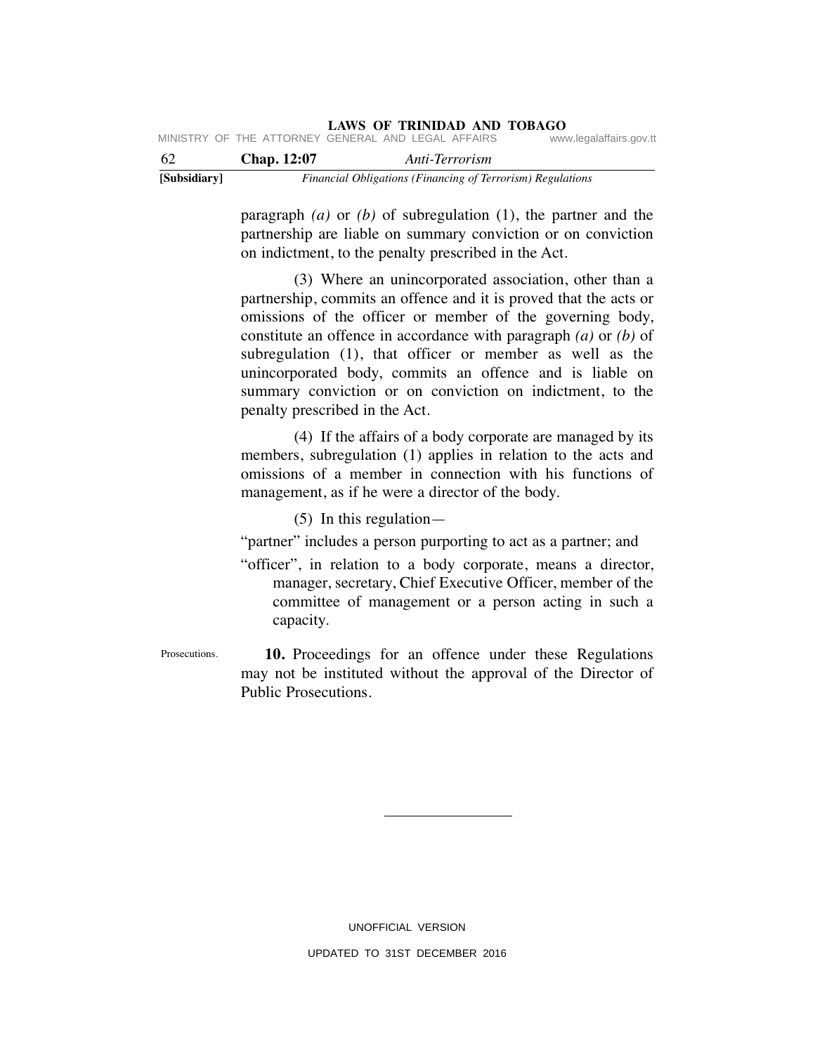paragraph *(a)* or *(b)* of subregulation (1), the partner and the partnership are liable on summary conviction or on conviction on indictment, to the penalty prescribed in the Act.

(3) Where an unincorporated association, other than a partnership, commits an offence and it is proved that the acts or omissions of the officer or member of the governing body, constitute an offence in accordance with paragraph *(a)* or *(b)* of subregulation (1), that officer or member as well as the unincorporated body, commits an offence and is liable on summary conviction or on conviction on indictment, to the penalty prescribed in the Act.

(4) If the affairs of a body corporate are managed by its members, subregulation (1) applies in relation to the acts and omissions of a member in connection with his functions of management, as if he were a director of the body.

(5) In this regulation—

"partner" includes a person purporting to act as a partner; and

"officer", in relation to a body corporate, means a director, manager, secretary, Chief Executive Officer, member of the committee of management or a person acting in such a capacity.

Prosecutions.

**10.** Proceedings for an offence under these Regulations may not be instituted without the approval of the Director of Public Prosecutions.